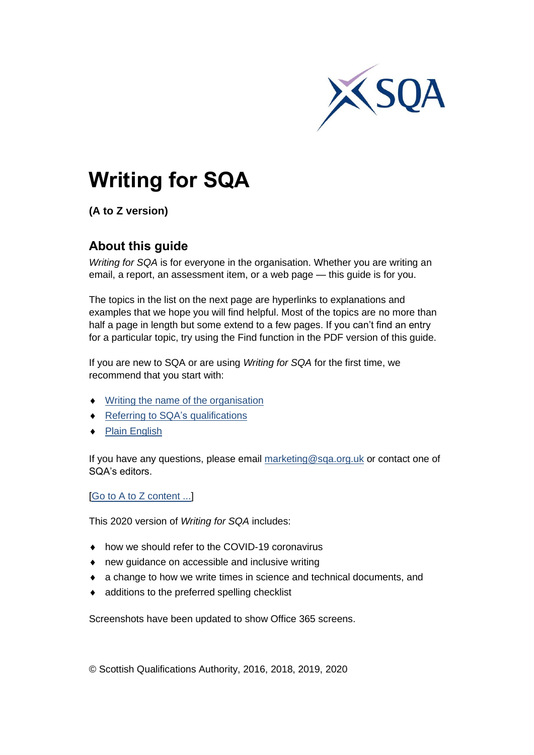# Writing for SQA

**(A to Z version)**

## About this guide

*Writing for SQA* is for everyone in the organisation. Whether you are writing an email, a report, an assessment item, or a web page — this guide is for you.

The topics in the list on the next page are hyperlinks to explanations and examples that we hope you will find helpful. Most of the topics are no more than half a page in length but some extend to a few pages. If you can't find an entry for a particular topic, try using the Find function in the PDF version of this guide.

If you are new to SQA or are using *Writing for SQA* for the first time, we recommend that you start with:

- Writing the name of the organisation
- Referring to SQA's qualifications
- Plain English

If you have any questions, please email marketing@sqa.org.uk or contact one of SQA's editors.

[Go to A to Z content ...]

This 2020 version of *Writing for SQA* includes:

- how we should refer to the COVID-19 coronavirus
- new guidance on accessible and inclusive writing
- a change to how we write times in science and technical documents, and
- additions to the preferred spelling checklist

Screenshots have been updated to show Office 365 screens.

© Scottish Qualifications Authority, 2016, 2018, 2019, 2020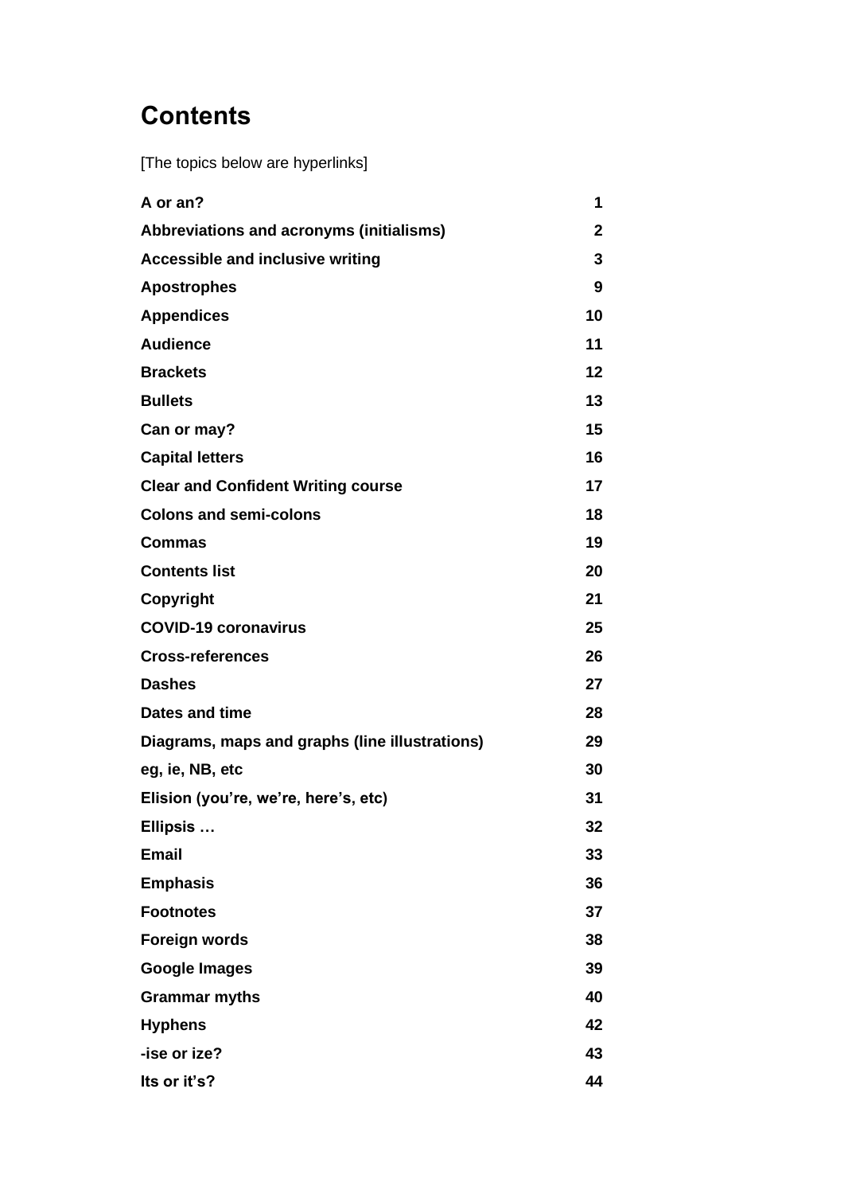# Contents

[The topics below are hyperlinks]

| | |
|---|---|
| **A or an?** | **1** |
| **Abbreviations and acronyms (initialisms)** | **2** |
| **Accessible and inclusive writing** | **3** |
| **Apostrophes** | **9** |
| **Appendices** | **10** |
| **Audience** | **11** |
| **Brackets** | **12** |
| **Bullets** | **13** |
| **Can or may?** | **15** |
| **Capital letters** | **16** |
| **Clear and Confident Writing course** | **17** |
| **Colons and semi-colons** | **18** |
| **Commas** | **19** |
| **Contents list** | **20** |
| **Copyright** | **21** |
| **COVID-19 coronavirus** | **25** |
| **Cross-references** | **26** |
| **Dashes** | **27** |
| **Dates and time** | **28** |
| **Diagrams, maps and graphs (line illustrations)** | **29** |
| **eg, ie, NB, etc** | **30** |
| **Elision (you're, we're, here's, etc)** | **31** |
| **Ellipsis …** | **32** |
| **Email** | **33** |
| **Emphasis** | **36** |
| **Footnotes** | **37** |
| **Foreign words** | **38** |
| **Google Images** | **39** |
| **Grammar myths** | **40** |
| **Hyphens** | **42** |
| **-ise or ize?** | **43** |
| **Its or it's?** | **44** |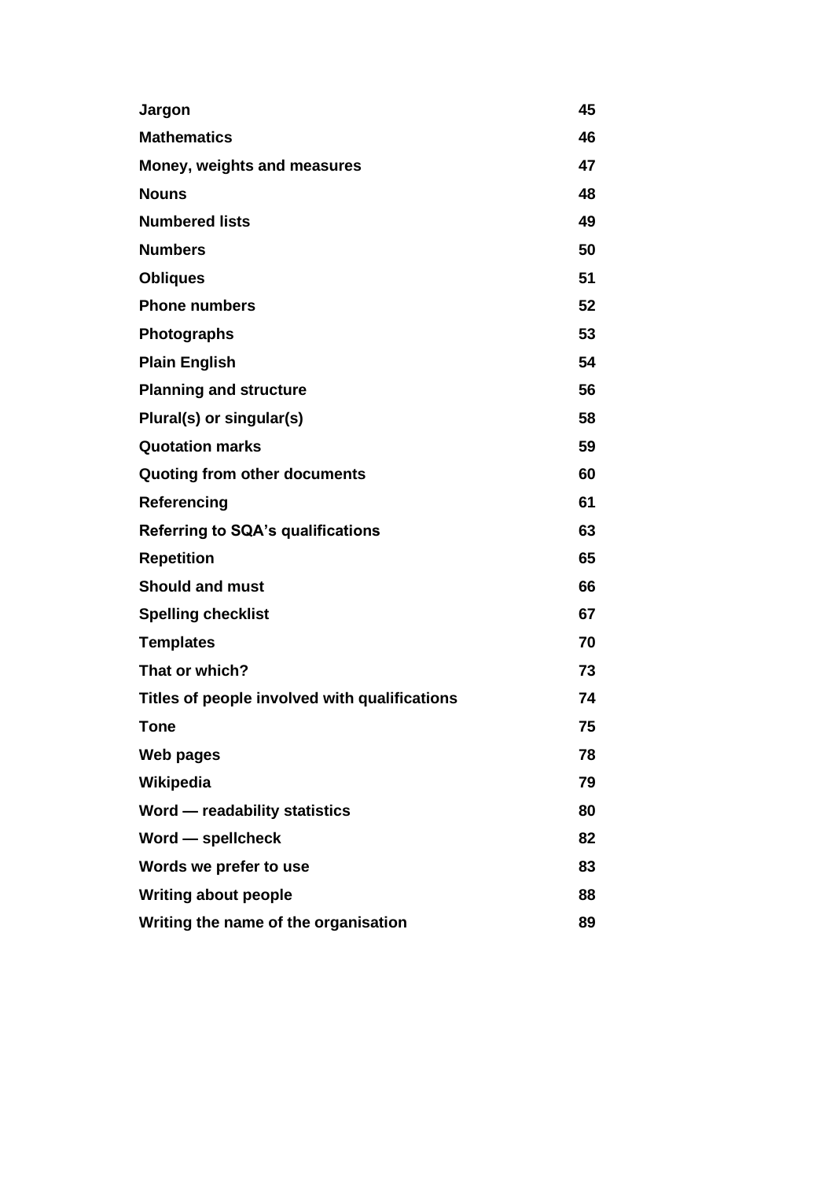| | |
|---|---|
| **Jargon** | **45** |
| **Mathematics** | **46** |
| **Money, weights and measures** | **47** |
| **Nouns** | **48** |
| **Numbered lists** | **49** |
| **Numbers** | **50** |
| **Obliques** | **51** |
| **Phone numbers** | **52** |
| **Photographs** | **53** |
| **Plain English** | **54** |
| **Planning and structure** | **56** |
| **Plural(s) or singular(s)** | **58** |
| **Quotation marks** | **59** |
| **Quoting from other documents** | **60** |
| **Referencing** | **61** |
| **Referring to SQA's qualifications** | **63** |
| **Repetition** | **65** |
| **Should and must** | **66** |
| **Spelling checklist** | **67** |
| **Templates** | **70** |
| **That or which?** | **73** |
| **Titles of people involved with qualifications** | **74** |
| **Tone** | **75** |
| **Web pages** | **78** |
| **Wikipedia** | **79** |
| **Word — readability statistics** | **80** |
| **Word — spellcheck** | **82** |
| **Words we prefer to use** | **83** |
| **Writing about people** | **88** |
| **Writing the name of the organisation** | **89** |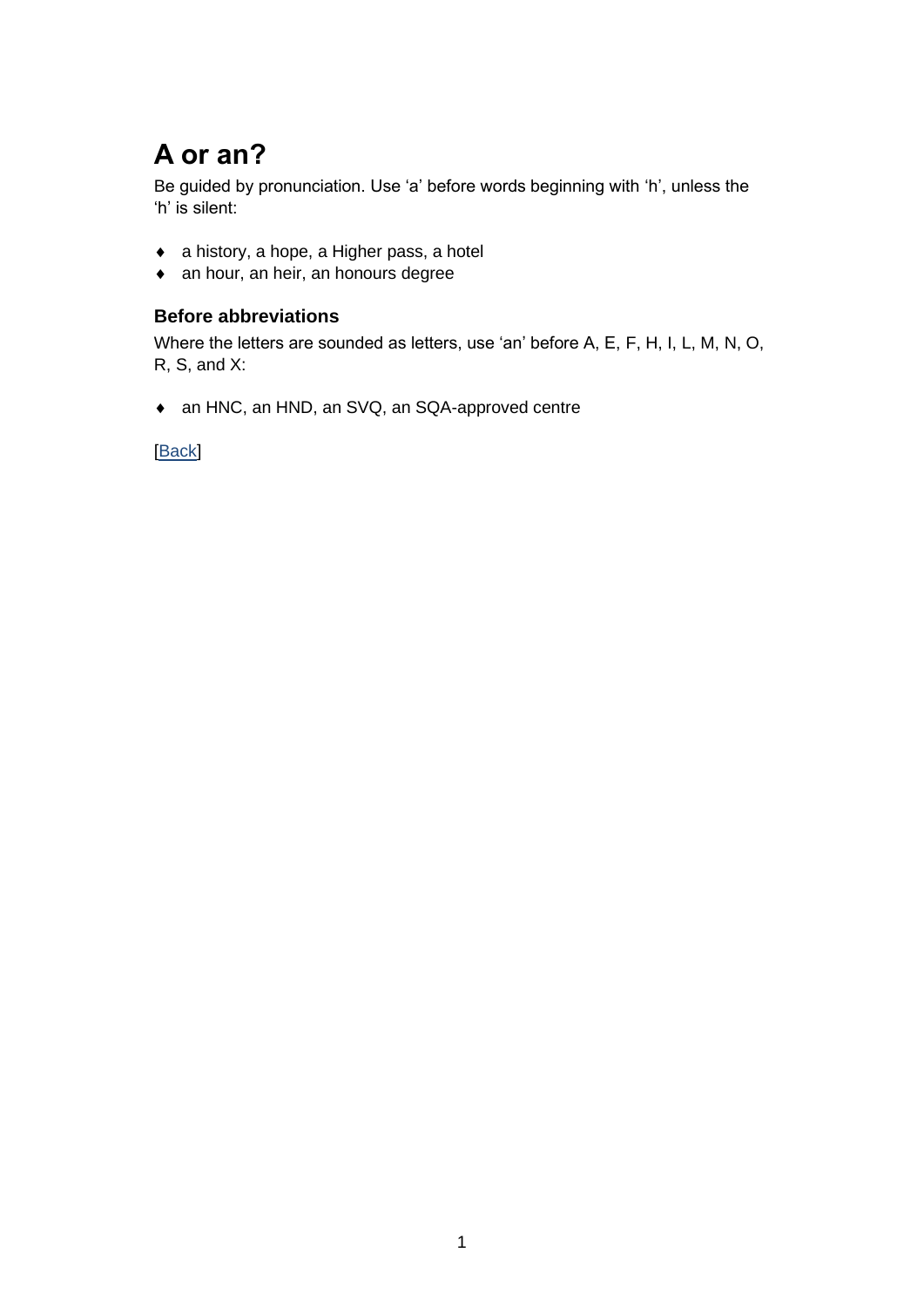# A or an?

Be guided by pronunciation. Use ‘a’ before words beginning with ‘h’, unless the ‘h’ is silent:

- a history, a hope, a Higher pass, a hotel
- an hour, an heir, an honours degree

### Before abbreviations

Where the letters are sounded as letters, use ‘an’ before A, E, F, H, I, L, M, N, O, R, S, and X:

- an HNC, an HND, an SVQ, an SQA-approved centre

[Back]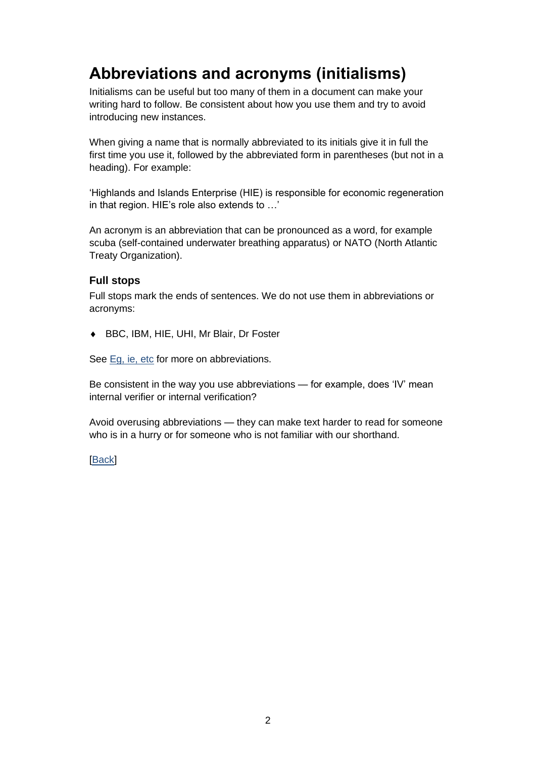# Abbreviations and acronyms (initialisms)

Initialisms can be useful but too many of them in a document can make your writing hard to follow. Be consistent about how you use them and try to avoid introducing new instances.

When giving a name that is normally abbreviated to its initials give it in full the first time you use it, followed by the abbreviated form in parentheses (but not in a heading). For example:

'Highlands and Islands Enterprise (HIE) is responsible for economic regeneration in that region. HIE's role also extends to …'

An acronym is an abbreviation that can be pronounced as a word, for example scuba (self-contained underwater breathing apparatus) or NATO (North Atlantic Treaty Organization).

### Full stops

Full stops mark the ends of sentences. We do not use them in abbreviations or acronyms:

- BBC, IBM, HIE, UHI, Mr Blair, Dr Foster

See Eg, ie, etc for more on abbreviations.

Be consistent in the way you use abbreviations — for example, does 'IV' mean internal verifier or internal verification?

Avoid overusing abbreviations — they can make text harder to read for someone who is in a hurry or for someone who is not familiar with our shorthand.

[Back]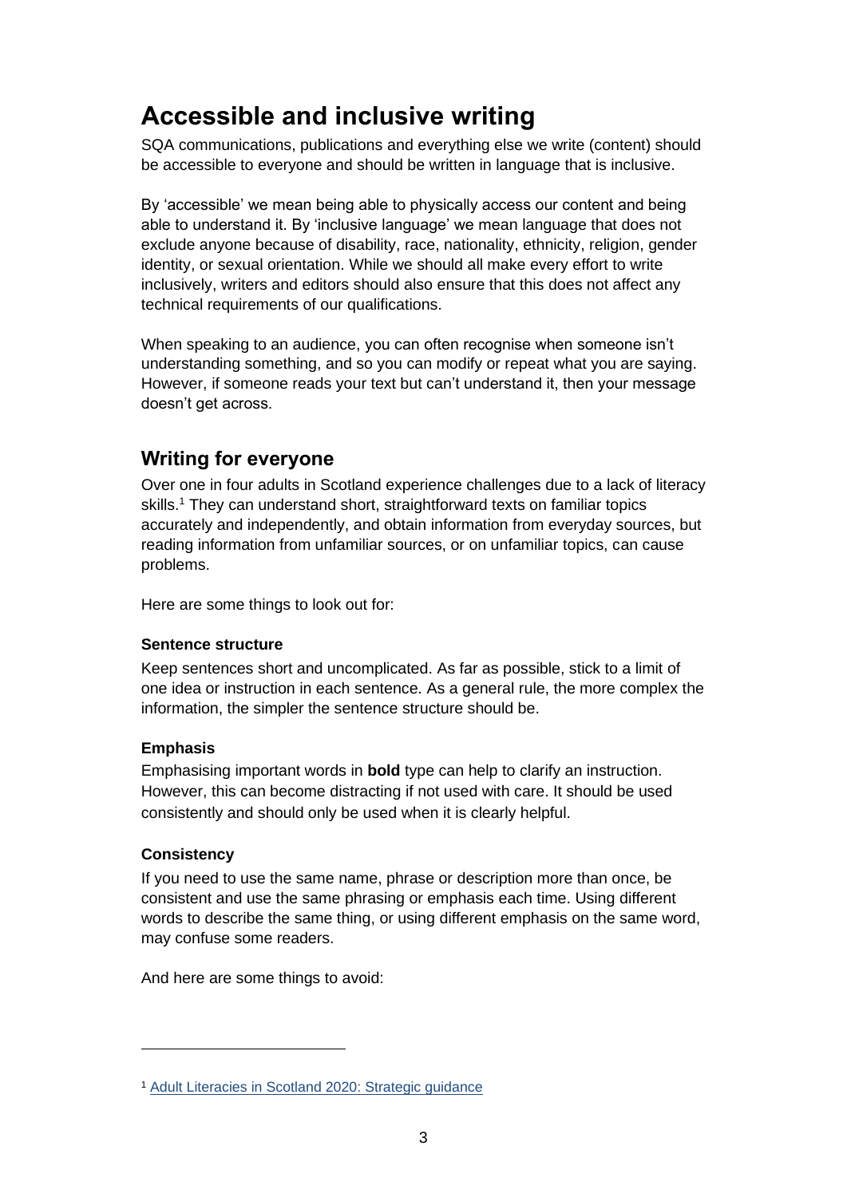# Accessible and inclusive writing

SQA communications, publications and everything else we write (content) should be accessible to everyone and should be written in language that is inclusive.

By 'accessible' we mean being able to physically access our content and being able to understand it. By 'inclusive language' we mean language that does not exclude anyone because of disability, race, nationality, ethnicity, religion, gender identity, or sexual orientation. While we should all make every effort to write inclusively, writers and editors should also ensure that this does not affect any technical requirements of our qualifications.

When speaking to an audience, you can often recognise when someone isn't understanding something, and so you can modify or repeat what you are saying. However, if someone reads your text but can't understand it, then your message doesn't get across.

## Writing for everyone

Over one in four adults in Scotland experience challenges due to a lack of literacy skills.[1] They can understand short, straightforward texts on familiar topics accurately and independently, and obtain information from everyday sources, but reading information from unfamiliar sources, or on unfamiliar topics, can cause problems.

Here are some things to look out for:

### Sentence structure

Keep sentences short and uncomplicated. As far as possible, stick to a limit of one idea or instruction in each sentence. As a general rule, the more complex the information, the simpler the sentence structure should be.

### Emphasis

Emphasising important words in **bold** type can help to clarify an instruction. However, this can become distracting if not used with care. It should be used consistently and should only be used when it is clearly helpful.

### Consistency

If you need to use the same name, phrase or description more than once, be consistent and use the same phrasing or emphasis each time. Using different words to describe the same thing, or using different emphasis on the same word, may confuse some readers.

And here are some things to avoid:

---

[1] Adult Literacies in Scotland 2020: Strategic guidance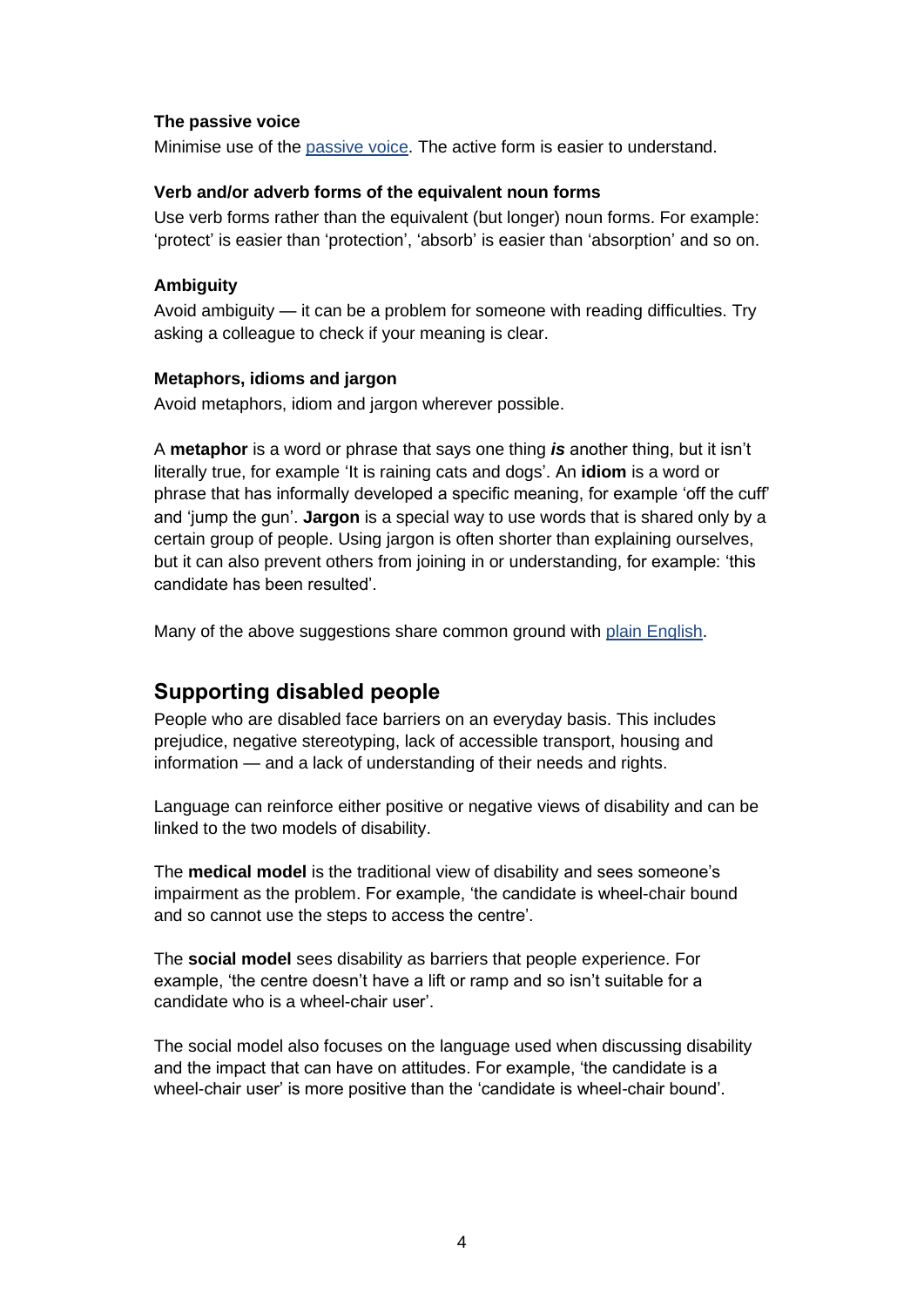#### The passive voice

Minimise use of the passive voice. The active form is easier to understand.

#### Verb and/or adverb forms of the equivalent noun forms

Use verb forms rather than the equivalent (but longer) noun forms. For example: 'protect' is easier than 'protection', 'absorb' is easier than 'absorption' and so on.

#### Ambiguity

Avoid ambiguity — it can be a problem for someone with reading difficulties. Try asking a colleague to check if your meaning is clear.

#### Metaphors, idioms and jargon

Avoid metaphors, idiom and jargon wherever possible.

A **metaphor** is a word or phrase that says one thing ***is*** another thing, but it isn't literally true, for example 'It is raining cats and dogs'. An **idiom** is a word or phrase that has informally developed a specific meaning, for example 'off the cuff' and 'jump the gun'. **Jargon** is a special way to use words that is shared only by a certain group of people. Using jargon is often shorter than explaining ourselves, but it can also prevent others from joining in or understanding, for example: 'this candidate has been resulted'.

Many of the above suggestions share common ground with plain English.

## Supporting disabled people

People who are disabled face barriers on an everyday basis. This includes prejudice, negative stereotyping, lack of accessible transport, housing and information — and a lack of understanding of their needs and rights.

Language can reinforce either positive or negative views of disability and can be linked to the two models of disability.

The **medical model** is the traditional view of disability and sees someone's impairment as the problem. For example, 'the candidate is wheel-chair bound and so cannot use the steps to access the centre'.

The **social model** sees disability as barriers that people experience. For example, 'the centre doesn't have a lift or ramp and so isn't suitable for a candidate who is a wheel-chair user'.

The social model also focuses on the language used when discussing disability and the impact that can have on attitudes. For example, 'the candidate is a wheel-chair user' is more positive than the 'candidate is wheel-chair bound'.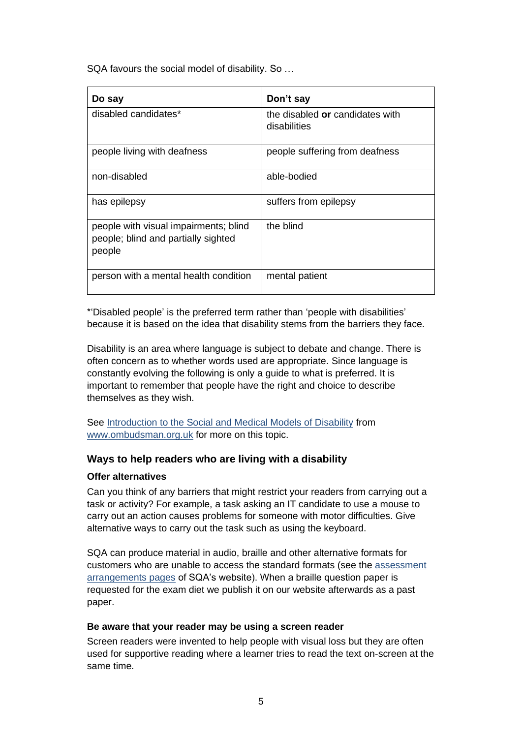SQA favours the social model of disability. So …

| Do say | Don't say |
| --- | --- |
| disabled candidates* | the disabled **or** candidates with disabilities |
| people living with deafness | people suffering from deafness |
| non-disabled | able-bodied |
| has epilepsy | suffers from epilepsy |
| people with visual impairments; blind people; blind and partially sighted people | the blind |
| person with a mental health condition | mental patient |

*'Disabled people' is the preferred term rather than 'people with disabilities' because it is based on the idea that disability stems from the barriers they face.

Disability is an area where language is subject to debate and change. There is often concern as to whether words used are appropriate. Since language is constantly evolving the following is only a guide to what is preferred. It is important to remember that people have the right and choice to describe themselves as they wish.

See [Introduction to the Social and Medical Models of Disability](#) from [www.ombudsman.org.uk](#) for more on this topic.

### Ways to help readers who are living with a disability

#### Offer alternatives

Can you think of any barriers that might restrict your readers from carrying out a task or activity? For example, a task asking an IT candidate to use a mouse to carry out an action causes problems for someone with motor difficulties. Give alternative ways to carry out the task such as using the keyboard.

SQA can produce material in audio, braille and other alternative formats for customers who are unable to access the standard formats (see the [assessment arrangements pages](#) of SQA's website). When a braille question paper is requested for the exam diet we publish it on our website afterwards as a past paper.

#### Be aware that your reader may be using a screen reader

Screen readers were invented to help people with visual loss but they are often used for supportive reading where a learner tries to read the text on-screen at the same time.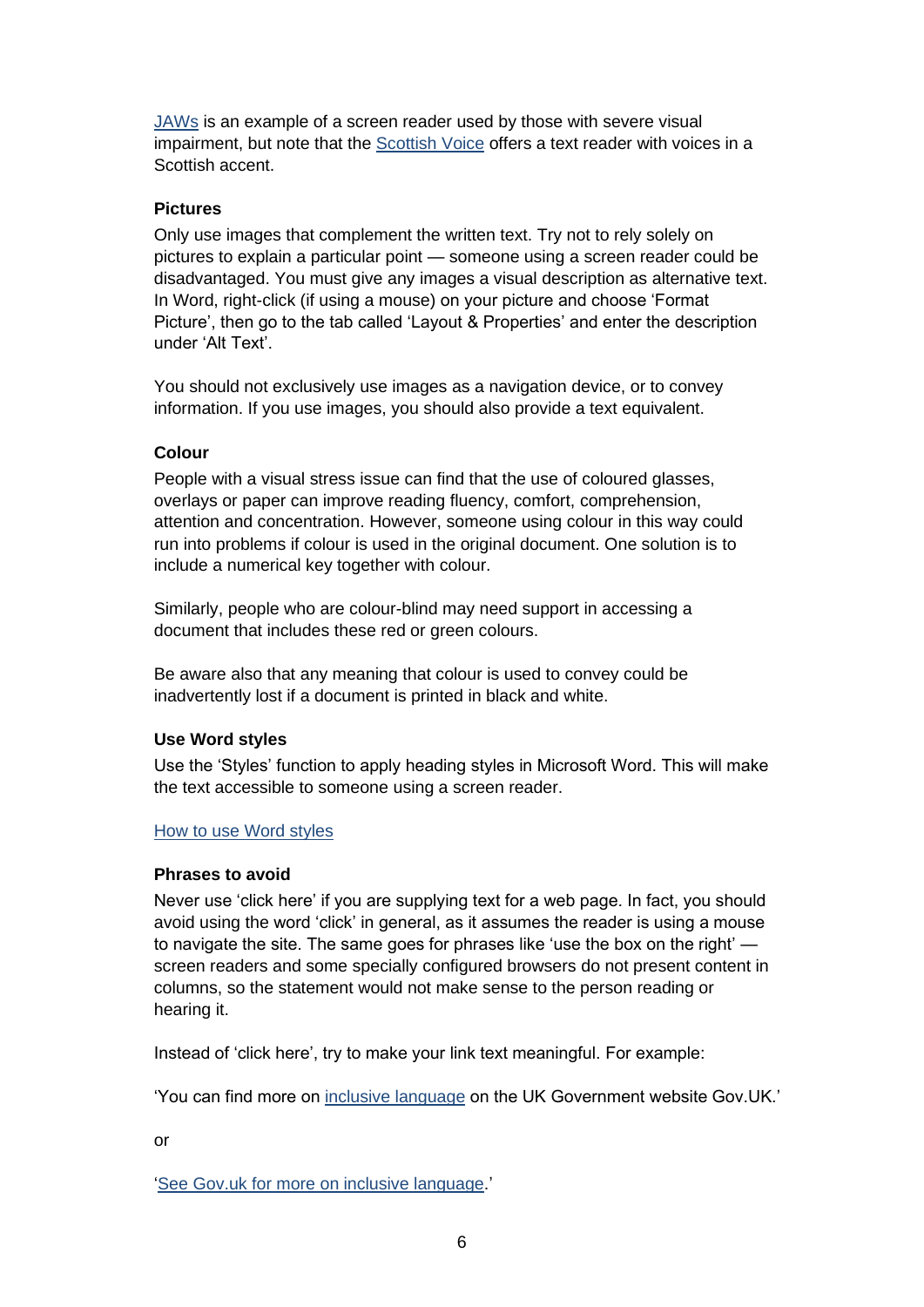JAWs is an example of a screen reader used by those with severe visual impairment, but note that the Scottish Voice offers a text reader with voices in a Scottish accent.

### Pictures

Only use images that complement the written text. Try not to rely solely on pictures to explain a particular point — someone using a screen reader could be disadvantaged. You must give any images a visual description as alternative text. In Word, right-click (if using a mouse) on your picture and choose 'Format Picture', then go to the tab called 'Layout & Properties' and enter the description under 'Alt Text'.

You should not exclusively use images as a navigation device, or to convey information. If you use images, you should also provide a text equivalent.

### Colour

People with a visual stress issue can find that the use of coloured glasses, overlays or paper can improve reading fluency, comfort, comprehension, attention and concentration. However, someone using colour in this way could run into problems if colour is used in the original document. One solution is to include a numerical key together with colour.

Similarly, people who are colour-blind may need support in accessing a document that includes these red or green colours.

Be aware also that any meaning that colour is used to convey could be inadvertently lost if a document is printed in black and white.

### Use Word styles

Use the 'Styles' function to apply heading styles in Microsoft Word. This will make the text accessible to someone using a screen reader.

How to use Word styles

### Phrases to avoid

Never use 'click here' if you are supplying text for a web page. In fact, you should avoid using the word 'click' in general, as it assumes the reader is using a mouse to navigate the site. The same goes for phrases like 'use the box on the right' — screen readers and some specially configured browsers do not present content in columns, so the statement would not make sense to the person reading or hearing it.

Instead of 'click here', try to make your link text meaningful. For example:

'You can find more on inclusive language on the UK Government website Gov.UK.'

or

'See Gov.uk for more on inclusive language.'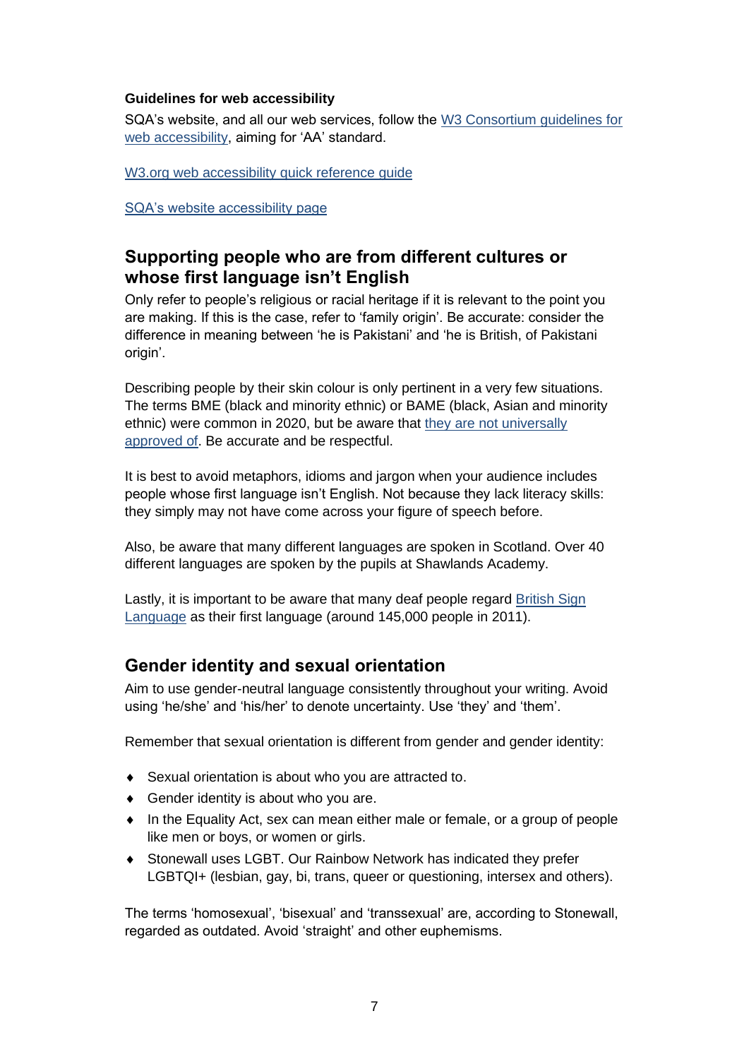### Guidelines for web accessibility

SQA's website, and all our web services, follow the [W3 Consortium guidelines for web accessibility](), aiming for 'AA' standard.

[W3.org web accessibility quick reference guide]()

[SQA's website accessibility page]()

## Supporting people who are from different cultures or whose first language isn't English

Only refer to people's religious or racial heritage if it is relevant to the point you are making. If this is the case, refer to 'family origin'. Be accurate: consider the difference in meaning between 'he is Pakistani' and 'he is British, of Pakistani origin'.

Describing people by their skin colour is only pertinent in a very few situations. The terms BME (black and minority ethnic) or BAME (black, Asian and minority ethnic) were common in 2020, but be aware that [they are not universally approved of](). Be accurate and be respectful.

It is best to avoid metaphors, idioms and jargon when your audience includes people whose first language isn't English. Not because they lack literacy skills: they simply may not have come across your figure of speech before.

Also, be aware that many different languages are spoken in Scotland. Over 40 different languages are spoken by the pupils at Shawlands Academy.

Lastly, it is important to be aware that many deaf people regard [British Sign Language]() as their first language (around 145,000 people in 2011).

## Gender identity and sexual orientation

Aim to use gender-neutral language consistently throughout your writing. Avoid using 'he/she' and 'his/her' to denote uncertainty. Use 'they' and 'them'.

Remember that sexual orientation is different from gender and gender identity:

- Sexual orientation is about who you are attracted to.
- Gender identity is about who you are.
- In the Equality Act, sex can mean either male or female, or a group of people like men or boys, or women or girls.
- Stonewall uses LGBT. Our Rainbow Network has indicated they prefer LGBTQI+ (lesbian, gay, bi, trans, queer or questioning, intersex and others).

The terms 'homosexual', 'bisexual' and 'transsexual' are, according to Stonewall, regarded as outdated. Avoid 'straight' and other euphemisms.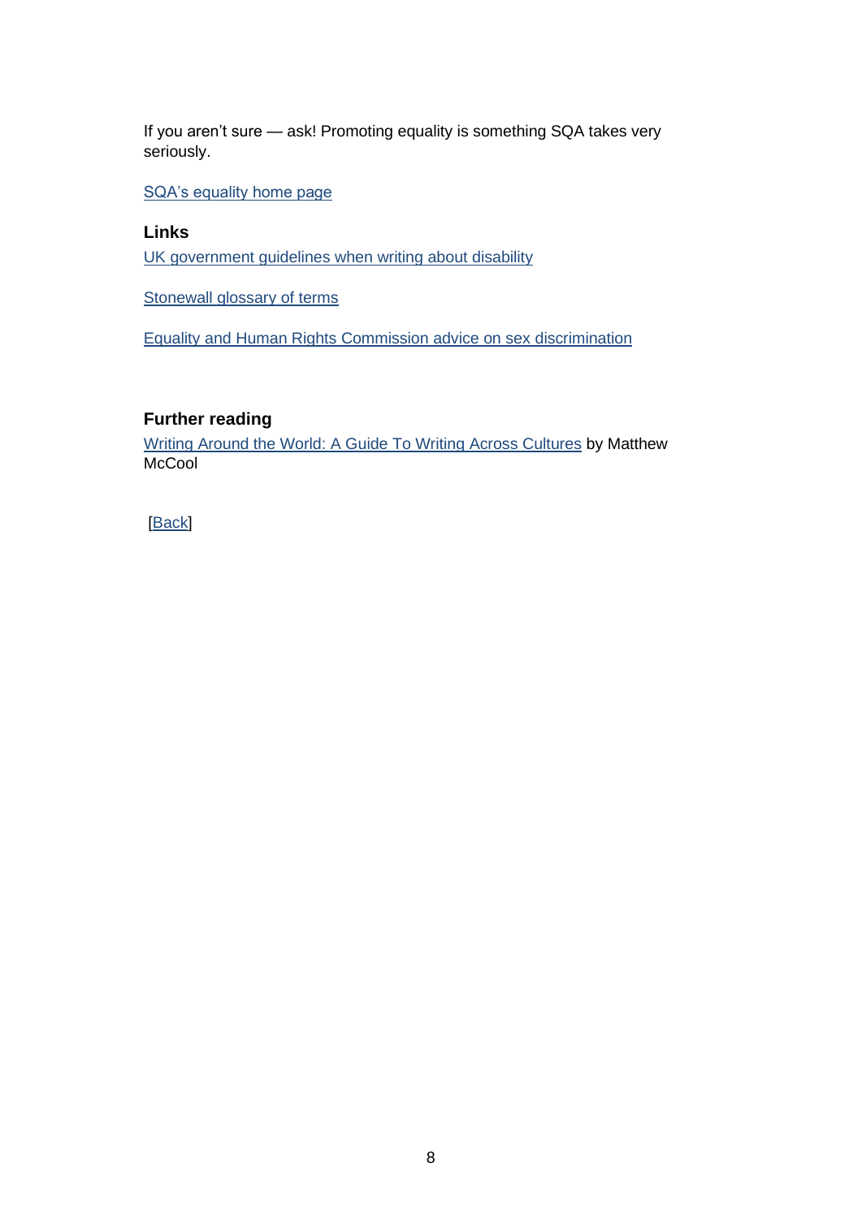If you aren't sure — ask! Promoting equality is something SQA takes very seriously.

SQA's equality home page

**Links**

UK government guidelines when writing about disability

Stonewall glossary of terms

Equality and Human Rights Commission advice on sex discrimination

**Further reading**

Writing Around the World: A Guide To Writing Across Cultures by Matthew McCool

[Back]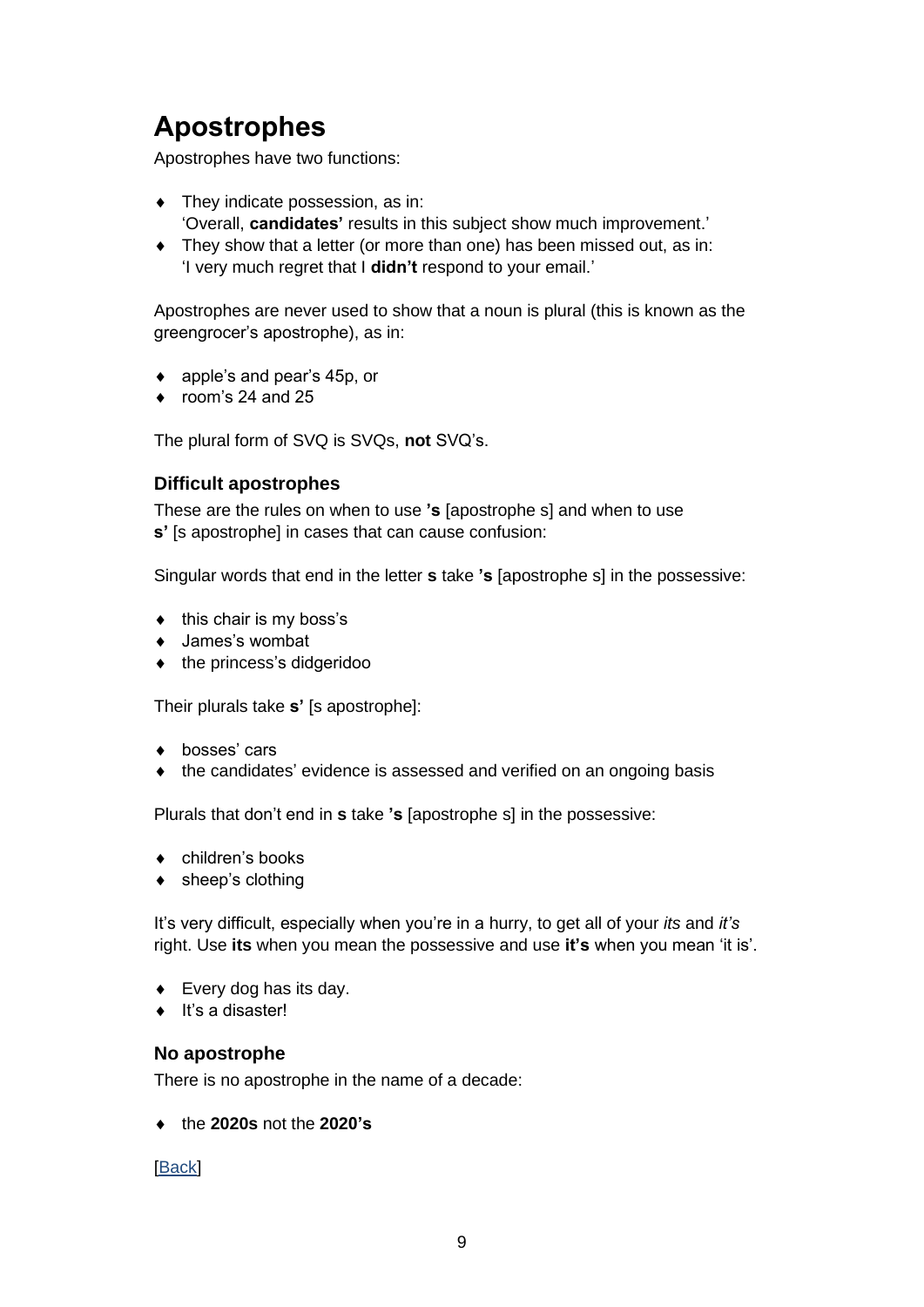# Apostrophes

Apostrophes have two functions:

- They indicate possession, as in:
  'Overall, **candidates'** results in this subject show much improvement.'
- They show that a letter (or more than one) has been missed out, as in:
  'I very much regret that I **didn't** respond to your email.'

Apostrophes are never used to show that a noun is plural (this is known as the greengrocer's apostrophe), as in:

- apple's and pear's 45p, or
- room's 24 and 25

The plural form of SVQ is SVQs, **not** SVQ's.

### Difficult apostrophes

These are the rules on when to use **'s** [apostrophe s] and when to use **s'** [s apostrophe] in cases that can cause confusion:

Singular words that end in the letter **s** take **'s** [apostrophe s] in the possessive:

- this chair is my boss's
- James's wombat
- the princess's didgeridoo

Their plurals take **s'** [s apostrophe]:

- bosses' cars
- the candidates' evidence is assessed and verified on an ongoing basis

Plurals that don't end in **s** take **'s** [apostrophe s] in the possessive:

- children's books
- sheep's clothing

It's very difficult, especially when you're in a hurry, to get all of your *its* and *it's* right. Use **its** when you mean the possessive and use **it's** when you mean 'it is'.

- Every dog has its day.
- It's a disaster!

### No apostrophe

There is no apostrophe in the name of a decade:

- the **2020s** not the **2020's**

[Back]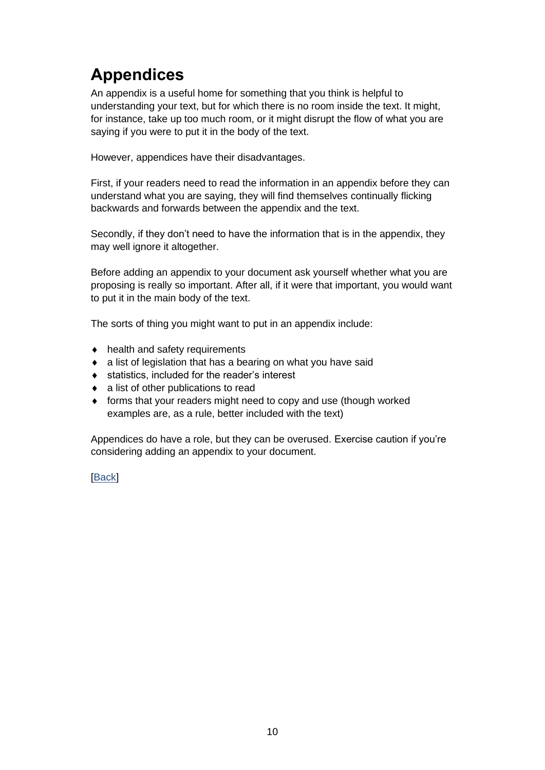# Appendices

An appendix is a useful home for something that you think is helpful to understanding your text, but for which there is no room inside the text. It might, for instance, take up too much room, or it might disrupt the flow of what you are saying if you were to put it in the body of the text.

However, appendices have their disadvantages.

First, if your readers need to read the information in an appendix before they can understand what you are saying, they will find themselves continually flicking backwards and forwards between the appendix and the text.

Secondly, if they don't need to have the information that is in the appendix, they may well ignore it altogether.

Before adding an appendix to your document ask yourself whether what you are proposing is really so important. After all, if it were that important, you would want to put it in the main body of the text.

The sorts of thing you might want to put in an appendix include:

- health and safety requirements
- a list of legislation that has a bearing on what you have said
- statistics, included for the reader's interest
- a list of other publications to read
- forms that your readers might need to copy and use (though worked examples are, as a rule, better included with the text)

Appendices do have a role, but they can be overused. Exercise caution if you're considering adding an appendix to your document.

[Back]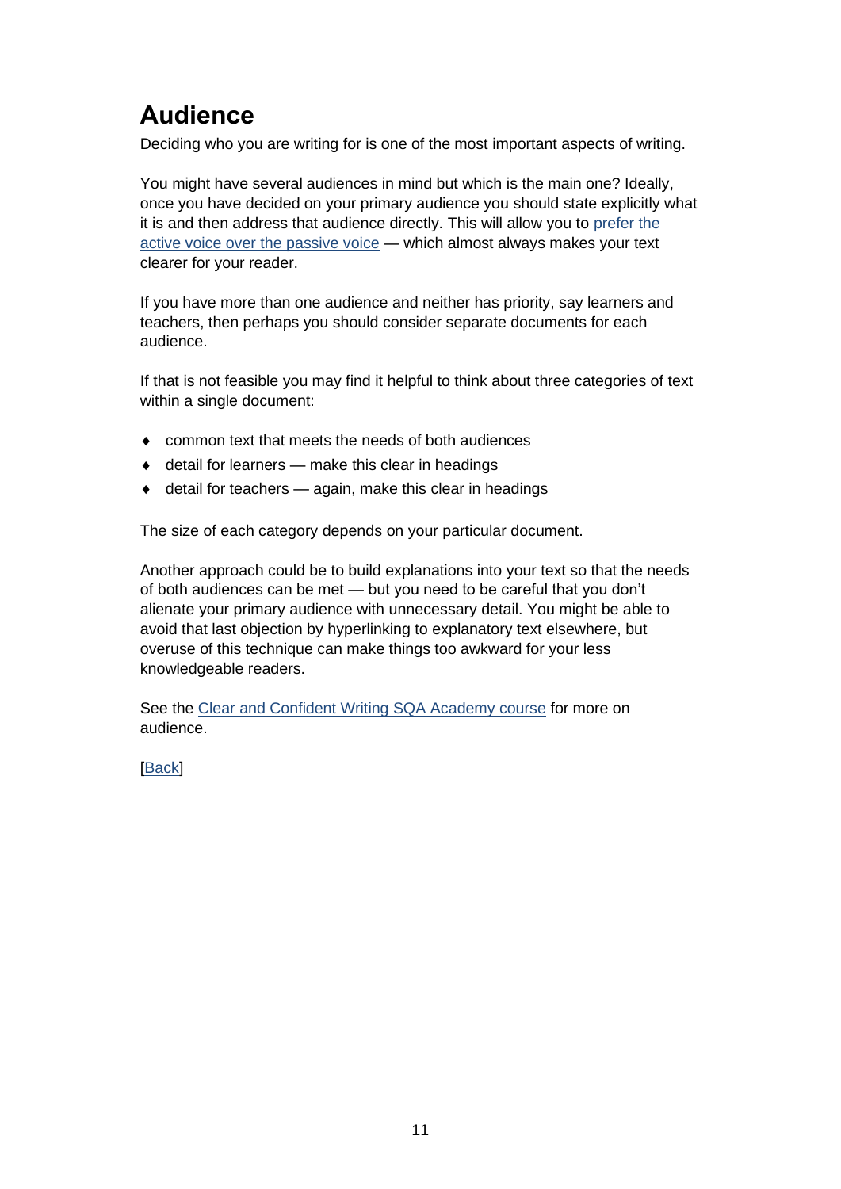# Audience

Deciding who you are writing for is one of the most important aspects of writing.

You might have several audiences in mind but which is the main one? Ideally, once you have decided on your primary audience you should state explicitly what it is and then address that audience directly. This will allow you to prefer the active voice over the passive voice — which almost always makes your text clearer for your reader.

If you have more than one audience and neither has priority, say learners and teachers, then perhaps you should consider separate documents for each audience.

If that is not feasible you may find it helpful to think about three categories of text within a single document:

- common text that meets the needs of both audiences
- detail for learners — make this clear in headings
- detail for teachers — again, make this clear in headings

The size of each category depends on your particular document.

Another approach could be to build explanations into your text so that the needs of both audiences can be met — but you need to be careful that you don't alienate your primary audience with unnecessary detail. You might be able to avoid that last objection by hyperlinking to explanatory text elsewhere, but overuse of this technique can make things too awkward for your less knowledgeable readers.

See the Clear and Confident Writing SQA Academy course for more on audience.

[Back]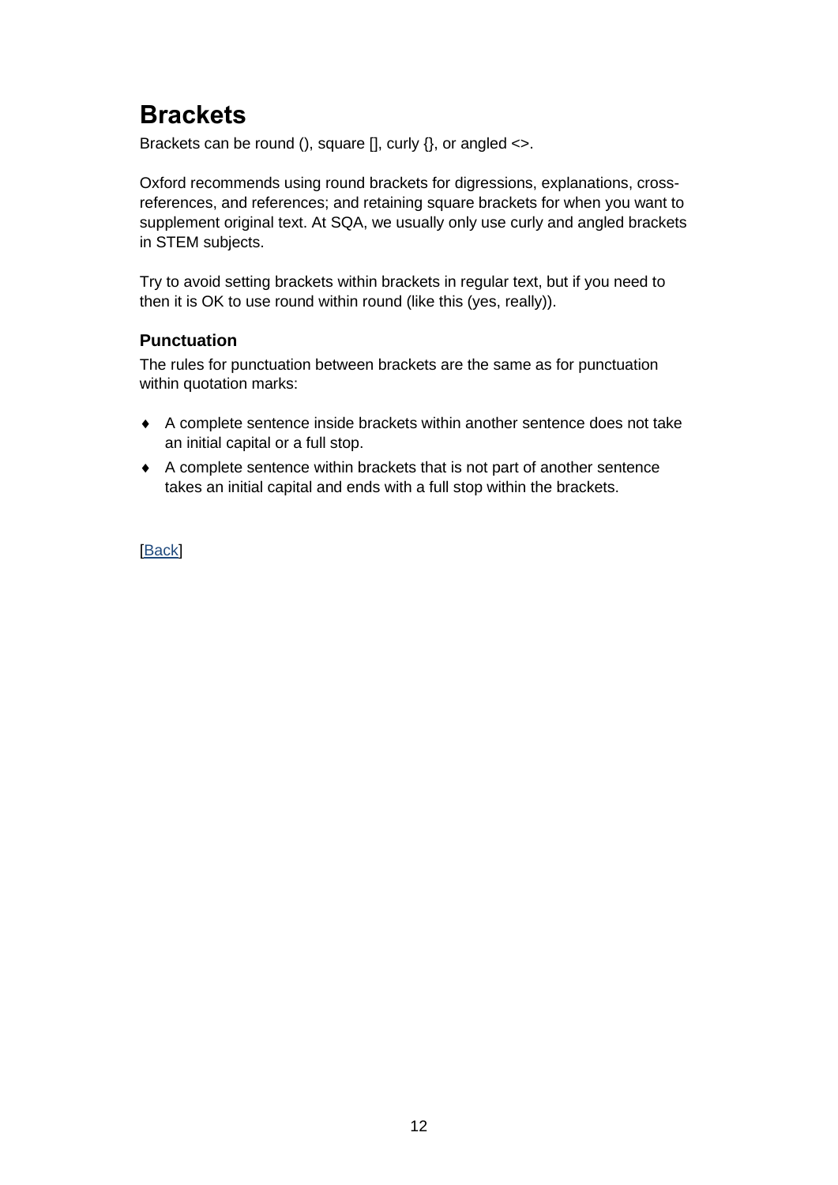# Brackets

Brackets can be round (), square [], curly {}, or angled <>.

Oxford recommends using round brackets for digressions, explanations, cross-references, and references; and retaining square brackets for when you want to supplement original text. At SQA, we usually only use curly and angled brackets in STEM subjects.

Try to avoid setting brackets within brackets in regular text, but if you need to then it is OK to use round within round (like this (yes, really)).

### Punctuation

The rules for punctuation between brackets are the same as for punctuation within quotation marks:

- A complete sentence inside brackets within another sentence does not take an initial capital or a full stop.
- A complete sentence within brackets that is not part of another sentence takes an initial capital and ends with a full stop within the brackets.

[Back]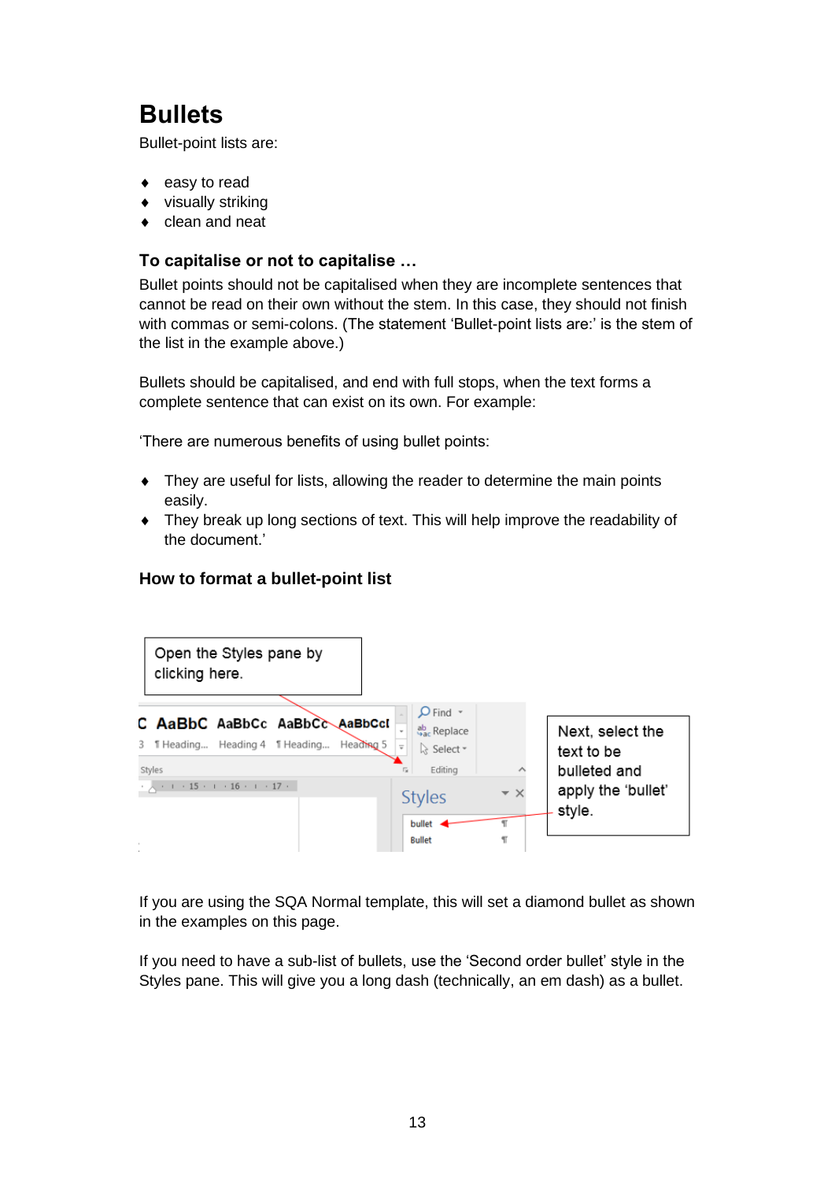# Bullets

Bullet-point lists are:

- easy to read
- visually striking
- clean and neat

### To capitalise or not to capitalise …

Bullet points should not be capitalised when they are incomplete sentences that cannot be read on their own without the stem. In this case, they should not finish with commas or semi-colons. (The statement 'Bullet-point lists are:' is the stem of the list in the example above.)

Bullets should be capitalised, and end with full stops, when the text forms a complete sentence that can exist on its own. For example:

'There are numerous benefits of using bullet points:

- They are useful for lists, allowing the reader to determine the main points easily.
- They break up long sections of text. This will help improve the readability of the document.'

### How to format a bullet-point list

Open the Styles pane by clicking here.

Next, select the text to be bulleted and apply the 'bullet' style.

If you are using the SQA Normal template, this will set a diamond bullet as shown in the examples on this page.

If you need to have a sub-list of bullets, use the 'Second order bullet' style in the Styles pane. This will give you a long dash (technically, an em dash) as a bullet.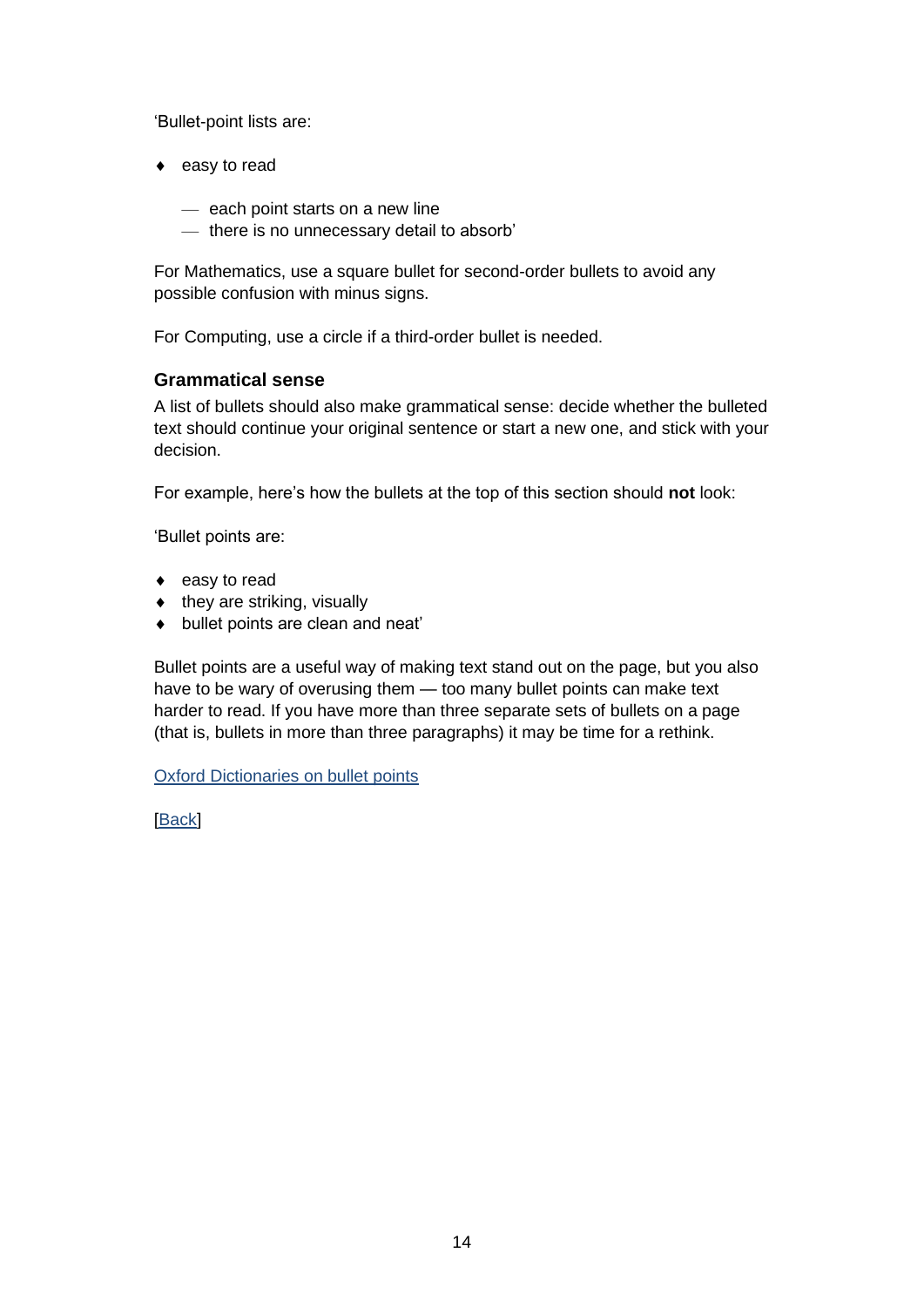'Bullet-point lists are:

- ♦ easy to read
  - — each point starts on a new line
  - — there is no unnecessary detail to absorb'

For Mathematics, use a square bullet for second-order bullets to avoid any possible confusion with minus signs.

For Computing, use a circle if a third-order bullet is needed.

### Grammatical sense

A list of bullets should also make grammatical sense: decide whether the bulleted text should continue your original sentence or start a new one, and stick with your decision.

For example, here's how the bullets at the top of this section should **not** look:

'Bullet points are:

- ♦ easy to read
- ♦ they are striking, visually
- ♦ bullet points are clean and neat'

Bullet points are a useful way of making text stand out on the page, but you also have to be wary of overusing them — too many bullet points can make text harder to read. If you have more than three separate sets of bullets on a page (that is, bullets in more than three paragraphs) it may be time for a rethink.

Oxford Dictionaries on bullet points

[Back]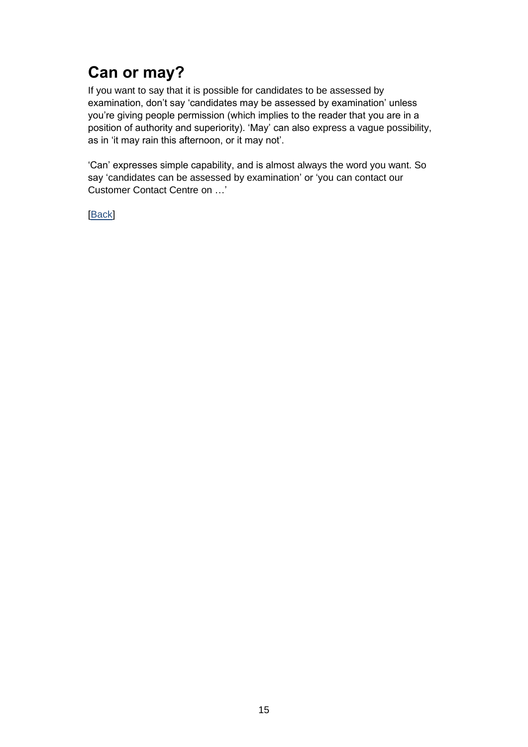## Can or may?

If you want to say that it is possible for candidates to be assessed by examination, don’t say ‘candidates may be assessed by examination’ unless you’re giving people permission (which implies to the reader that you are in a position of authority and superiority). ‘May’ can also express a vague possibility, as in ‘it may rain this afternoon, or it may not’.

‘Can’ expresses simple capability, and is almost always the word you want. So say ‘candidates can be assessed by examination’ or ‘you can contact our Customer Contact Centre on …’

[Back]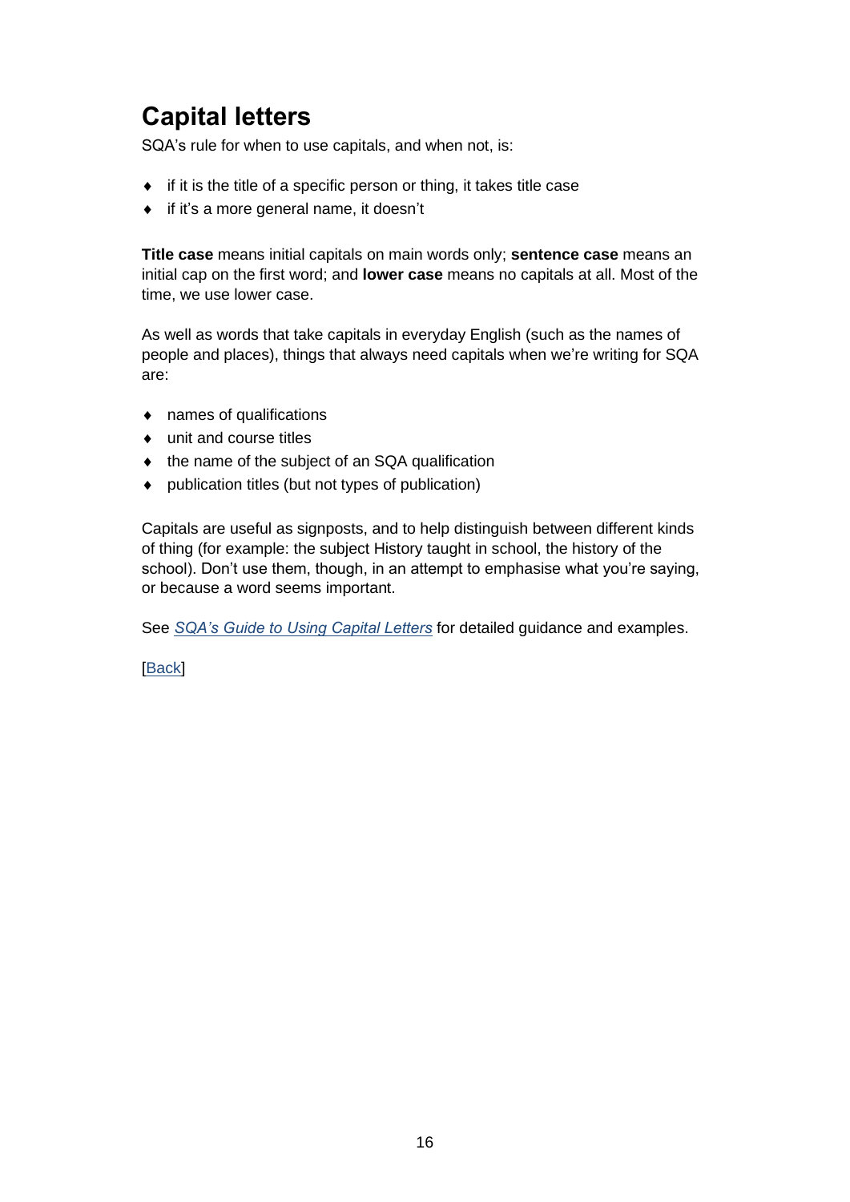## Capital letters

SQA's rule for when to use capitals, and when not, is:

- if it is the title of a specific person or thing, it takes title case
- if it's a more general name, it doesn't

**Title case** means initial capitals on main words only; **sentence case** means an initial cap on the first word; and **lower case** means no capitals at all. Most of the time, we use lower case.

As well as words that take capitals in everyday English (such as the names of people and places), things that always need capitals when we're writing for SQA are:

- names of qualifications
- unit and course titles
- the name of the subject of an SQA qualification
- publication titles (but not types of publication)

Capitals are useful as signposts, and to help distinguish between different kinds of thing (for example: the subject History taught in school, the history of the school). Don't use them, though, in an attempt to emphasise what you're saying, or because a word seems important.

See *SQA's Guide to Using Capital Letters* for detailed guidance and examples.

[Back]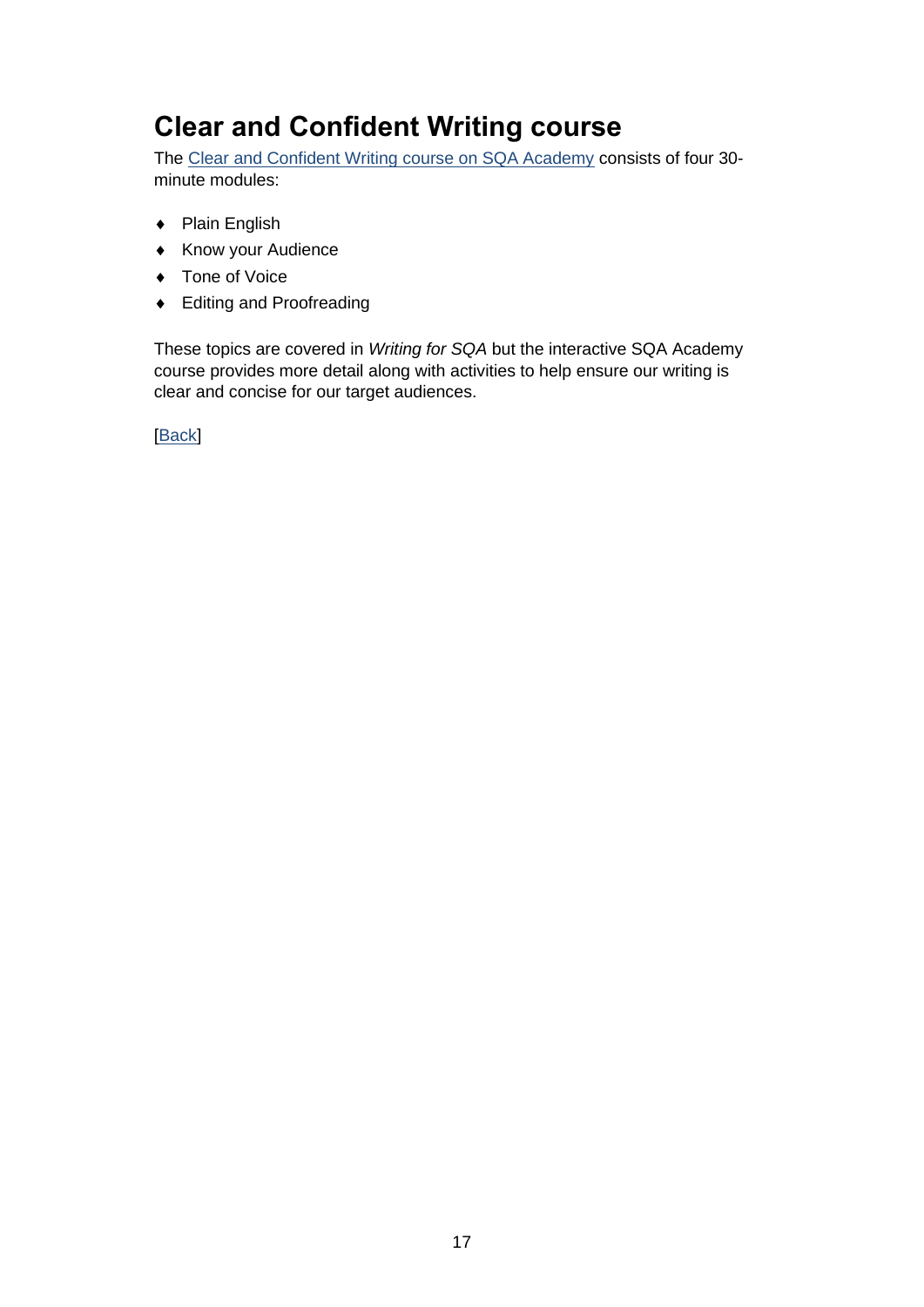# Clear and Confident Writing course

The Clear and Confident Writing course on SQA Academy consists of four 30-minute modules:

- Plain English
- Know your Audience
- Tone of Voice
- Editing and Proofreading

These topics are covered in *Writing for SQA* but the interactive SQA Academy course provides more detail along with activities to help ensure our writing is clear and concise for our target audiences.

[Back]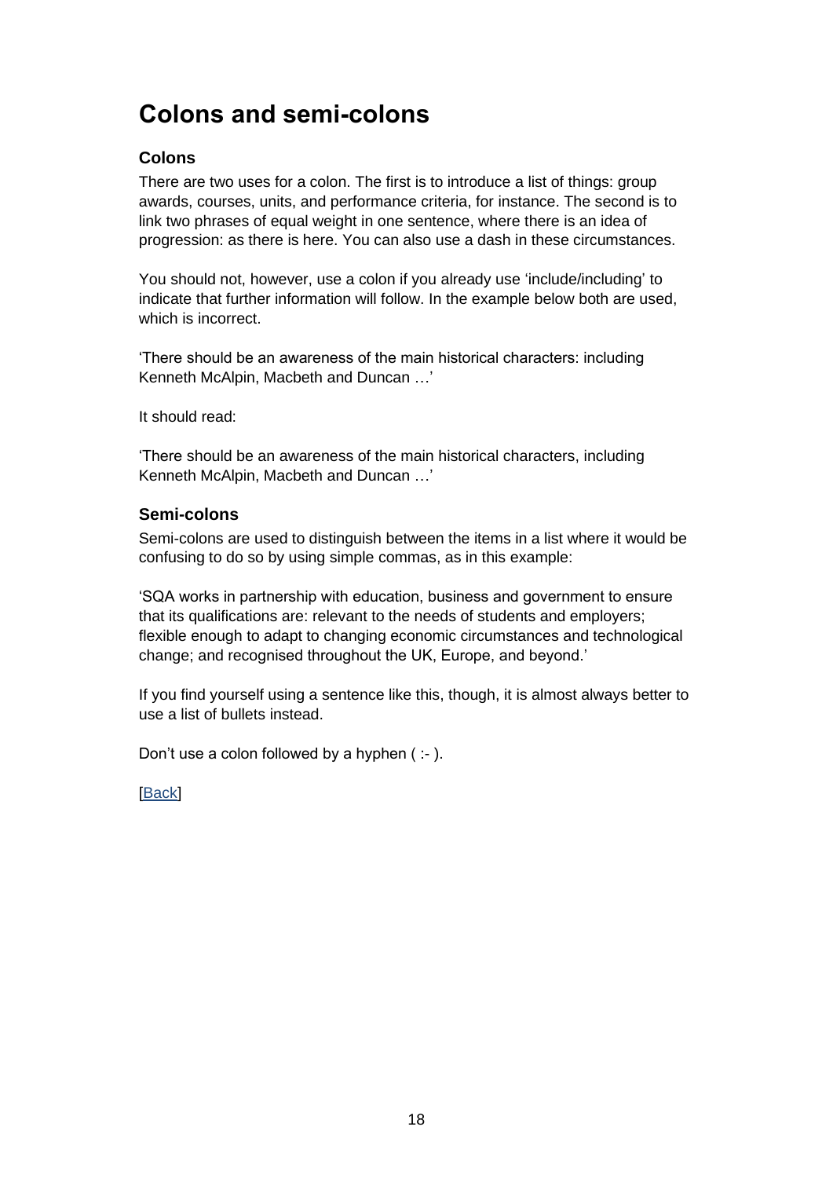# Colons and semi-colons

### Colons

There are two uses for a colon. The first is to introduce a list of things: group awards, courses, units, and performance criteria, for instance. The second is to link two phrases of equal weight in one sentence, where there is an idea of progression: as there is here. You can also use a dash in these circumstances.

You should not, however, use a colon if you already use 'include/including' to indicate that further information will follow. In the example below both are used, which is incorrect.

'There should be an awareness of the main historical characters: including Kenneth McAlpin, Macbeth and Duncan …'

It should read:

'There should be an awareness of the main historical characters, including Kenneth McAlpin, Macbeth and Duncan …'

### Semi-colons

Semi-colons are used to distinguish between the items in a list where it would be confusing to do so by using simple commas, as in this example:

'SQA works in partnership with education, business and government to ensure that its qualifications are: relevant to the needs of students and employers; flexible enough to adapt to changing economic circumstances and technological change; and recognised throughout the UK, Europe, and beyond.'

If you find yourself using a sentence like this, though, it is almost always better to use a list of bullets instead.

Don't use a colon followed by a hyphen ( :- ).

[Back]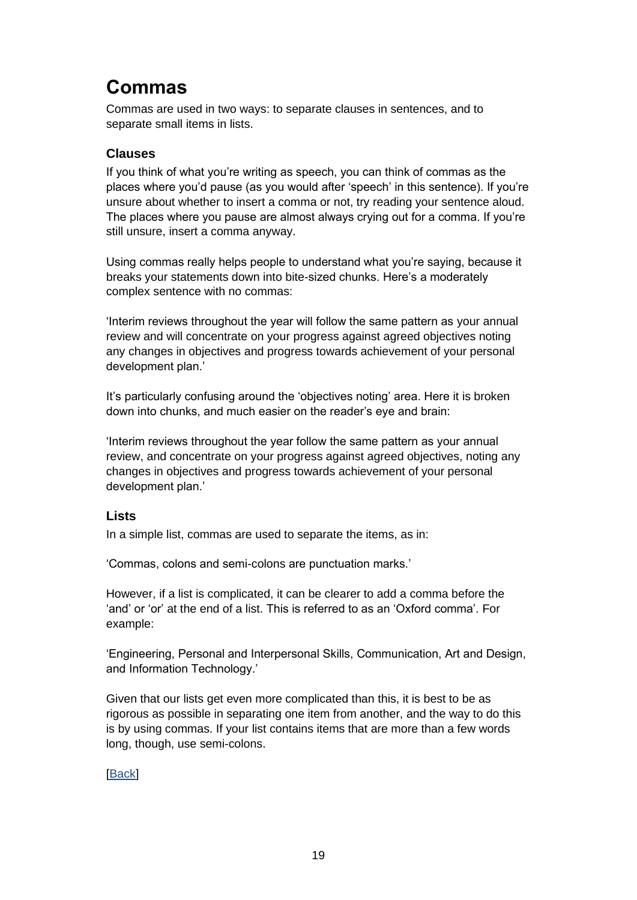# Commas

Commas are used in two ways: to separate clauses in sentences, and to separate small items in lists.

### Clauses

If you think of what you're writing as speech, you can think of commas as the places where you'd pause (as you would after 'speech' in this sentence). If you're unsure about whether to insert a comma or not, try reading your sentence aloud. The places where you pause are almost always crying out for a comma. If you're still unsure, insert a comma anyway.

Using commas really helps people to understand what you're saying, because it breaks your statements down into bite-sized chunks. Here's a moderately complex sentence with no commas:

'Interim reviews throughout the year will follow the same pattern as your annual review and will concentrate on your progress against agreed objectives noting any changes in objectives and progress towards achievement of your personal development plan.'

It's particularly confusing around the 'objectives noting' area. Here it is broken down into chunks, and much easier on the reader's eye and brain:

'Interim reviews throughout the year follow the same pattern as your annual review, and concentrate on your progress against agreed objectives, noting any changes in objectives and progress towards achievement of your personal development plan.'

### Lists

In a simple list, commas are used to separate the items, as in:

'Commas, colons and semi-colons are punctuation marks.'

However, if a list is complicated, it can be clearer to add a comma before the 'and' or 'or' at the end of a list. This is referred to as an 'Oxford comma'. For example:

'Engineering, Personal and Interpersonal Skills, Communication, Art and Design, and Information Technology.'

Given that our lists get even more complicated than this, it is best to be as rigorous as possible in separating one item from another, and the way to do this is by using commas. If your list contains items that are more than a few words long, though, use semi-colons.

[Back]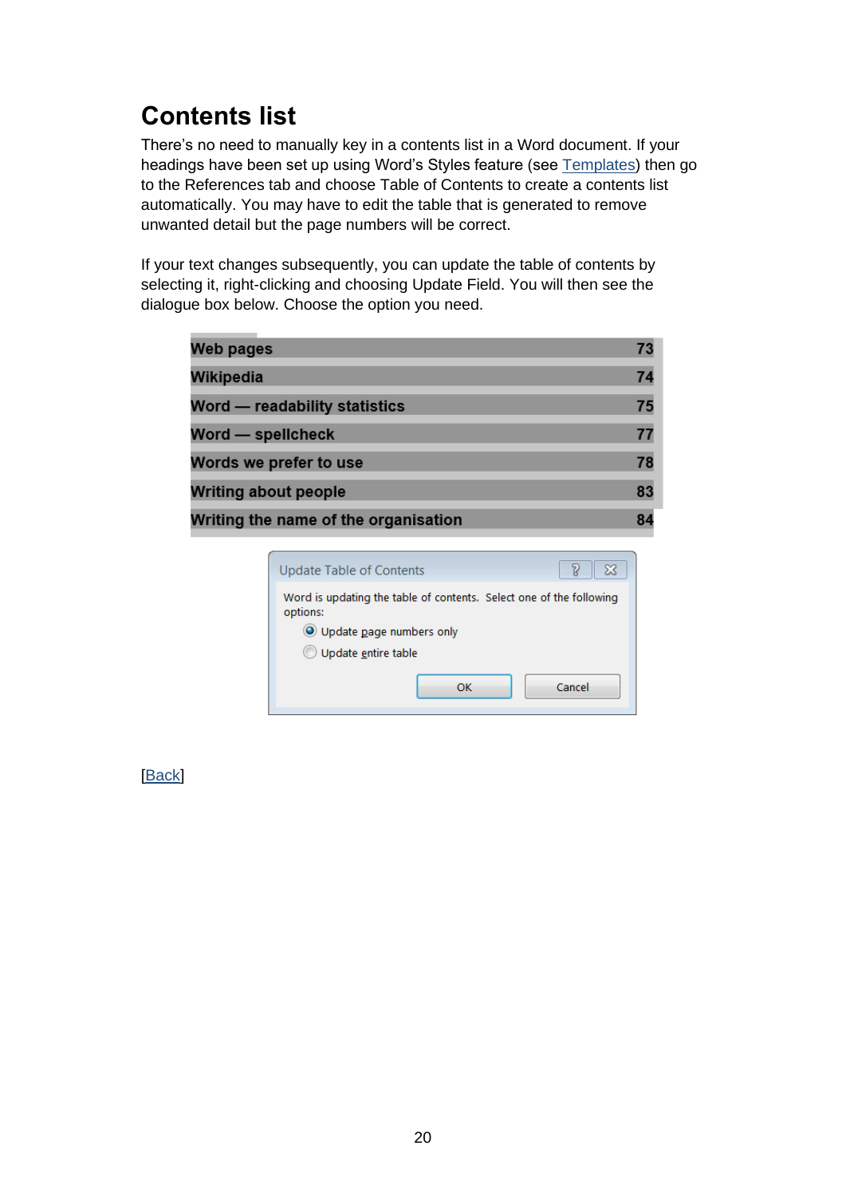# Contents list

There's no need to manually key in a contents list in a Word document. If your headings have been set up using Word's Styles feature (see Templates) then go to the References tab and choose Table of Contents to create a contents list automatically. You may have to edit the table that is generated to remove unwanted detail but the page numbers will be correct.

If your text changes subsequently, you can update the table of contents by selecting it, right-clicking and choosing Update Field. You will then see the dialogue box below. Choose the option you need.

| | |
|---|---|
| **Web pages** | **73** |
| **Wikipedia** | **74** |
| **Word — readability statistics** | **75** |
| **Word — spellcheck** | **77** |
| **Words we prefer to use** | **78** |
| **Writing about people** | **83** |
| **Writing the name of the organisation** | **84** |

Update Table of Contents

Word is updating the table of contents. Select one of the following options:

- Update page numbers only
- Update entire table

OK | Cancel

[Back]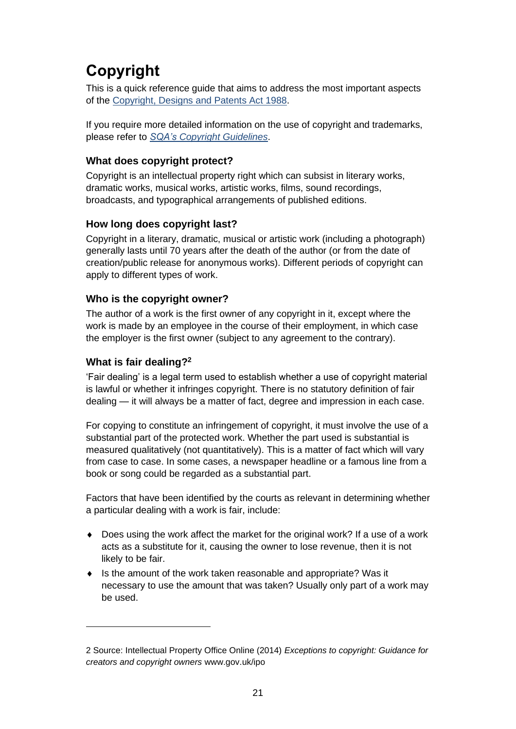# Copyright

This is a quick reference guide that aims to address the most important aspects of the Copyright, Designs and Patents Act 1988.

If you require more detailed information on the use of copyright and trademarks, please refer to *SQA's Copyright Guidelines*.

### What does copyright protect?

Copyright is an intellectual property right which can subsist in literary works, dramatic works, musical works, artistic works, films, sound recordings, broadcasts, and typographical arrangements of published editions.

### How long does copyright last?

Copyright in a literary, dramatic, musical or artistic work (including a photograph) generally lasts until 70 years after the death of the author (or from the date of creation/public release for anonymous works). Different periods of copyright can apply to different types of work.

### Who is the copyright owner?

The author of a work is the first owner of any copyright in it, except where the work is made by an employee in the course of their employment, in which case the employer is the first owner (subject to any agreement to the contrary).

### What is fair dealing?[2]

'Fair dealing' is a legal term used to establish whether a use of copyright material is lawful or whether it infringes copyright. There is no statutory definition of fair dealing — it will always be a matter of fact, degree and impression in each case.

For copying to constitute an infringement of copyright, it must involve the use of a substantial part of the protected work. Whether the part used is substantial is measured qualitatively (not quantitatively). This is a matter of fact which will vary from case to case. In some cases, a newspaper headline or a famous line from a book or song could be regarded as a substantial part.

Factors that have been identified by the courts as relevant in determining whether a particular dealing with a work is fair, include:

- Does using the work affect the market for the original work? If a use of a work acts as a substitute for it, causing the owner to lose revenue, then it is not likely to be fair.
- Is the amount of the work taken reasonable and appropriate? Was it necessary to use the amount that was taken? Usually only part of a work may be used.

---

2 Source: Intellectual Property Office Online (2014) *Exceptions to copyright: Guidance for creators and copyright owners* www.gov.uk/ipo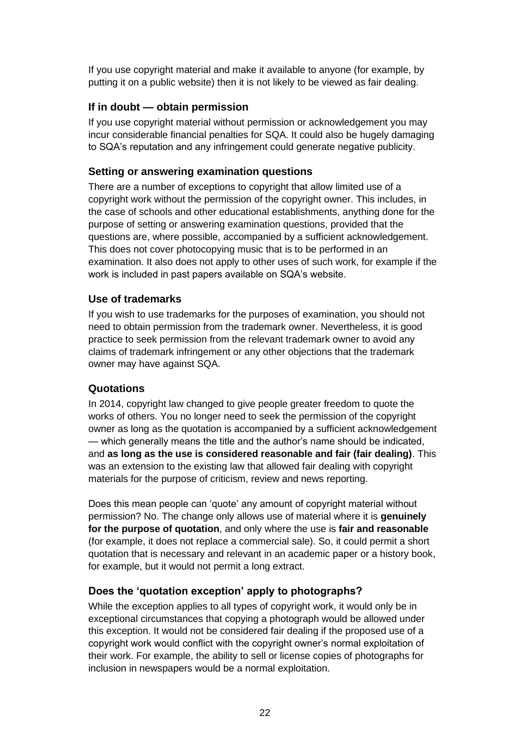If you use copyright material and make it available to anyone (for example, by putting it on a public website) then it is not likely to be viewed as fair dealing.

### If in doubt — obtain permission

If you use copyright material without permission or acknowledgement you may incur considerable financial penalties for SQA. It could also be hugely damaging to SQA's reputation and any infringement could generate negative publicity.

### Setting or answering examination questions

There are a number of exceptions to copyright that allow limited use of a copyright work without the permission of the copyright owner. This includes, in the case of schools and other educational establishments, anything done for the purpose of setting or answering examination questions, provided that the questions are, where possible, accompanied by a sufficient acknowledgement. This does not cover photocopying music that is to be performed in an examination. It also does not apply to other uses of such work, for example if the work is included in past papers available on SQA's website.

### Use of trademarks

If you wish to use trademarks for the purposes of examination, you should not need to obtain permission from the trademark owner. Nevertheless, it is good practice to seek permission from the relevant trademark owner to avoid any claims of trademark infringement or any other objections that the trademark owner may have against SQA.

### Quotations

In 2014, copyright law changed to give people greater freedom to quote the works of others. You no longer need to seek the permission of the copyright owner as long as the quotation is accompanied by a sufficient acknowledgement — which generally means the title and the author's name should be indicated, and **as long as the use is considered reasonable and fair (fair dealing)**. This was an extension to the existing law that allowed fair dealing with copyright materials for the purpose of criticism, review and news reporting.

Does this mean people can 'quote' any amount of copyright material without permission? No. The change only allows use of material where it is **genuinely for the purpose of quotation**, and only where the use is **fair and reasonable** (for example, it does not replace a commercial sale). So, it could permit a short quotation that is necessary and relevant in an academic paper or a history book, for example, but it would not permit a long extract.

### Does the 'quotation exception' apply to photographs?

While the exception applies to all types of copyright work, it would only be in exceptional circumstances that copying a photograph would be allowed under this exception. It would not be considered fair dealing if the proposed use of a copyright work would conflict with the copyright owner's normal exploitation of their work. For example, the ability to sell or license copies of photographs for inclusion in newspapers would be a normal exploitation.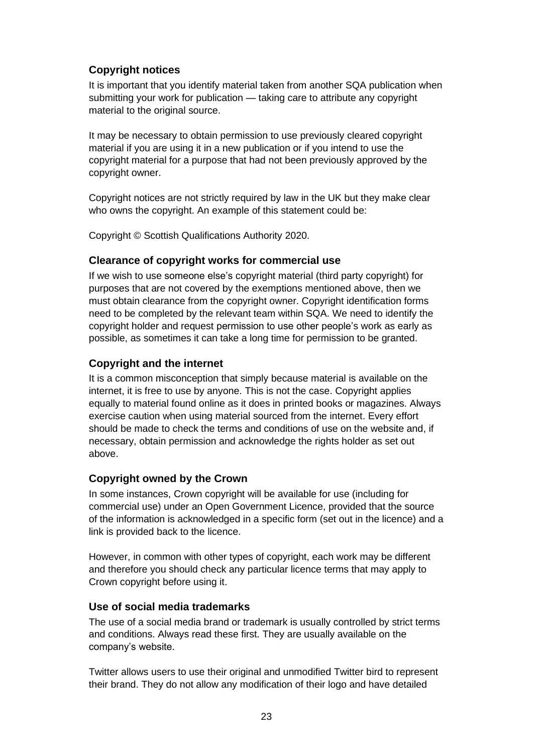### Copyright notices

It is important that you identify material taken from another SQA publication when submitting your work for publication — taking care to attribute any copyright material to the original source.

It may be necessary to obtain permission to use previously cleared copyright material if you are using it in a new publication or if you intend to use the copyright material for a purpose that had not been previously approved by the copyright owner.

Copyright notices are not strictly required by law in the UK but they make clear who owns the copyright. An example of this statement could be:

Copyright © Scottish Qualifications Authority 2020.

### Clearance of copyright works for commercial use

If we wish to use someone else's copyright material (third party copyright) for purposes that are not covered by the exemptions mentioned above, then we must obtain clearance from the copyright owner. Copyright identification forms need to be completed by the relevant team within SQA. We need to identify the copyright holder and request permission to use other people's work as early as possible, as sometimes it can take a long time for permission to be granted.

### Copyright and the internet

It is a common misconception that simply because material is available on the internet, it is free to use by anyone. This is not the case. Copyright applies equally to material found online as it does in printed books or magazines. Always exercise caution when using material sourced from the internet. Every effort should be made to check the terms and conditions of use on the website and, if necessary, obtain permission and acknowledge the rights holder as set out above.

### Copyright owned by the Crown

In some instances, Crown copyright will be available for use (including for commercial use) under an Open Government Licence, provided that the source of the information is acknowledged in a specific form (set out in the licence) and a link is provided back to the licence.

However, in common with other types of copyright, each work may be different and therefore you should check any particular licence terms that may apply to Crown copyright before using it.

### Use of social media trademarks

The use of a social media brand or trademark is usually controlled by strict terms and conditions. Always read these first. They are usually available on the company's website.

Twitter allows users to use their original and unmodified Twitter bird to represent their brand. They do not allow any modification of their logo and have detailed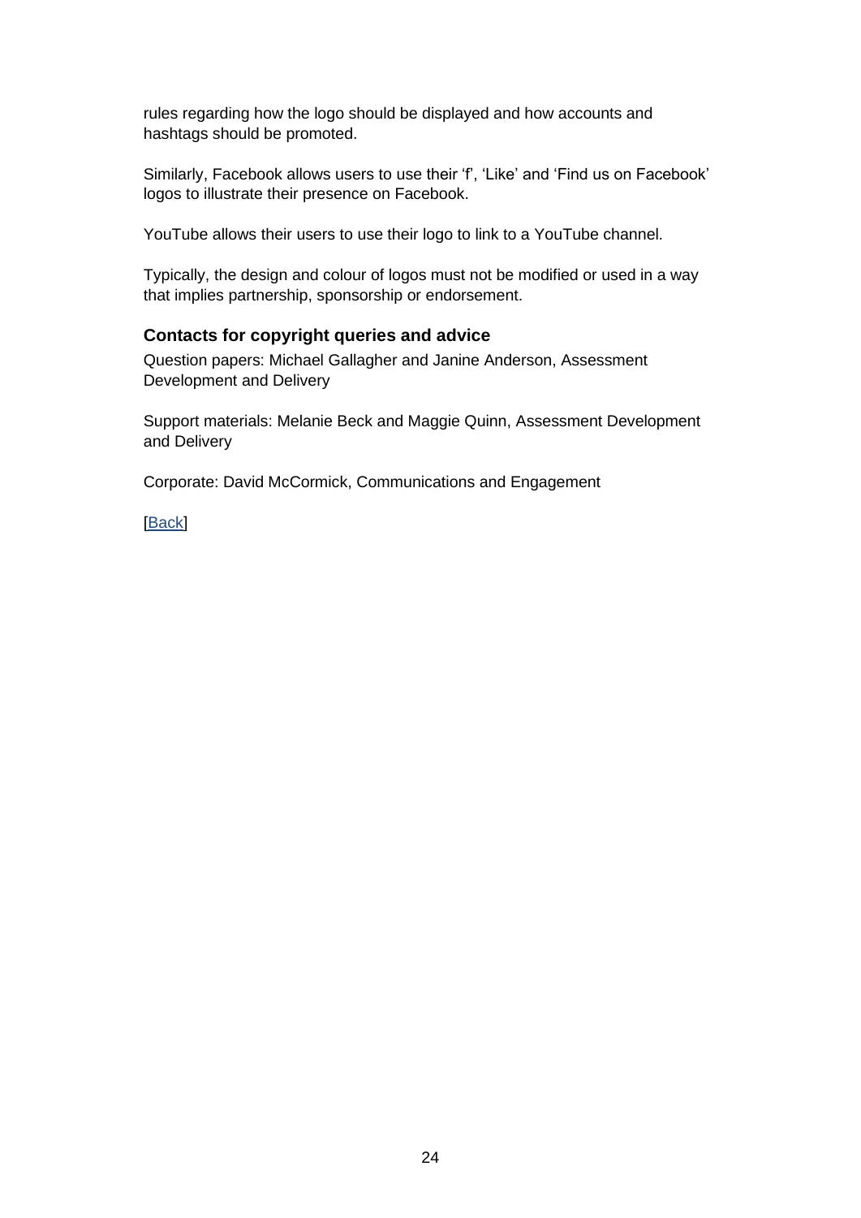rules regarding how the logo should be displayed and how accounts and hashtags should be promoted.

Similarly, Facebook allows users to use their 'f', 'Like' and 'Find us on Facebook' logos to illustrate their presence on Facebook.

YouTube allows their users to use their logo to link to a YouTube channel.

Typically, the design and colour of logos must not be modified or used in a way that implies partnership, sponsorship or endorsement.

### Contacts for copyright queries and advice

Question papers: Michael Gallagher and Janine Anderson, Assessment Development and Delivery

Support materials: Melanie Beck and Maggie Quinn, Assessment Development and Delivery

Corporate: David McCormick, Communications and Engagement

[Back]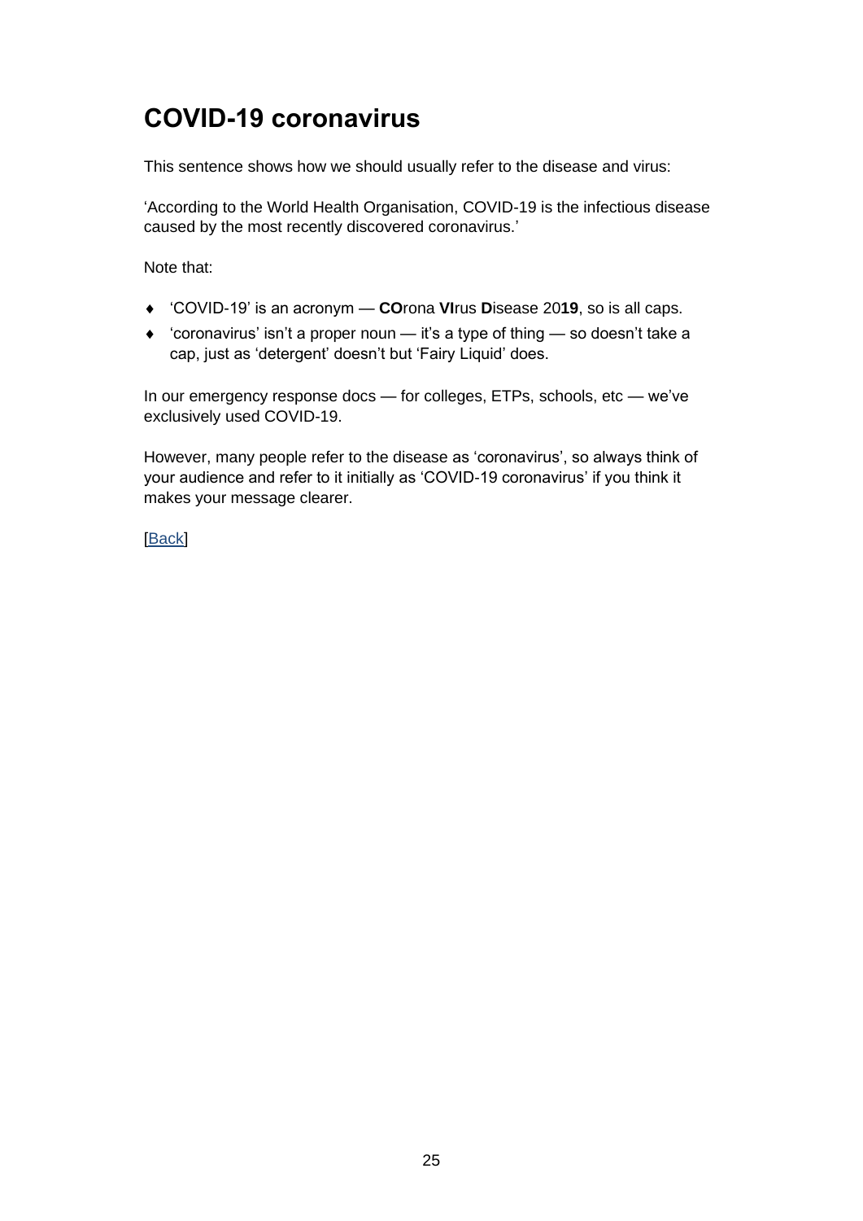# COVID-19 coronavirus

This sentence shows how we should usually refer to the disease and virus:

'According to the World Health Organisation, COVID-19 is the infectious disease caused by the most recently discovered coronavirus.'

Note that:

- 'COVID-19' is an acronym — **CO**rona **VI**rus **D**isease 20**19**, so is all caps.
- 'coronavirus' isn't a proper noun — it's a type of thing — so doesn't take a cap, just as 'detergent' doesn't but 'Fairy Liquid' does.

In our emergency response docs — for colleges, ETPs, schools, etc — we've exclusively used COVID-19.

However, many people refer to the disease as 'coronavirus', so always think of your audience and refer to it initially as 'COVID-19 coronavirus' if you think it makes your message clearer.

[Back]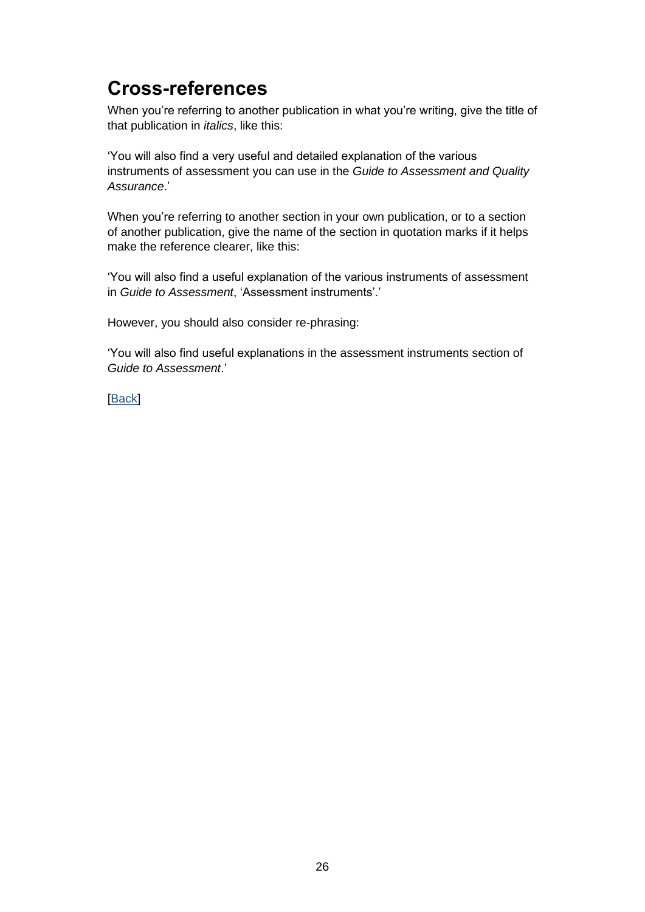## Cross-references

When you're referring to another publication in what you're writing, give the title of that publication in *italics*, like this:

'You will also find a very useful and detailed explanation of the various instruments of assessment you can use in the *Guide to Assessment and Quality Assurance*.'

When you're referring to another section in your own publication, or to a section of another publication, give the name of the section in quotation marks if it helps make the reference clearer, like this:

'You will also find a useful explanation of the various instruments of assessment in *Guide to Assessment*, 'Assessment instruments'.'

However, you should also consider re-phrasing:

'You will also find useful explanations in the assessment instruments section of *Guide to Assessment*.'

[Back]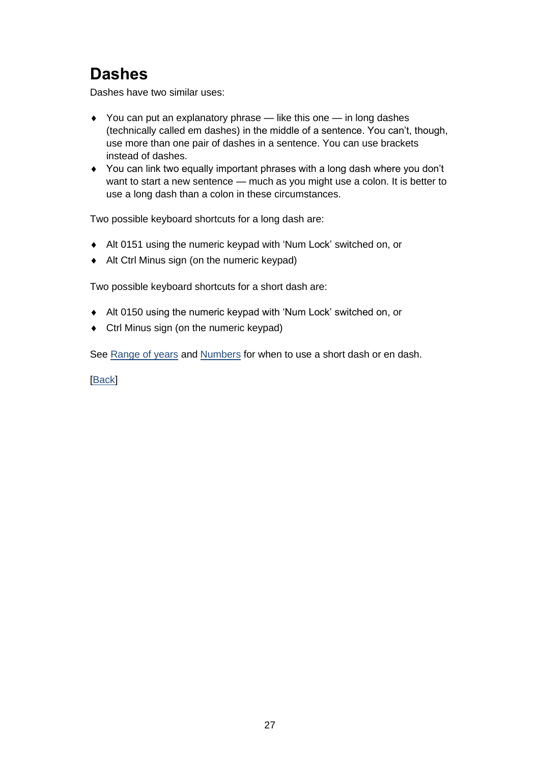## Dashes

Dashes have two similar uses:

- You can put an explanatory phrase — like this one — in long dashes (technically called em dashes) in the middle of a sentence. You can't, though, use more than one pair of dashes in a sentence. You can use brackets instead of dashes.
- You can link two equally important phrases with a long dash where you don't want to start a new sentence — much as you might use a colon. It is better to use a long dash than a colon in these circumstances.

Two possible keyboard shortcuts for a long dash are:

- Alt 0151 using the numeric keypad with 'Num Lock' switched on, or
- Alt Ctrl Minus sign (on the numeric keypad)

Two possible keyboard shortcuts for a short dash are:

- Alt 0150 using the numeric keypad with 'Num Lock' switched on, or
- Ctrl Minus sign (on the numeric keypad)

See Range of years and Numbers for when to use a short dash or en dash.

[Back]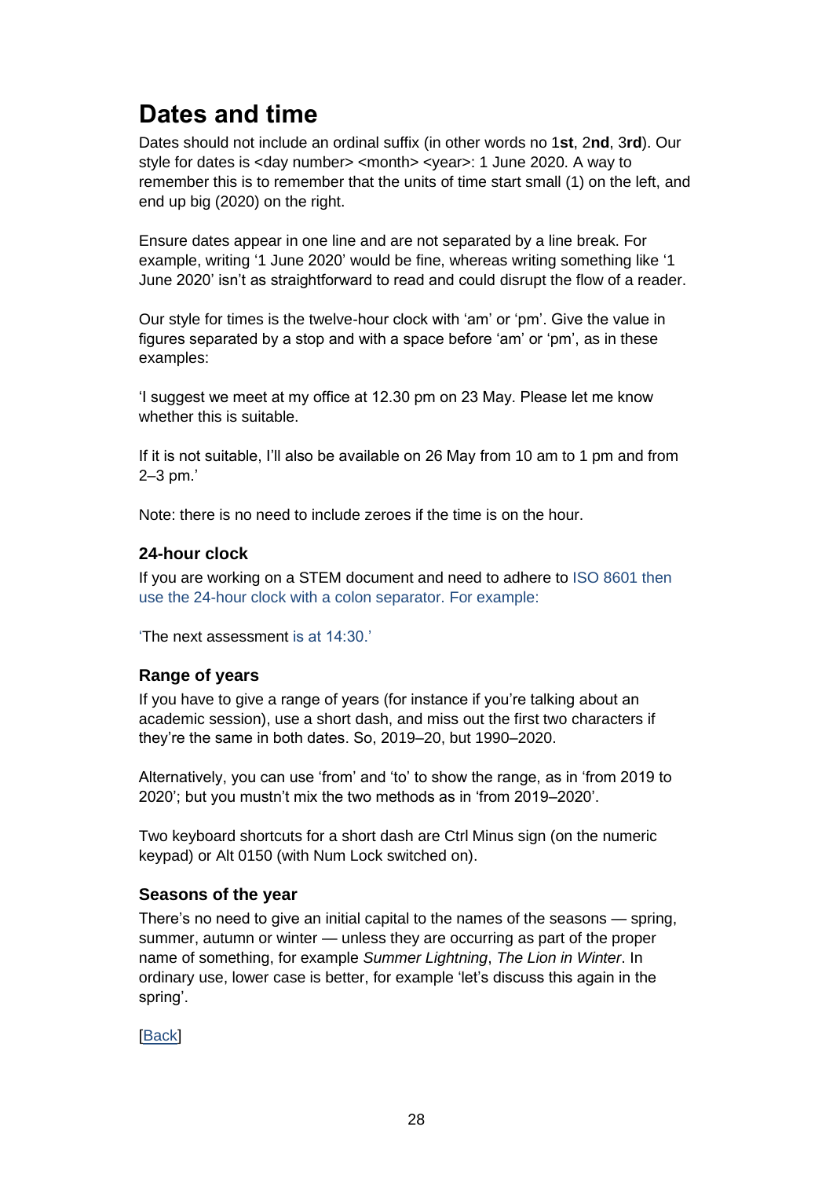# Dates and time

Dates should not include an ordinal suffix (in other words no 1**st**, 2**nd**, 3**rd**). Our style for dates is <day number> <month> <year>: 1 June 2020. A way to remember this is to remember that the units of time start small (1) on the left, and end up big (2020) on the right.

Ensure dates appear in one line and are not separated by a line break. For example, writing '1 June 2020' would be fine, whereas writing something like '1 June 2020' isn't as straightforward to read and could disrupt the flow of a reader.

Our style for times is the twelve-hour clock with 'am' or 'pm'. Give the value in figures separated by a stop and with a space before 'am' or 'pm', as in these examples:

'I suggest we meet at my office at 12.30 pm on 23 May. Please let me know whether this is suitable.

If it is not suitable, I'll also be available on 26 May from 10 am to 1 pm and from 2–3 pm.'

Note: there is no need to include zeroes if the time is on the hour.

### 24-hour clock

If you are working on a STEM document and need to adhere to ISO 8601 then use the 24-hour clock with a colon separator. For example:

'The next assessment is at 14:30.'

### Range of years

If you have to give a range of years (for instance if you're talking about an academic session), use a short dash, and miss out the first two characters if they're the same in both dates. So, 2019–20, but 1990–2020.

Alternatively, you can use 'from' and 'to' to show the range, as in 'from 2019 to 2020'; but you mustn't mix the two methods as in 'from 2019–2020'.

Two keyboard shortcuts for a short dash are Ctrl Minus sign (on the numeric keypad) or Alt 0150 (with Num Lock switched on).

### Seasons of the year

There's no need to give an initial capital to the names of the seasons — spring, summer, autumn or winter — unless they are occurring as part of the proper name of something, for example *Summer Lightning*, *The Lion in Winter*. In ordinary use, lower case is better, for example 'let's discuss this again in the spring'.

[Back]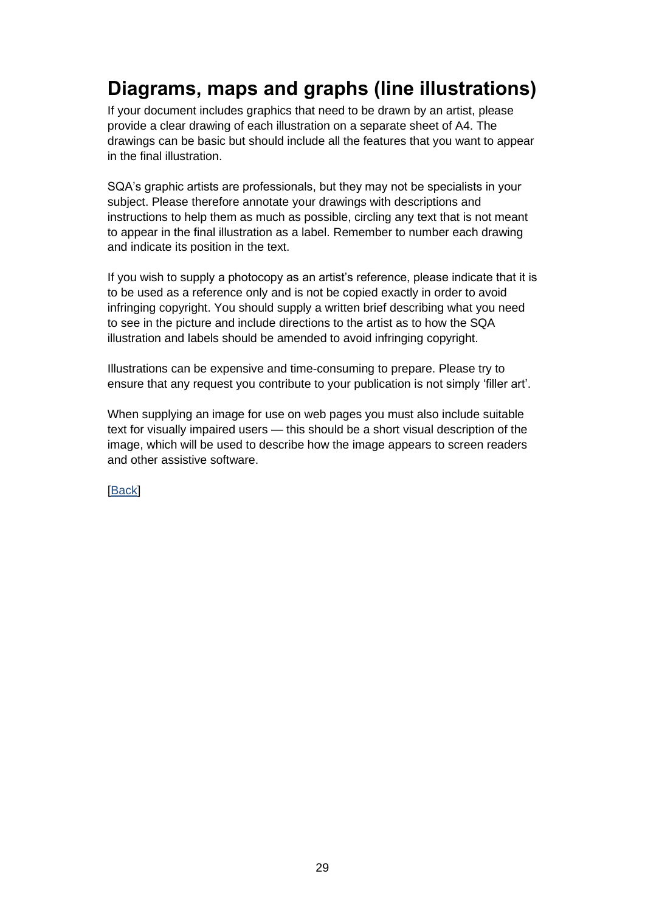## Diagrams, maps and graphs (line illustrations)

If your document includes graphics that need to be drawn by an artist, please provide a clear drawing of each illustration on a separate sheet of A4. The drawings can be basic but should include all the features that you want to appear in the final illustration.

SQA's graphic artists are professionals, but they may not be specialists in your subject. Please therefore annotate your drawings with descriptions and instructions to help them as much as possible, circling any text that is not meant to appear in the final illustration as a label. Remember to number each drawing and indicate its position in the text.

If you wish to supply a photocopy as an artist's reference, please indicate that it is to be used as a reference only and is not be copied exactly in order to avoid infringing copyright. You should supply a written brief describing what you need to see in the picture and include directions to the artist as to how the SQA illustration and labels should be amended to avoid infringing copyright.

Illustrations can be expensive and time-consuming to prepare. Please try to ensure that any request you contribute to your publication is not simply 'filler art'.

When supplying an image for use on web pages you must also include suitable text for visually impaired users — this should be a short visual description of the image, which will be used to describe how the image appears to screen readers and other assistive software.

[Back]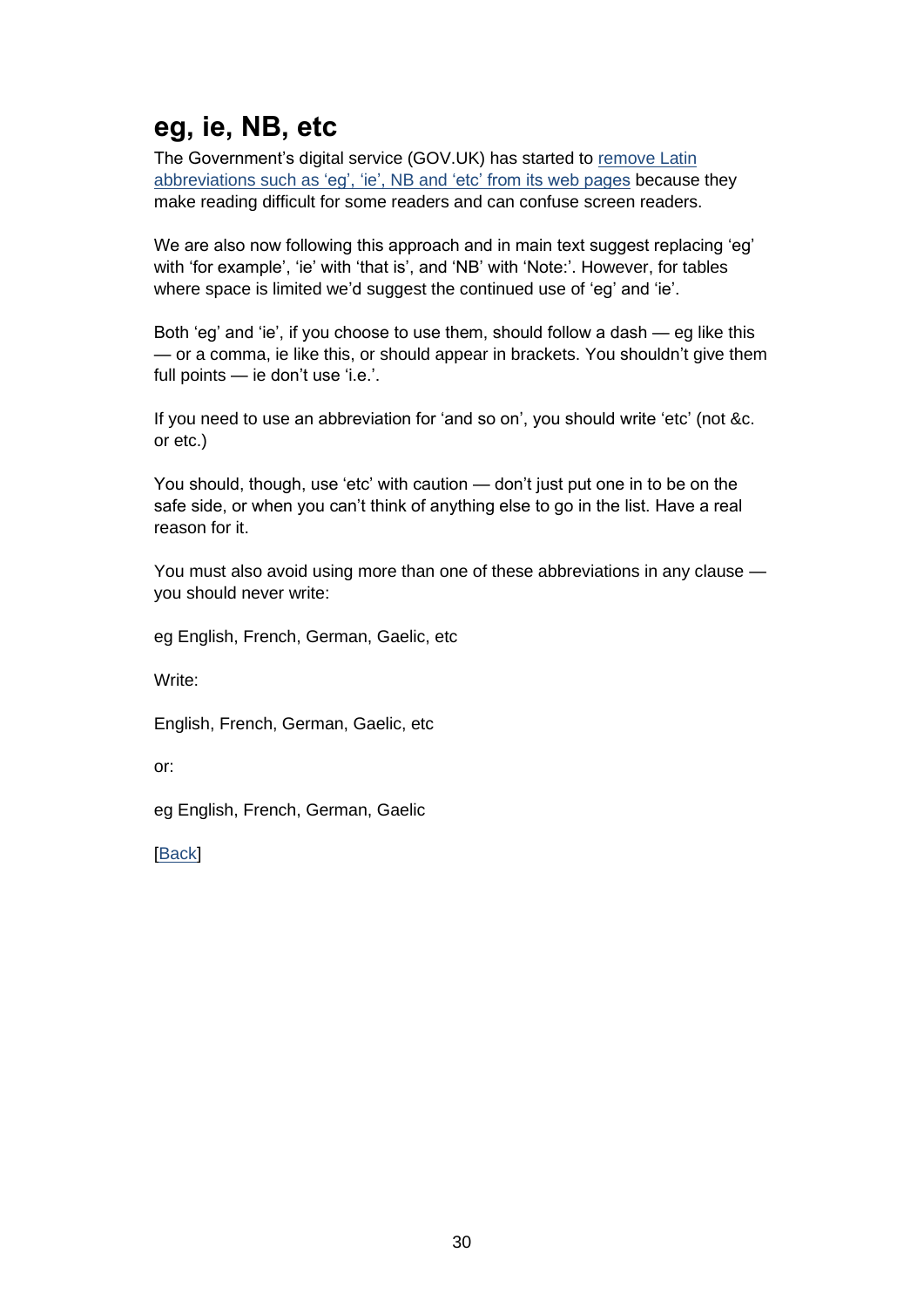## eg, ie, NB, etc

The Government's digital service (GOV.UK) has started to [remove Latin abbreviations such as 'eg', 'ie', NB and 'etc' from its web pages] because they make reading difficult for some readers and can confuse screen readers.

We are also now following this approach and in main text suggest replacing 'eg' with 'for example', 'ie' with 'that is', and 'NB' with 'Note:'. However, for tables where space is limited we'd suggest the continued use of 'eg' and 'ie'.

Both 'eg' and 'ie', if you choose to use them, should follow a dash — eg like this — or a comma, ie like this, or should appear in brackets. You shouldn't give them full points — ie don't use 'i.e.'.

If you need to use an abbreviation for 'and so on', you should write 'etc' (not &c. or etc.)

You should, though, use 'etc' with caution — don't just put one in to be on the safe side, or when you can't think of anything else to go in the list. Have a real reason for it.

You must also avoid using more than one of these abbreviations in any clause — you should never write:

eg English, French, German, Gaelic, etc

Write:

English, French, German, Gaelic, etc

or:

eg English, French, German, Gaelic

[Back]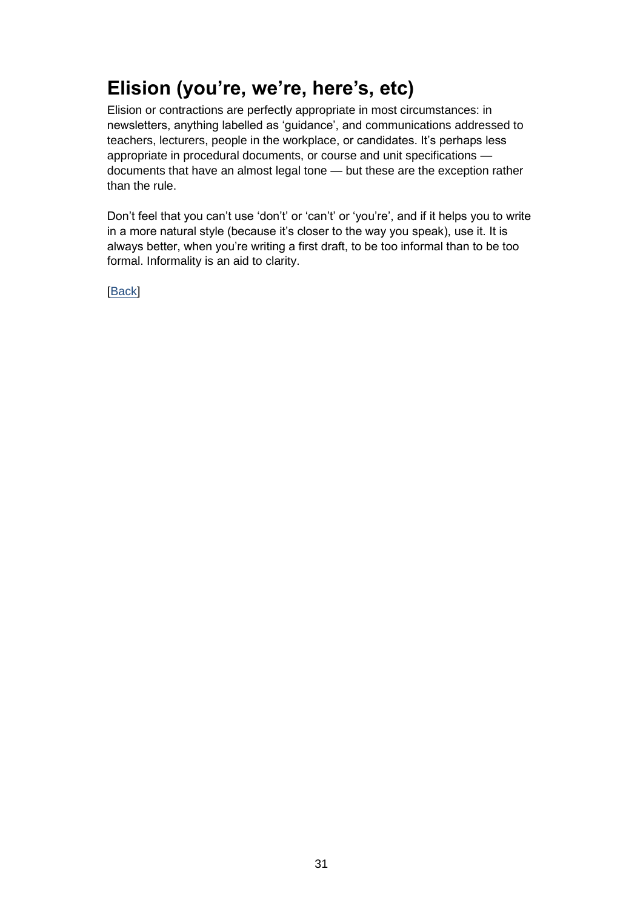## Elision (you’re, we’re, here’s, etc)

Elision or contractions are perfectly appropriate in most circumstances: in newsletters, anything labelled as ‘guidance’, and communications addressed to teachers, lecturers, people in the workplace, or candidates. It’s perhaps less appropriate in procedural documents, or course and unit specifications — documents that have an almost legal tone — but these are the exception rather than the rule.

Don’t feel that you can’t use ‘don’t’ or ‘can’t’ or ‘you’re’, and if it helps you to write in a more natural style (because it’s closer to the way you speak), use it. It is always better, when you’re writing a first draft, to be too informal than to be too formal. Informality is an aid to clarity.

[Back]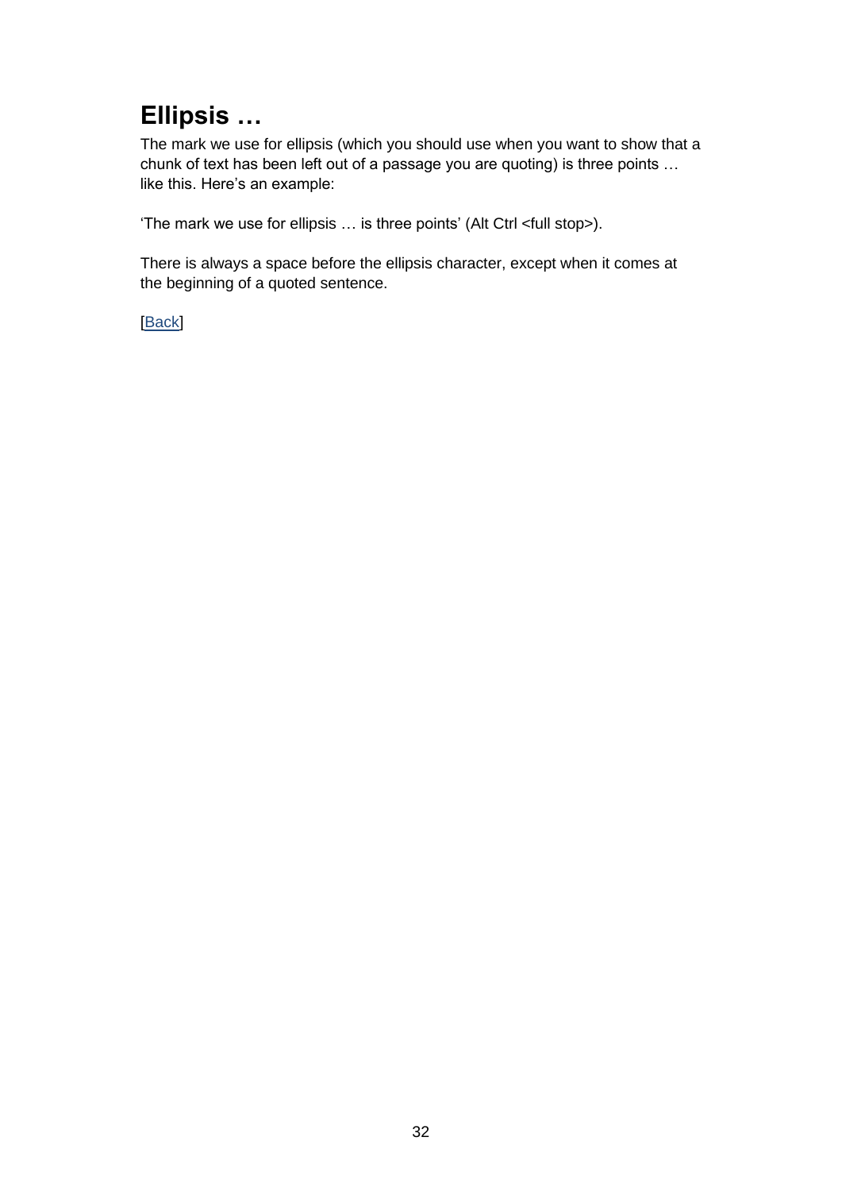# Ellipsis …

The mark we use for ellipsis (which you should use when you want to show that a chunk of text has been left out of a passage you are quoting) is three points … like this. Here's an example:

'The mark we use for ellipsis … is three points' (Alt Ctrl <full stop>).

There is always a space before the ellipsis character, except when it comes at the beginning of a quoted sentence.

[Back]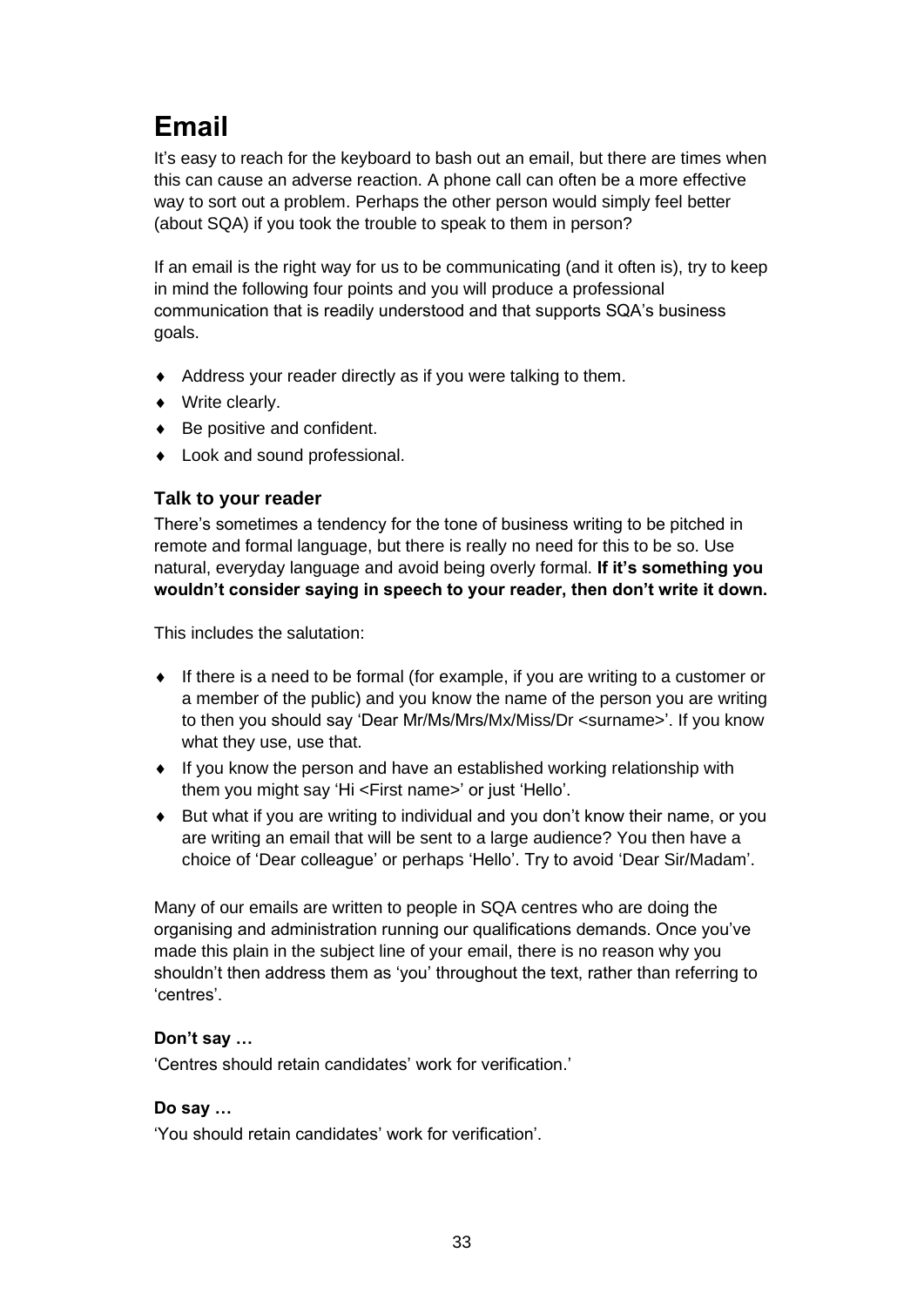# Email

It's easy to reach for the keyboard to bash out an email, but there are times when this can cause an adverse reaction. A phone call can often be a more effective way to sort out a problem. Perhaps the other person would simply feel better (about SQA) if you took the trouble to speak to them in person?

If an email is the right way for us to be communicating (and it often is), try to keep in mind the following four points and you will produce a professional communication that is readily understood and that supports SQA's business goals.

- Address your reader directly as if you were talking to them.
- Write clearly.
- Be positive and confident.
- Look and sound professional.

### Talk to your reader

There's sometimes a tendency for the tone of business writing to be pitched in remote and formal language, but there is really no need for this to be so. Use natural, everyday language and avoid being overly formal. **If it's something you wouldn't consider saying in speech to your reader, then don't write it down.**

This includes the salutation:

- If there is a need to be formal (for example, if you are writing to a customer or a member of the public) and you know the name of the person you are writing to then you should say 'Dear Mr/Ms/Mrs/Mx/Miss/Dr <surname>'. If you know what they use, use that.
- If you know the person and have an established working relationship with them you might say 'Hi <First name>' or just 'Hello'.
- But what if you are writing to individual and you don't know their name, or you are writing an email that will be sent to a large audience? You then have a choice of 'Dear colleague' or perhaps 'Hello'. Try to avoid 'Dear Sir/Madam'.

Many of our emails are written to people in SQA centres who are doing the organising and administration running our qualifications demands. Once you've made this plain in the subject line of your email, there is no reason why you shouldn't then address them as 'you' throughout the text, rather than referring to 'centres'.

**Don't say …**

'Centres should retain candidates' work for verification.'

**Do say …**

'You should retain candidates' work for verification'.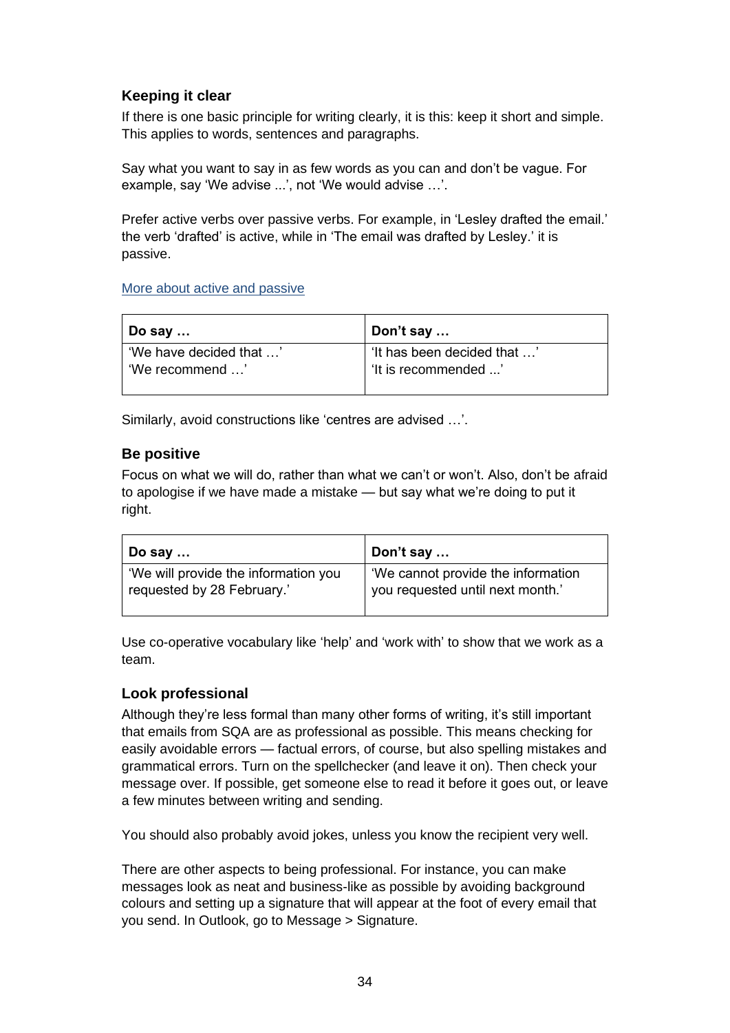### Keeping it clear

If there is one basic principle for writing clearly, it is this: keep it short and simple. This applies to words, sentences and paragraphs.

Say what you want to say in as few words as you can and don't be vague. For example, say 'We advise ...', not 'We would advise …'.

Prefer active verbs over passive verbs. For example, in 'Lesley drafted the email.' the verb 'drafted' is active, while in 'The email was drafted by Lesley.' it is passive.

More about active and passive

| Do say … | Don't say … |
|---|---|
| 'We have decided that …'<br>'We recommend …' | 'It has been decided that …'<br>'It is recommended ...' |

Similarly, avoid constructions like 'centres are advised …'.

### Be positive

Focus on what we will do, rather than what we can't or won't. Also, don't be afraid to apologise if we have made a mistake — but say what we're doing to put it right.

| Do say … | Don't say … |
|---|---|
| 'We will provide the information you requested by 28 February.' | 'We cannot provide the information you requested until next month.' |

Use co-operative vocabulary like 'help' and 'work with' to show that we work as a team.

### Look professional

Although they're less formal than many other forms of writing, it's still important that emails from SQA are as professional as possible. This means checking for easily avoidable errors — factual errors, of course, but also spelling mistakes and grammatical errors. Turn on the spellchecker (and leave it on). Then check your message over. If possible, get someone else to read it before it goes out, or leave a few minutes between writing and sending.

You should also probably avoid jokes, unless you know the recipient very well.

There are other aspects to being professional. For instance, you can make messages look as neat and business-like as possible by avoiding background colours and setting up a signature that will appear at the foot of every email that you send. In Outlook, go to Message > Signature.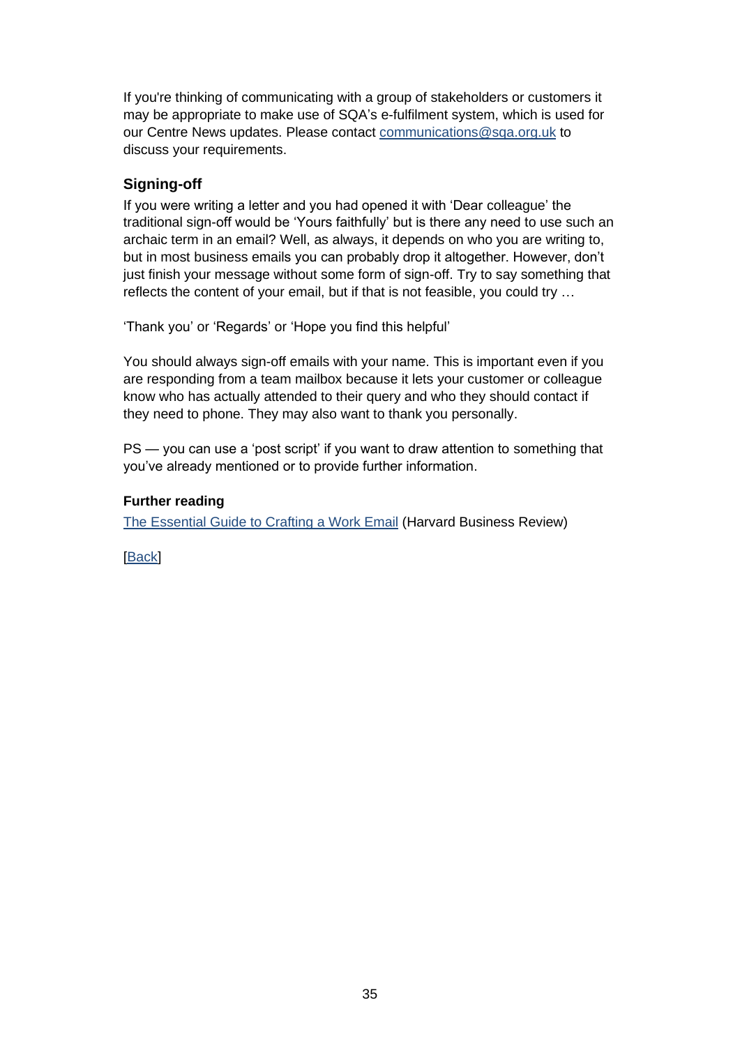If you're thinking of communicating with a group of stakeholders or customers it may be appropriate to make use of SQA's e-fulfilment system, which is used for our Centre News updates. Please contact [communications@sqa.org.uk](mailto:communications@sqa.org.uk) to discuss your requirements.

### Signing-off

If you were writing a letter and you had opened it with 'Dear colleague' the traditional sign-off would be 'Yours faithfully' but is there any need to use such an archaic term in an email? Well, as always, it depends on who you are writing to, but in most business emails you can probably drop it altogether. However, don't just finish your message without some form of sign-off. Try to say something that reflects the content of your email, but if that is not feasible, you could try …

'Thank you' or 'Regards' or 'Hope you find this helpful'

You should always sign-off emails with your name. This is important even if you are responding from a team mailbox because it lets your customer or colleague know who has actually attended to their query and who they should contact if they need to phone. They may also want to thank you personally.

PS — you can use a 'post script' if you want to draw attention to something that you've already mentioned or to provide further information.

**Further reading**

The Essential Guide to Crafting a Work Email (Harvard Business Review)

[Back]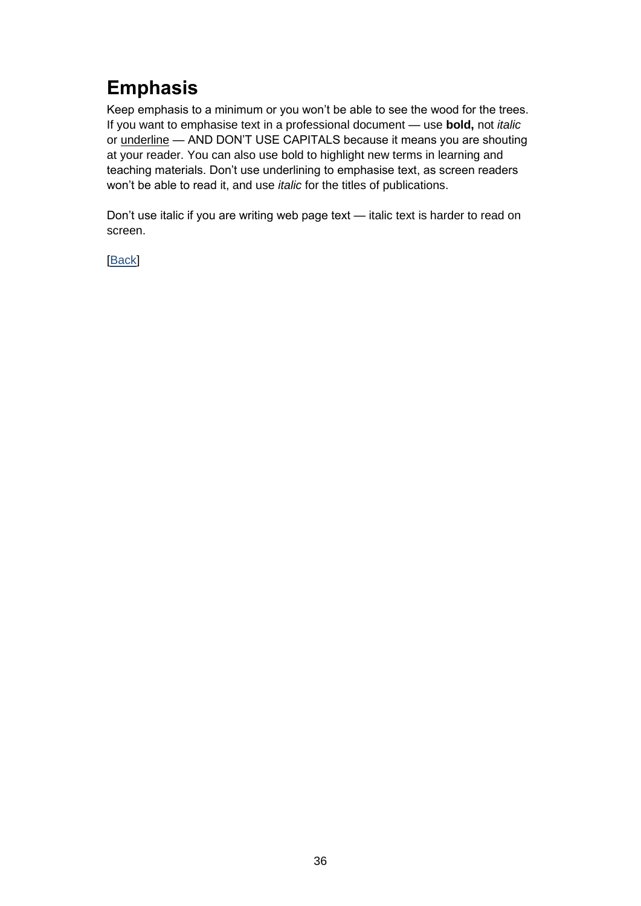# Emphasis

Keep emphasis to a minimum or you won't be able to see the wood for the trees. If you want to emphasise text in a professional document — use **bold,** not *italic* or <u>underline</u> — AND DON'T USE CAPITALS because it means you are shouting at your reader. You can also use bold to highlight new terms in learning and teaching materials. Don't use underlining to emphasise text, as screen readers won't be able to read it, and use *italic* for the titles of publications.

Don't use italic if you are writing web page text — italic text is harder to read on screen.

[Back]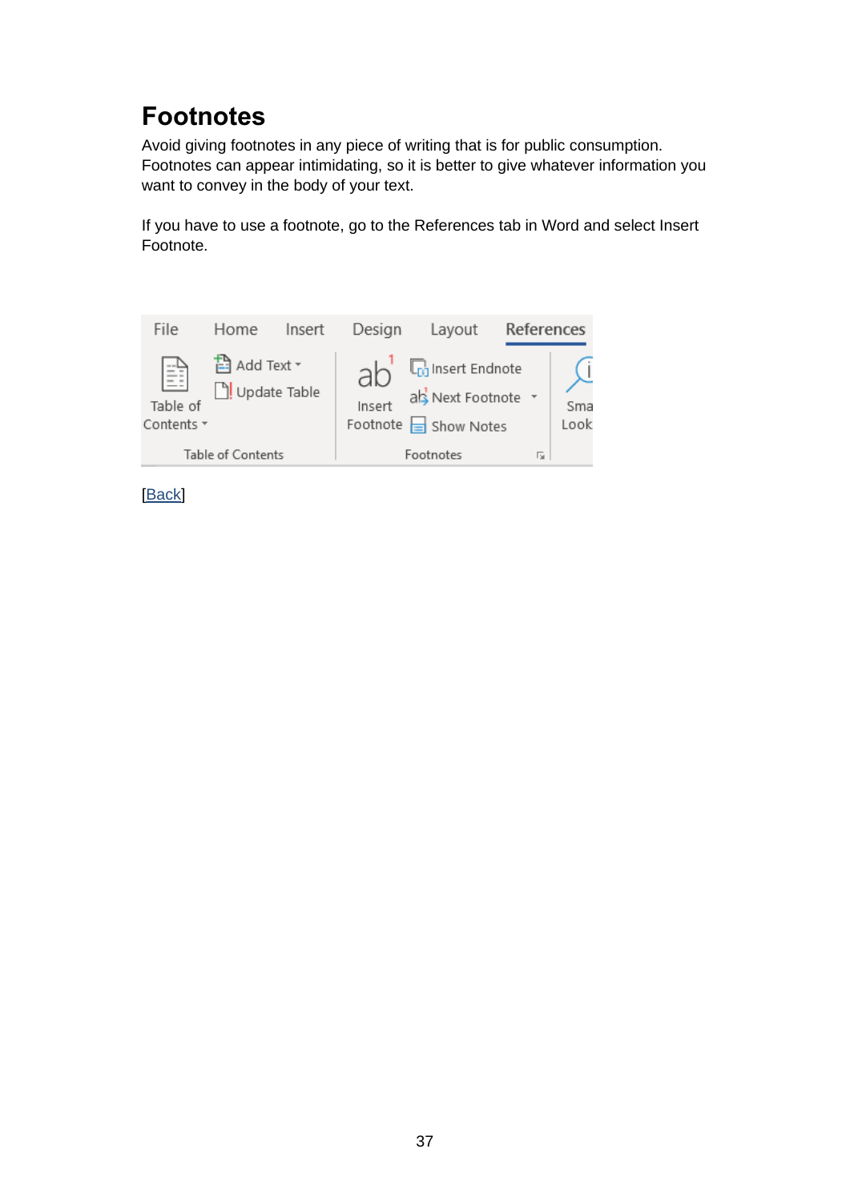# Footnotes

Avoid giving footnotes in any piece of writing that is for public consumption. Footnotes can appear intimidating, so it is better to give whatever information you want to convey in the body of your text.

If you have to use a footnote, go to the References tab in Word and select Insert Footnote.

[Back]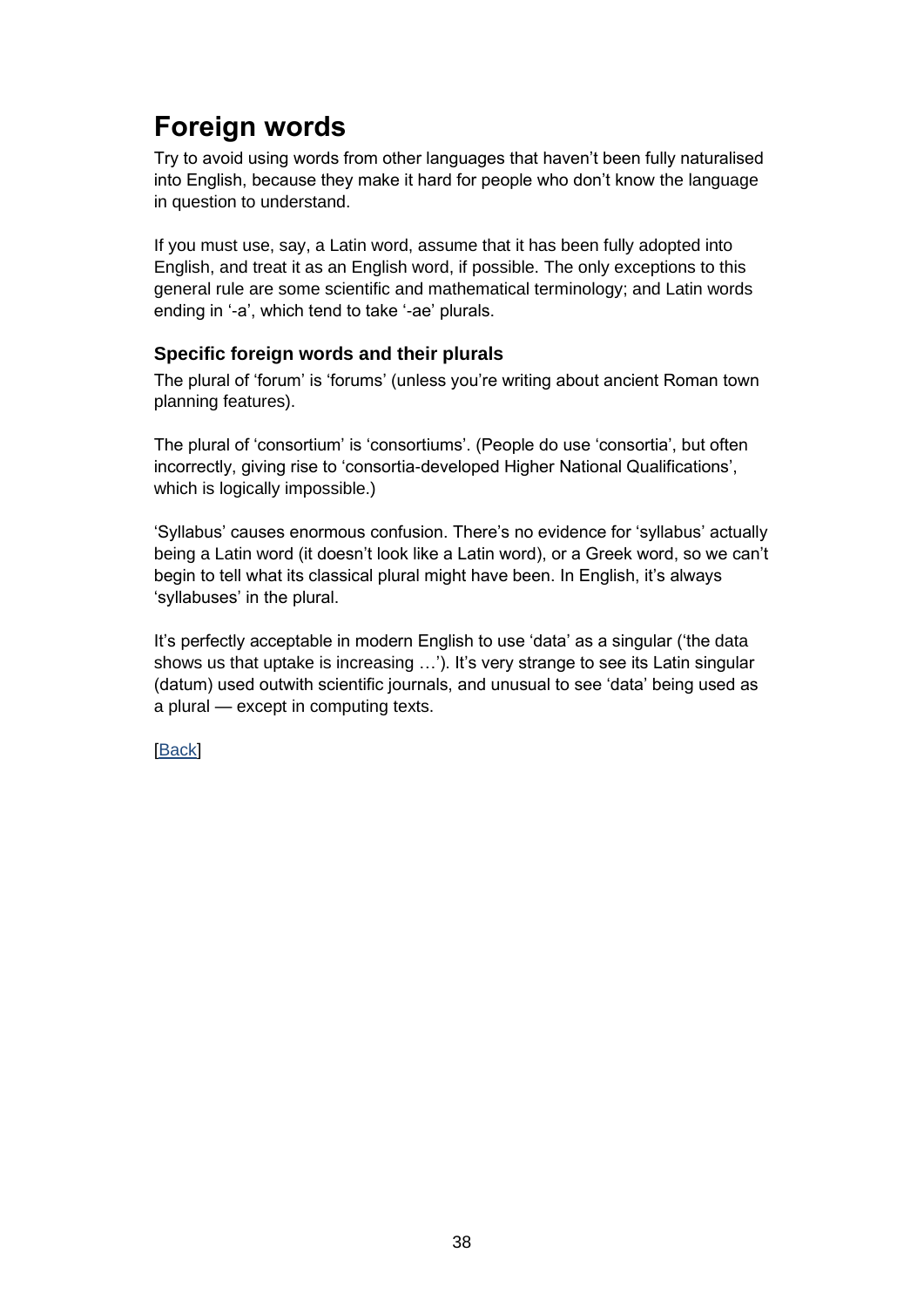# Foreign words

Try to avoid using words from other languages that haven't been fully naturalised into English, because they make it hard for people who don't know the language in question to understand.

If you must use, say, a Latin word, assume that it has been fully adopted into English, and treat it as an English word, if possible. The only exceptions to this general rule are some scientific and mathematical terminology; and Latin words ending in '-a', which tend to take '-ae' plurals.

### Specific foreign words and their plurals

The plural of 'forum' is 'forums' (unless you're writing about ancient Roman town planning features).

The plural of 'consortium' is 'consortiums'. (People do use 'consortia', but often incorrectly, giving rise to 'consortia-developed Higher National Qualifications', which is logically impossible.)

'Syllabus' causes enormous confusion. There's no evidence for 'syllabus' actually being a Latin word (it doesn't look like a Latin word), or a Greek word, so we can't begin to tell what its classical plural might have been. In English, it's always 'syllabuses' in the plural.

It's perfectly acceptable in modern English to use 'data' as a singular ('the data shows us that uptake is increasing …'). It's very strange to see its Latin singular (datum) used outwith scientific journals, and unusual to see 'data' being used as a plural — except in computing texts.

[Back]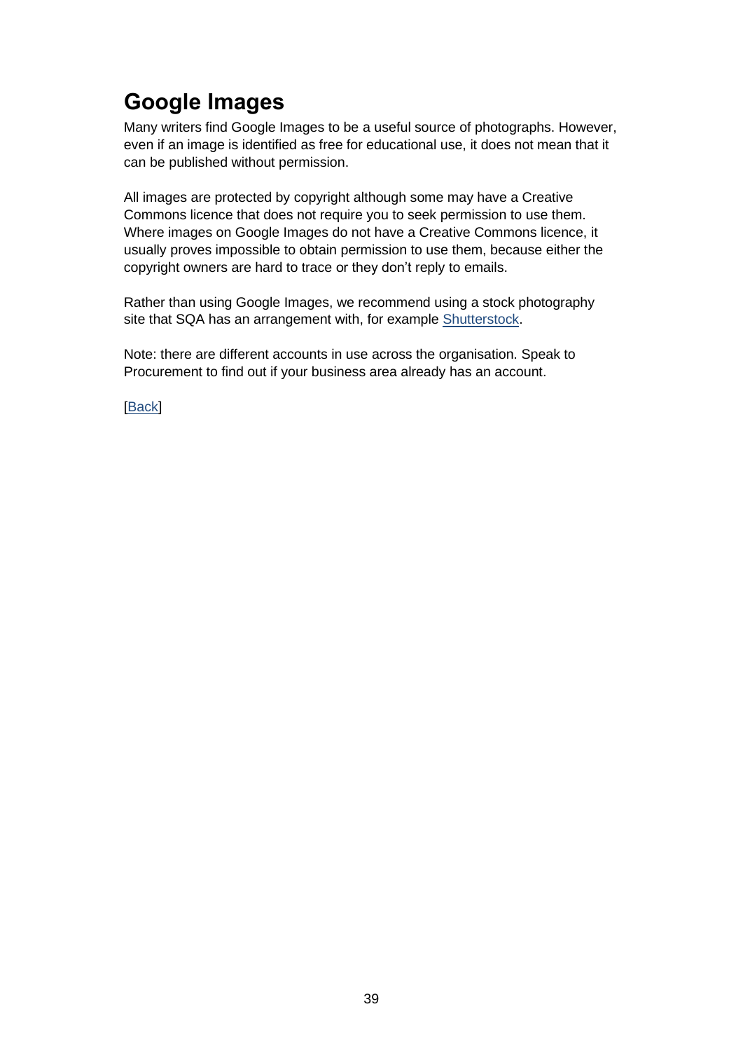## Google Images

Many writers find Google Images to be a useful source of photographs. However, even if an image is identified as free for educational use, it does not mean that it can be published without permission.

All images are protected by copyright although some may have a Creative Commons licence that does not require you to seek permission to use them. Where images on Google Images do not have a Creative Commons licence, it usually proves impossible to obtain permission to use them, because either the copyright owners are hard to trace or they don't reply to emails.

Rather than using Google Images, we recommend using a stock photography site that SQA has an arrangement with, for example Shutterstock.

Note: there are different accounts in use across the organisation. Speak to Procurement to find out if your business area already has an account.

[Back]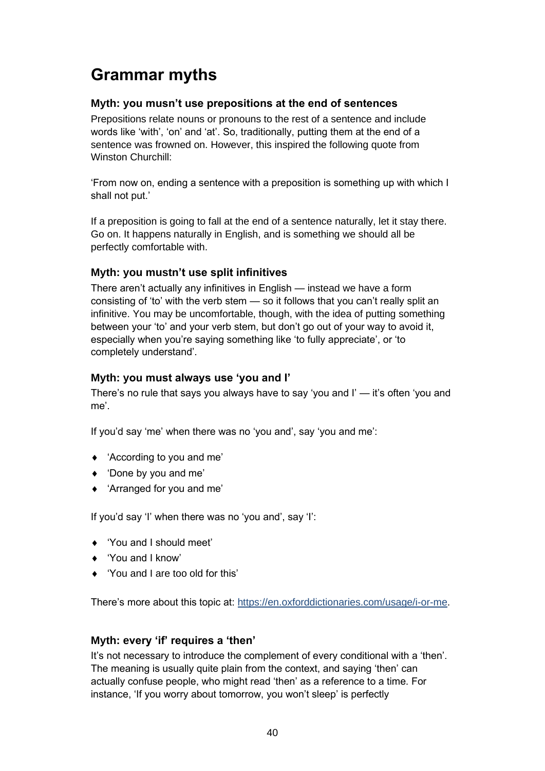# Grammar myths

### Myth: you musn't use prepositions at the end of sentences

Prepositions relate nouns or pronouns to the rest of a sentence and include words like 'with', 'on' and 'at'. So, traditionally, putting them at the end of a sentence was frowned on. However, this inspired the following quote from Winston Churchill:

'From now on, ending a sentence with a preposition is something up with which I shall not put.'

If a preposition is going to fall at the end of a sentence naturally, let it stay there. Go on. It happens naturally in English, and is something we should all be perfectly comfortable with.

### Myth: you mustn't use split infinitives

There aren't actually any infinitives in English — instead we have a form consisting of 'to' with the verb stem — so it follows that you can't really split an infinitive. You may be uncomfortable, though, with the idea of putting something between your 'to' and your verb stem, but don't go out of your way to avoid it, especially when you're saying something like 'to fully appreciate', or 'to completely understand'.

### Myth: you must always use 'you and I'

There's no rule that says you always have to say 'you and I' — it's often 'you and me'.

If you'd say 'me' when there was no 'you and', say 'you and me':

- 'According to you and me'
- 'Done by you and me'
- 'Arranged for you and me'

If you'd say 'I' when there was no 'you and', say 'I':

- 'You and I should meet'
- 'You and I know'
- 'You and I are too old for this'

There's more about this topic at: https://en.oxforddictionaries.com/usage/i-or-me.

### Myth: every 'if' requires a 'then'

It's not necessary to introduce the complement of every conditional with a 'then'. The meaning is usually quite plain from the context, and saying 'then' can actually confuse people, who might read 'then' as a reference to a time. For instance, 'If you worry about tomorrow, you won't sleep' is perfectly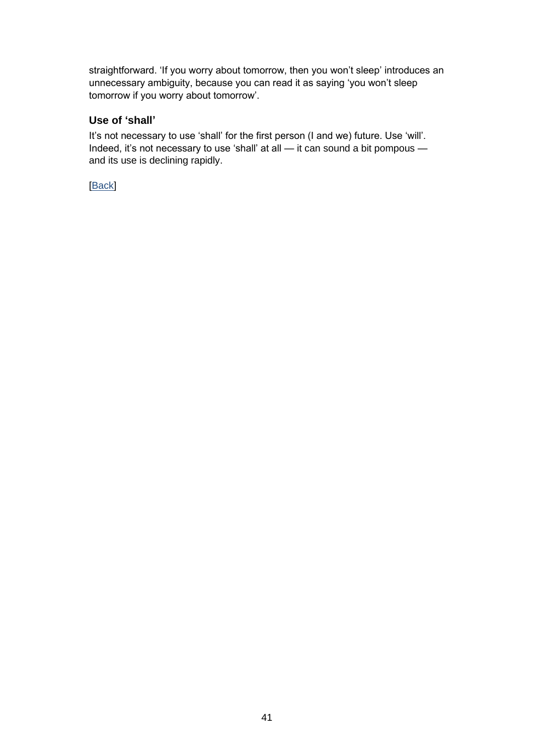straightforward. 'If you worry about tomorrow, then you won't sleep' introduces an unnecessary ambiguity, because you can read it as saying 'you won't sleep tomorrow if you worry about tomorrow'.

### Use of 'shall'

It's not necessary to use 'shall' for the first person (I and we) future. Use 'will'. Indeed, it's not necessary to use 'shall' at all — it can sound a bit pompous — and its use is declining rapidly.

[Back]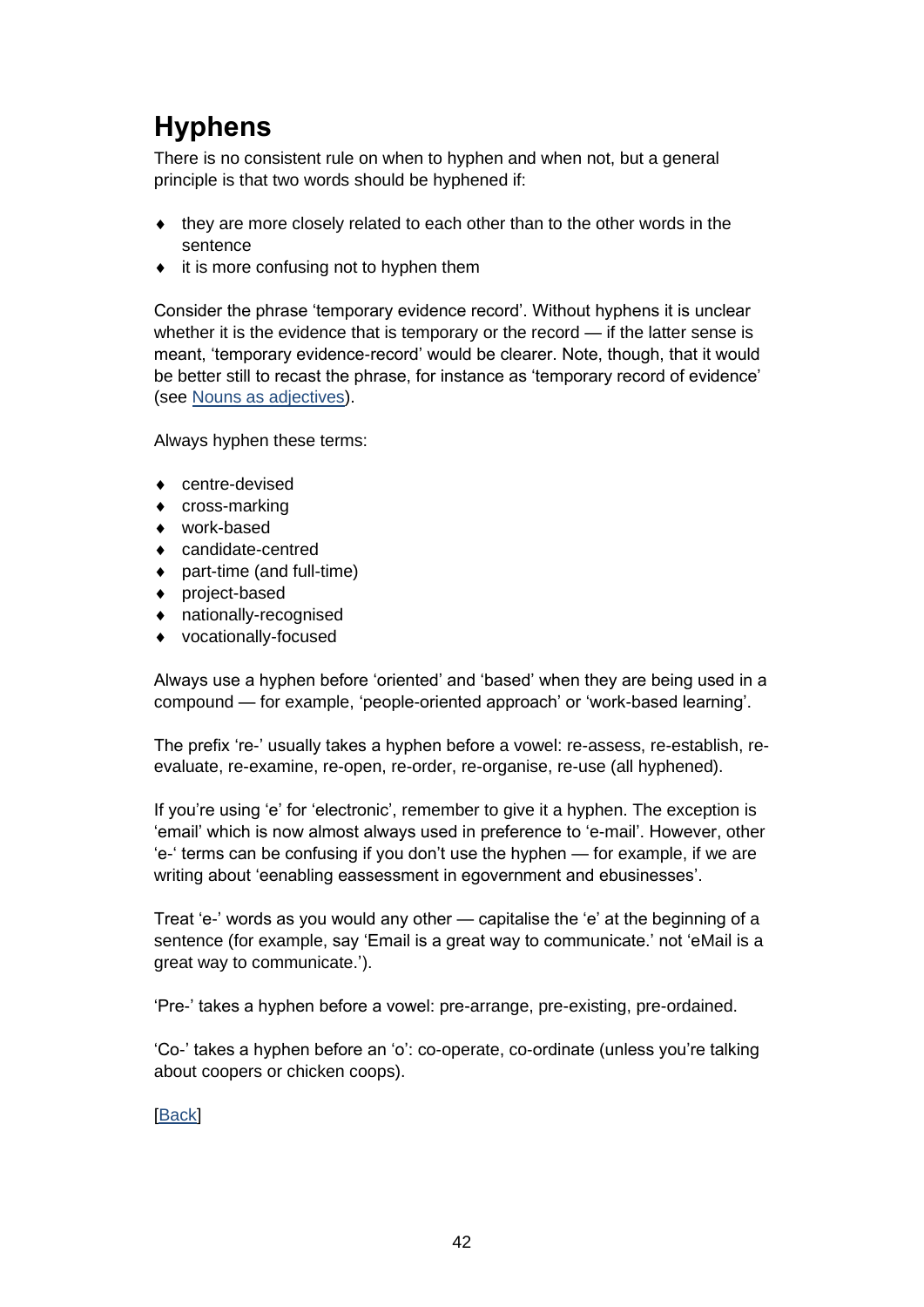# Hyphens

There is no consistent rule on when to hyphen and when not, but a general principle is that two words should be hyphened if:

- they are more closely related to each other than to the other words in the sentence
- it is more confusing not to hyphen them

Consider the phrase 'temporary evidence record'. Without hyphens it is unclear whether it is the evidence that is temporary or the record — if the latter sense is meant, 'temporary evidence-record' would be clearer. Note, though, that it would be better still to recast the phrase, for instance as 'temporary record of evidence' (see Nouns as adjectives).

Always hyphen these terms:

- centre-devised
- cross-marking
- work-based
- candidate-centred
- part-time (and full-time)
- project-based
- nationally-recognised
- vocationally-focused

Always use a hyphen before 'oriented' and 'based' when they are being used in a compound — for example, 'people-oriented approach' or 'work-based learning'.

The prefix 're-' usually takes a hyphen before a vowel: re-assess, re-establish, re-evaluate, re-examine, re-open, re-order, re-organise, re-use (all hyphened).

If you're using 'e' for 'electronic', remember to give it a hyphen. The exception is 'email' which is now almost always used in preference to 'e-mail'. However, other 'e-' terms can be confusing if you don't use the hyphen — for example, if we are writing about 'eenabling eassessment in egovernment and ebusinesses'.

Treat 'e-' words as you would any other — capitalise the 'e' at the beginning of a sentence (for example, say 'Email is a great way to communicate.' not 'eMail is a great way to communicate.').

'Pre-' takes a hyphen before a vowel: pre-arrange, pre-existing, pre-ordained.

'Co-' takes a hyphen before an 'o': co-operate, co-ordinate (unless you're talking about coopers or chicken coops).

[Back]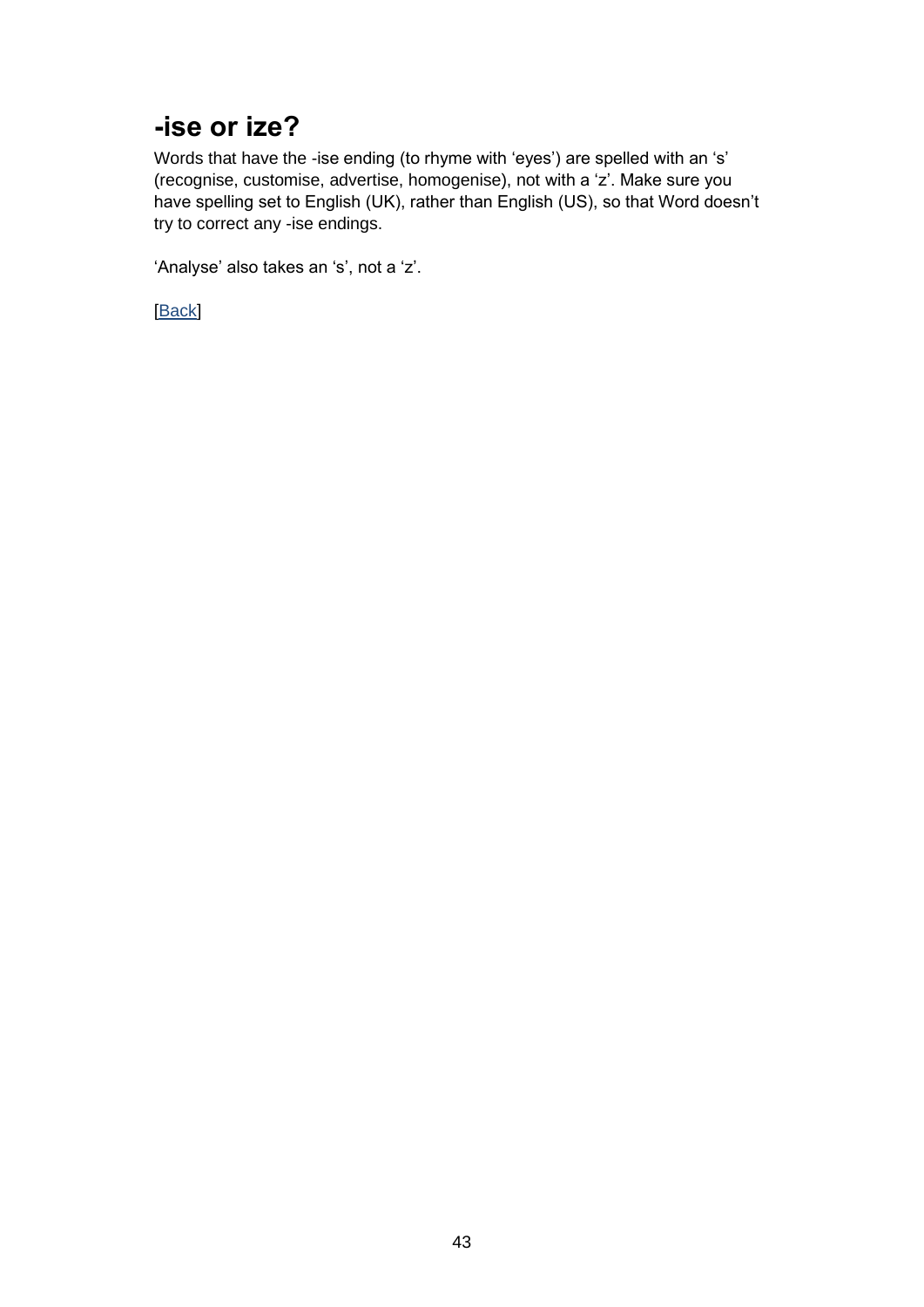## -ise or ize?

Words that have the -ise ending (to rhyme with ‘eyes’) are spelled with an ‘s’ (recognise, customise, advertise, homogenise), not with a ‘z’. Make sure you have spelling set to English (UK), rather than English (US), so that Word doesn’t try to correct any -ise endings.

‘Analyse’ also takes an ‘s’, not a ‘z’.

[Back]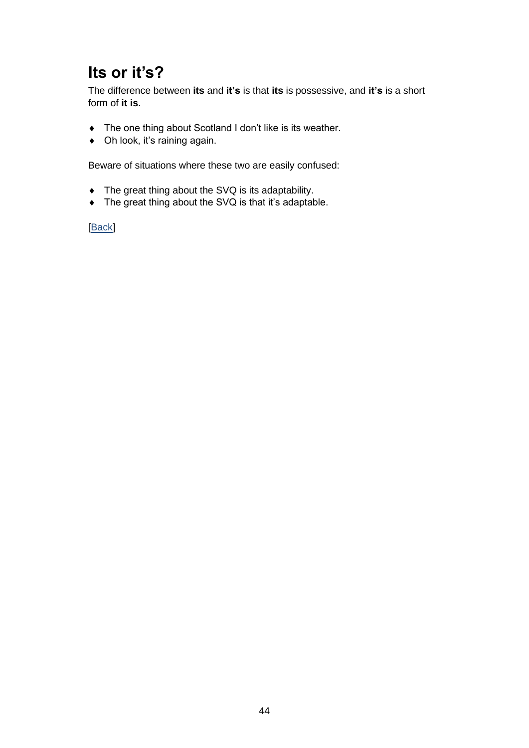# Its or it's?

The difference between **its** and **it's** is that **its** is possessive, and **it's** is a short form of **it is**.

- The one thing about Scotland I don't like is its weather.
- Oh look, it's raining again.

Beware of situations where these two are easily confused:

- The great thing about the SVQ is its adaptability.
- The great thing about the SVQ is that it's adaptable.

[Back]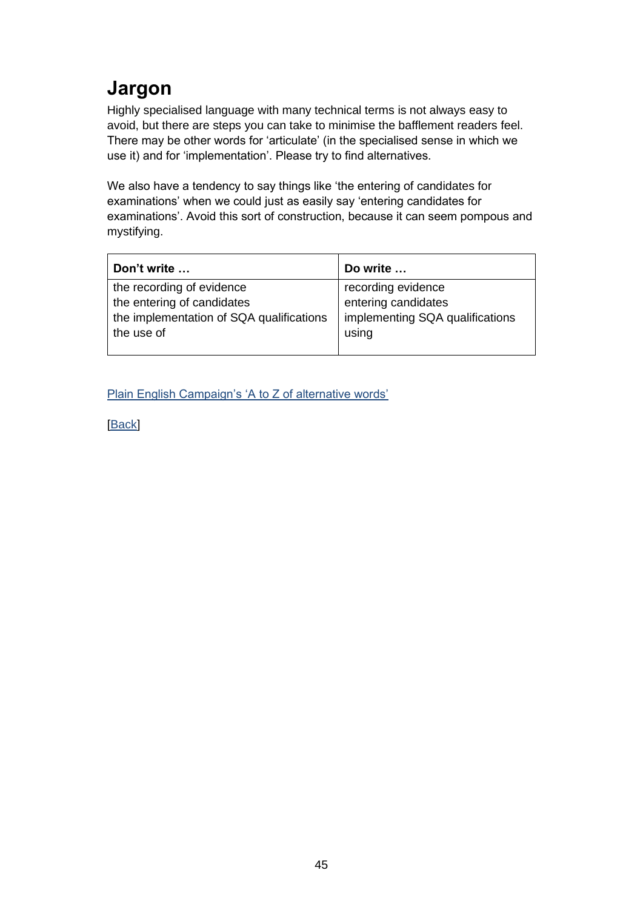# Jargon

Highly specialised language with many technical terms is not always easy to avoid, but there are steps you can take to minimise the bafflement readers feel. There may be other words for ‘articulate’ (in the specialised sense in which we use it) and for ‘implementation’. Please try to find alternatives.

We also have a tendency to say things like ‘the entering of candidates for examinations’ when we could just as easily say ‘entering candidates for examinations’. Avoid this sort of construction, because it can seem pompous and mystifying.

| **Don’t write …** | **Do write …** |
| --- | --- |
| the recording of evidence<br>the entering of candidates<br>the implementation of SQA qualifications<br>the use of | recording evidence<br>entering candidates<br>implementing SQA qualifications<br>using |

Plain English Campaign’s ‘A to Z of alternative words’

[Back]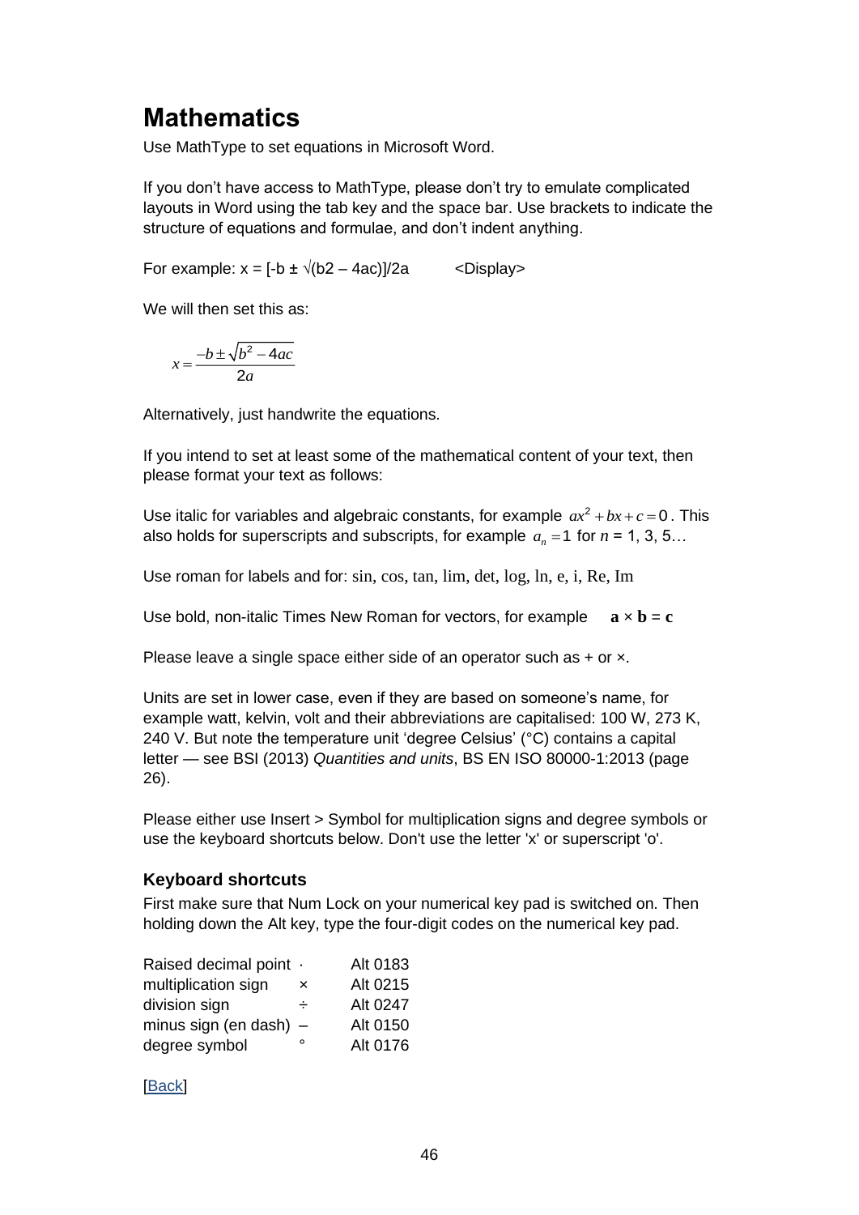# Mathematics

Use MathType to set equations in Microsoft Word.

If you don't have access to MathType, please don't try to emulate complicated layouts in Word using the tab key and the space bar. Use brackets to indicate the structure of equations and formulae, and don't indent anything.

For example: x = [-b ± √(b2 – 4ac)]/2a <Display>

We will then set this as:

$$x = \frac{-b \pm \sqrt{b^2 - 4ac}}{2a}$$

Alternatively, just handwrite the equations.

If you intend to set at least some of the mathematical content of your text, then please format your text as follows:

Use italic for variables and algebraic constants, for example $ax^2 + bx + c = 0$. This also holds for superscripts and subscripts, for example $a_n = 1$ for $n$ = 1, 3, 5…

Use roman for labels and for: sin, cos, tan, lim, det, log, ln, e, i, Re, Im

Use bold, non-italic Times New Roman for vectors, for example **a** × **b** = **c**

Please leave a single space either side of an operator such as + or ×.

Units are set in lower case, even if they are based on someone's name, for example watt, kelvin, volt and their abbreviations are capitalised: 100 W, 273 K, 240 V. But note the temperature unit 'degree Celsius' (°C) contains a capital letter — see BSI (2013) *Quantities and units*, BS EN ISO 80000-1:2013 (page 26).

Please either use Insert > Symbol for multiplication signs and degree symbols or use the keyboard shortcuts below. Don't use the letter 'x' or superscript 'o'.

### Keyboard shortcuts

First make sure that Num Lock on your numerical key pad is switched on. Then holding down the Alt key, type the four-digit codes on the numerical key pad.

| | | |
|---|---|---|
| Raised decimal point | · | Alt 0183 |
| multiplication sign | × | Alt 0215 |
| division sign | ÷ | Alt 0247 |
| minus sign (en dash) | – | Alt 0150 |
| degree symbol | ° | Alt 0176 |

[Back]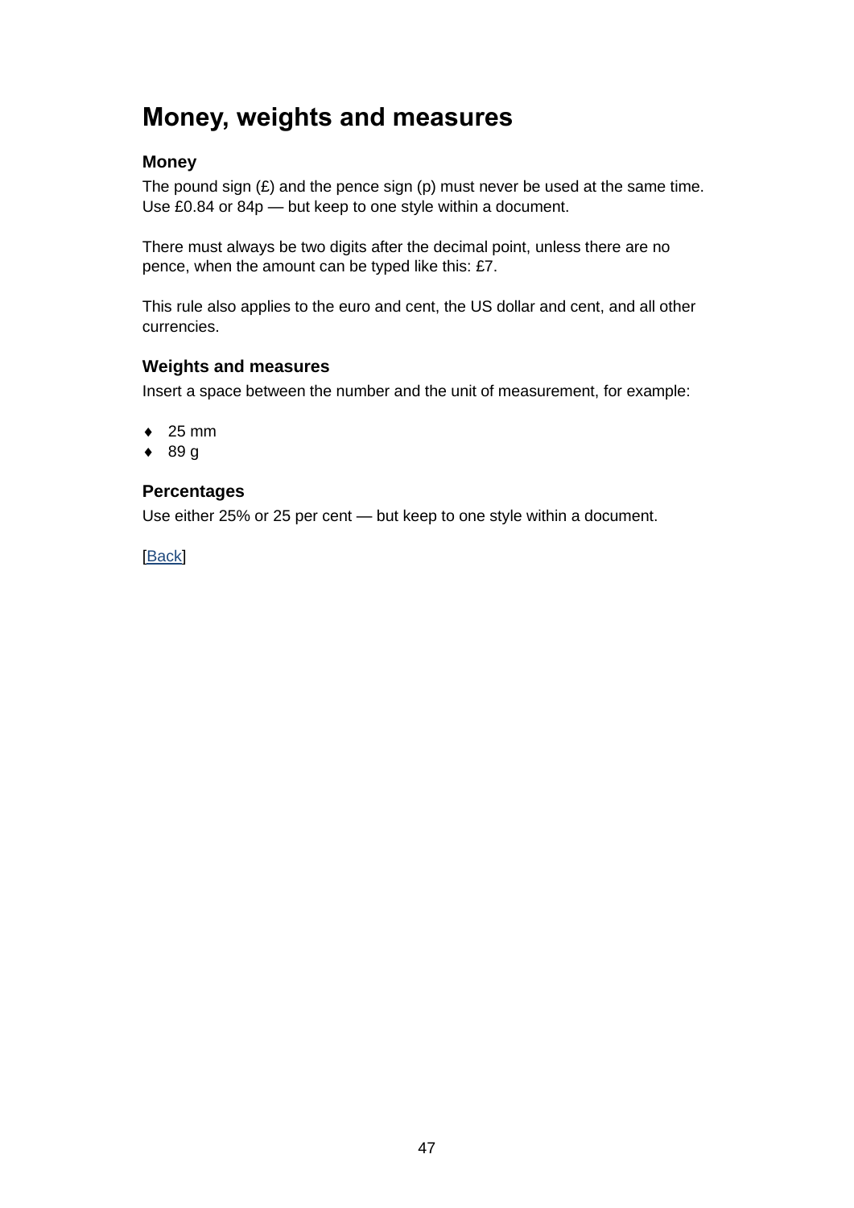# Money, weights and measures

### Money

The pound sign (£) and the pence sign (p) must never be used at the same time. Use £0.84 or 84p — but keep to one style within a document.

There must always be two digits after the decimal point, unless there are no pence, when the amount can be typed like this: £7.

This rule also applies to the euro and cent, the US dollar and cent, and all other currencies.

### Weights and measures

Insert a space between the number and the unit of measurement, for example:

- 25 mm
- 89 g

### Percentages

Use either 25% or 25 per cent — but keep to one style within a document.

[Back]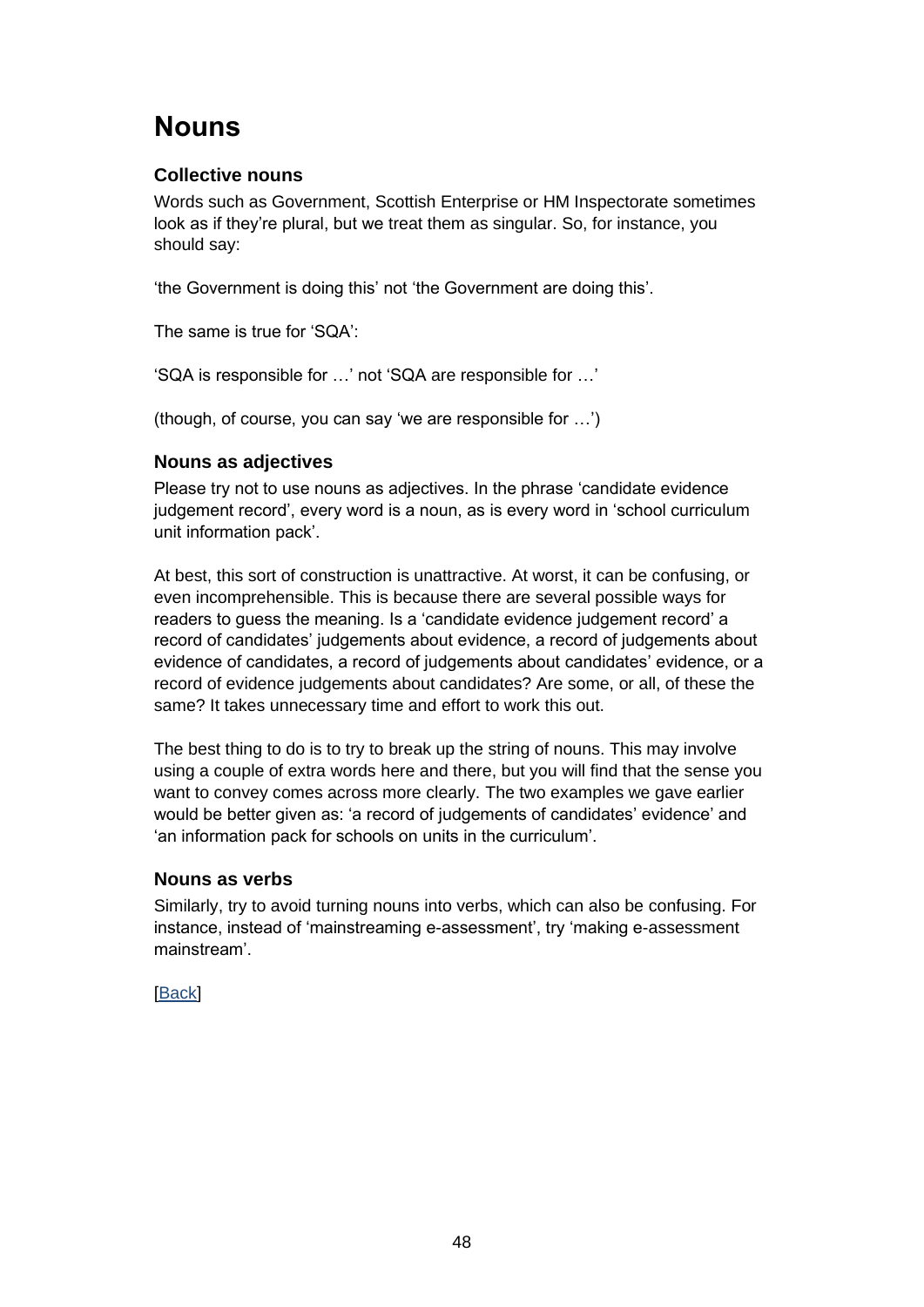# Nouns

### Collective nouns

Words such as Government, Scottish Enterprise or HM Inspectorate sometimes look as if they're plural, but we treat them as singular. So, for instance, you should say:

'the Government is doing this' not 'the Government are doing this'.

The same is true for 'SQA':

'SQA is responsible for …' not 'SQA are responsible for …'

(though, of course, you can say 'we are responsible for …')

### Nouns as adjectives

Please try not to use nouns as adjectives. In the phrase 'candidate evidence judgement record', every word is a noun, as is every word in 'school curriculum unit information pack'.

At best, this sort of construction is unattractive. At worst, it can be confusing, or even incomprehensible. This is because there are several possible ways for readers to guess the meaning. Is a 'candidate evidence judgement record' a record of candidates' judgements about evidence, a record of judgements about evidence of candidates, a record of judgements about candidates' evidence, or a record of evidence judgements about candidates? Are some, or all, of these the same? It takes unnecessary time and effort to work this out.

The best thing to do is to try to break up the string of nouns. This may involve using a couple of extra words here and there, but you will find that the sense you want to convey comes across more clearly. The two examples we gave earlier would be better given as: 'a record of judgements of candidates' evidence' and 'an information pack for schools on units in the curriculum'.

### Nouns as verbs

Similarly, try to avoid turning nouns into verbs, which can also be confusing. For instance, instead of 'mainstreaming e-assessment', try 'making e-assessment mainstream'.

[Back]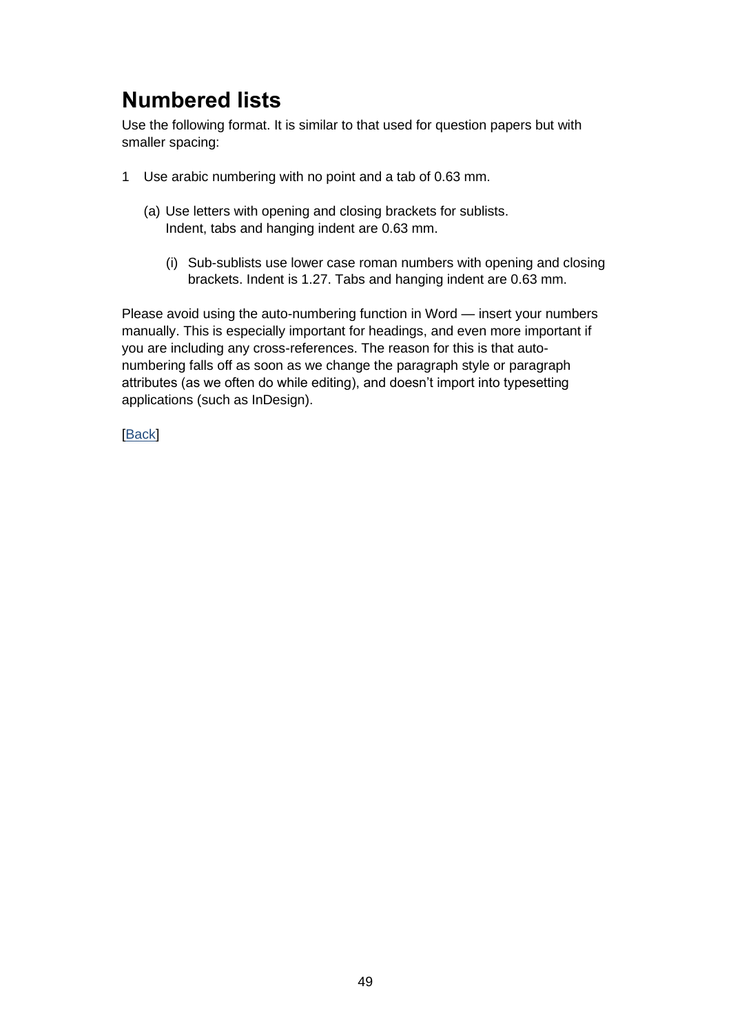# Numbered lists

Use the following format. It is similar to that used for question papers but with smaller spacing:

1 Use arabic numbering with no point and a tab of 0.63 mm.

    (a) Use letters with opening and closing brackets for sublists. Indent, tabs and hanging indent are 0.63 mm.

        (i) Sub-sublists use lower case roman numbers with opening and closing brackets. Indent is 1.27. Tabs and hanging indent are 0.63 mm.

Please avoid using the auto-numbering function in Word — insert your numbers manually. This is especially important for headings, and even more important if you are including any cross-references. The reason for this is that auto-numbering falls off as soon as we change the paragraph style or paragraph attributes (as we often do while editing), and doesn't import into typesetting applications (such as InDesign).

[Back]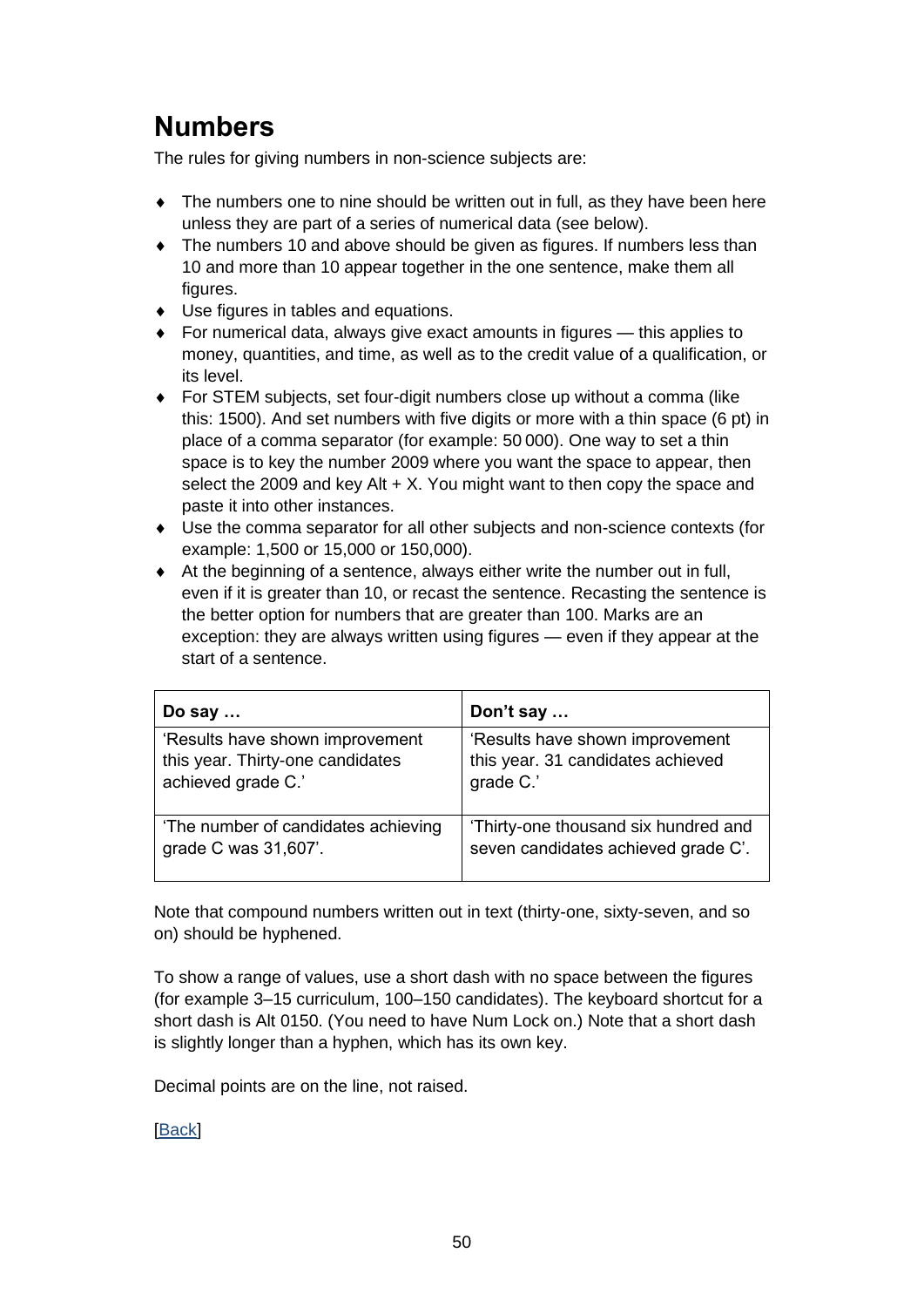# Numbers

The rules for giving numbers in non-science subjects are:

- The numbers one to nine should be written out in full, as they have been here unless they are part of a series of numerical data (see below).
- The numbers 10 and above should be given as figures. If numbers less than 10 and more than 10 appear together in the one sentence, make them all figures.
- Use figures in tables and equations.
- For numerical data, always give exact amounts in figures — this applies to money, quantities, and time, as well as to the credit value of a qualification, or its level.
- For STEM subjects, set four-digit numbers close up without a comma (like this: 1500). And set numbers with five digits or more with a thin space (6 pt) in place of a comma separator (for example: 50 000). One way to set a thin space is to key the number 2009 where you want the space to appear, then select the 2009 and key Alt + X. You might want to then copy the space and paste it into other instances.
- Use the comma separator for all other subjects and non-science contexts (for example: 1,500 or 15,000 or 150,000).
- At the beginning of a sentence, always either write the number out in full, even if it is greater than 10, or recast the sentence. Recasting the sentence is the better option for numbers that are greater than 100. Marks are an exception: they are always written using figures — even if they appear at the start of a sentence.

| Do say … | Don't say … |
|---|---|
| 'Results have shown improvement this year. Thirty-one candidates achieved grade C.' | 'Results have shown improvement this year. 31 candidates achieved grade C.' |
| 'The number of candidates achieving grade C was 31,607'. | 'Thirty-one thousand six hundred and seven candidates achieved grade C'. |

Note that compound numbers written out in text (thirty-one, sixty-seven, and so on) should be hyphened.

To show a range of values, use a short dash with no space between the figures (for example 3–15 curriculum, 100–150 candidates). The keyboard shortcut for a short dash is Alt 0150. (You need to have Num Lock on.) Note that a short dash is slightly longer than a hyphen, which has its own key.

Decimal points are on the line, not raised.

[Back]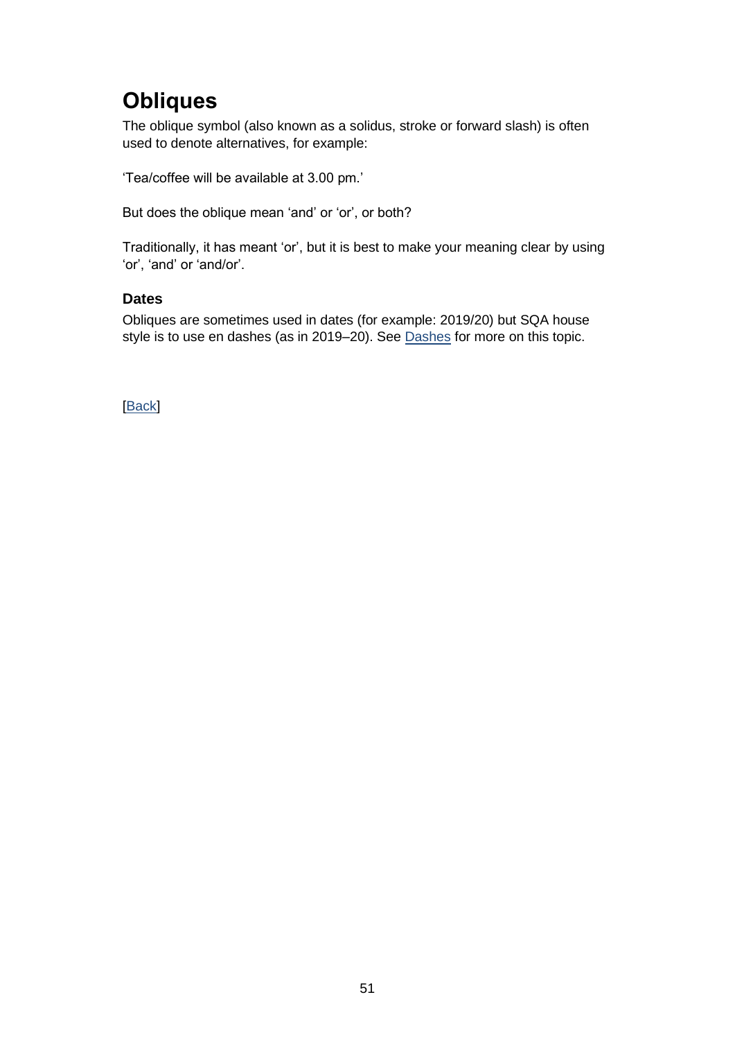# Obliques

The oblique symbol (also known as a solidus, stroke or forward slash) is often used to denote alternatives, for example:

'Tea/coffee will be available at 3.00 pm.'

But does the oblique mean 'and' or 'or', or both?

Traditionally, it has meant 'or', but it is best to make your meaning clear by using 'or', 'and' or 'and/or'.

### Dates

Obliques are sometimes used in dates (for example: 2019/20) but SQA house style is to use en dashes (as in 2019–20). See Dashes for more on this topic.

[Back]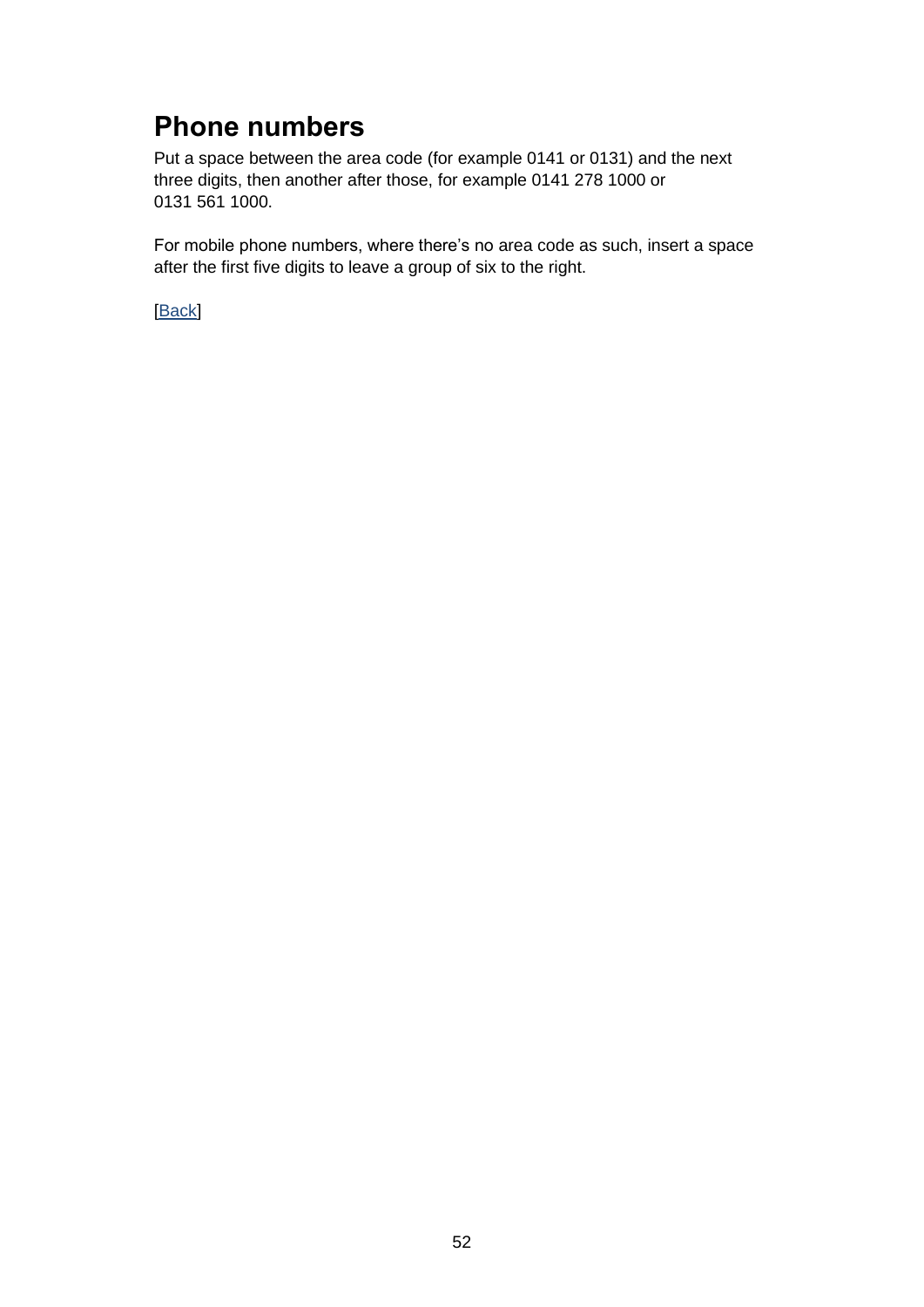## Phone numbers

Put a space between the area code (for example 0141 or 0131) and the next three digits, then another after those, for example 0141 278 1000 or 0131 561 1000.

For mobile phone numbers, where there's no area code as such, insert a space after the first five digits to leave a group of six to the right.

[Back]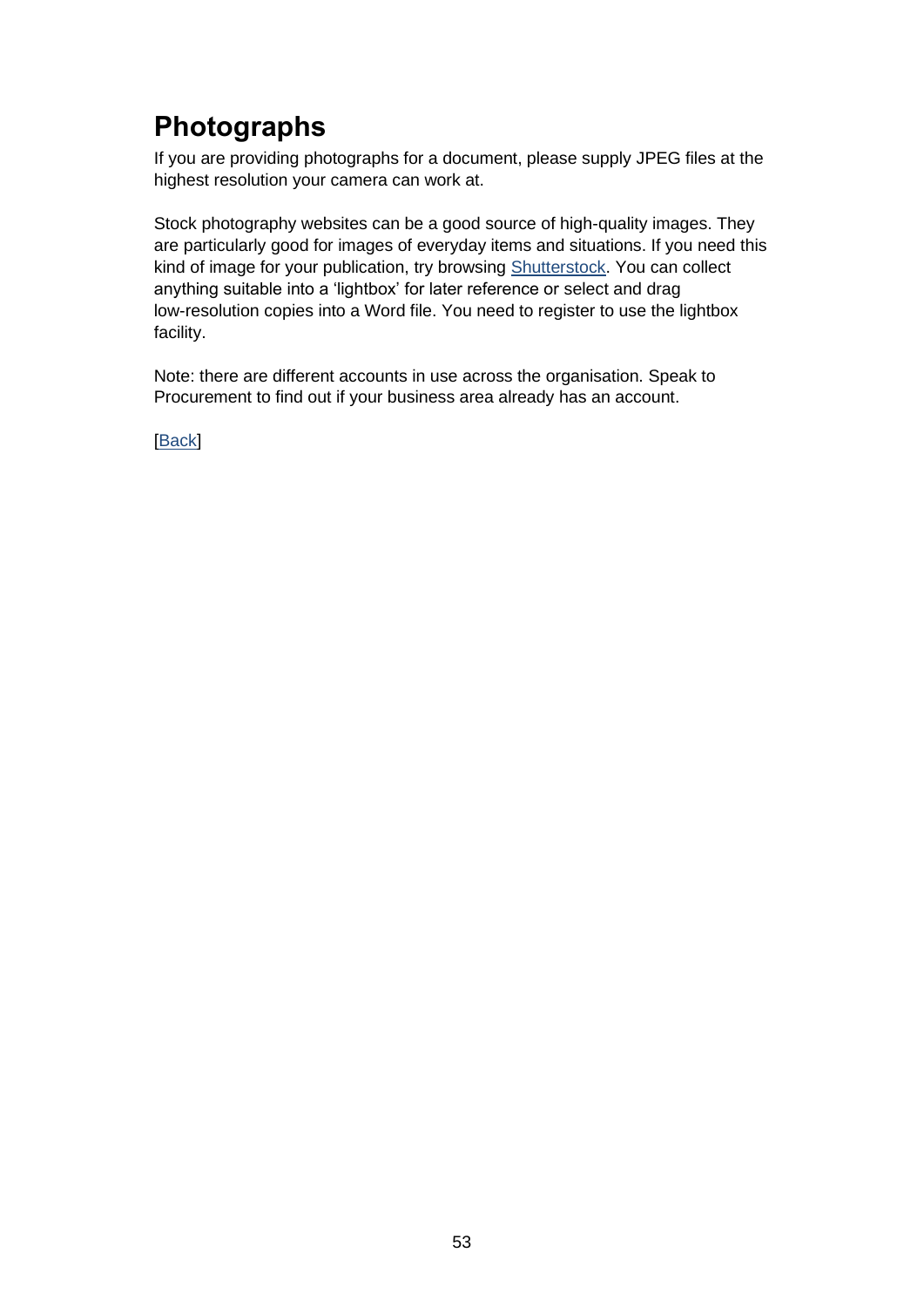# Photographs

If you are providing photographs for a document, please supply JPEG files at the highest resolution your camera can work at.

Stock photography websites can be a good source of high-quality images. They are particularly good for images of everyday items and situations. If you need this kind of image for your publication, try browsing Shutterstock. You can collect anything suitable into a 'lightbox' for later reference or select and drag low-resolution copies into a Word file. You need to register to use the lightbox facility.

Note: there are different accounts in use across the organisation. Speak to Procurement to find out if your business area already has an account.

[Back]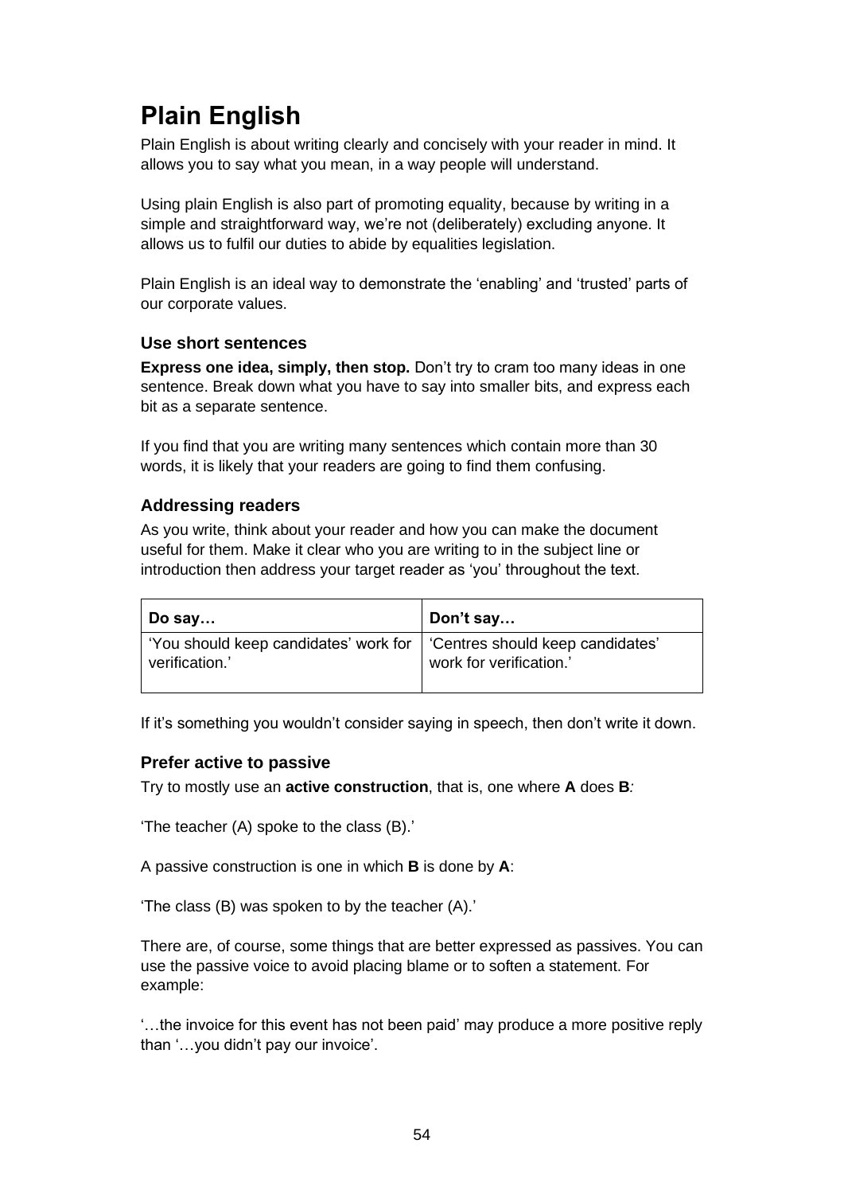# Plain English

Plain English is about writing clearly and concisely with your reader in mind. It allows you to say what you mean, in a way people will understand.

Using plain English is also part of promoting equality, because by writing in a simple and straightforward way, we're not (deliberately) excluding anyone. It allows us to fulfil our duties to abide by equalities legislation.

Plain English is an ideal way to demonstrate the 'enabling' and 'trusted' parts of our corporate values.

### Use short sentences

**Express one idea, simply, then stop.** Don't try to cram too many ideas in one sentence. Break down what you have to say into smaller bits, and express each bit as a separate sentence.

If you find that you are writing many sentences which contain more than 30 words, it is likely that your readers are going to find them confusing.

### Addressing readers

As you write, think about your reader and how you can make the document useful for them. Make it clear who you are writing to in the subject line or introduction then address your target reader as 'you' throughout the text.

| Do say… | Don't say… |
|---|---|
| 'You should keep candidates' work for verification.' | 'Centres should keep candidates' work for verification.' |

If it's something you wouldn't consider saying in speech, then don't write it down.

### Prefer active to passive

Try to mostly use an **active construction**, that is, one where **A** does **B**:

'The teacher (A) spoke to the class (B).'

A passive construction is one in which **B** is done by **A**:

'The class (B) was spoken to by the teacher (A).'

There are, of course, some things that are better expressed as passives. You can use the passive voice to avoid placing blame or to soften a statement. For example:

'…the invoice for this event has not been paid' may produce a more positive reply than '…you didn't pay our invoice'.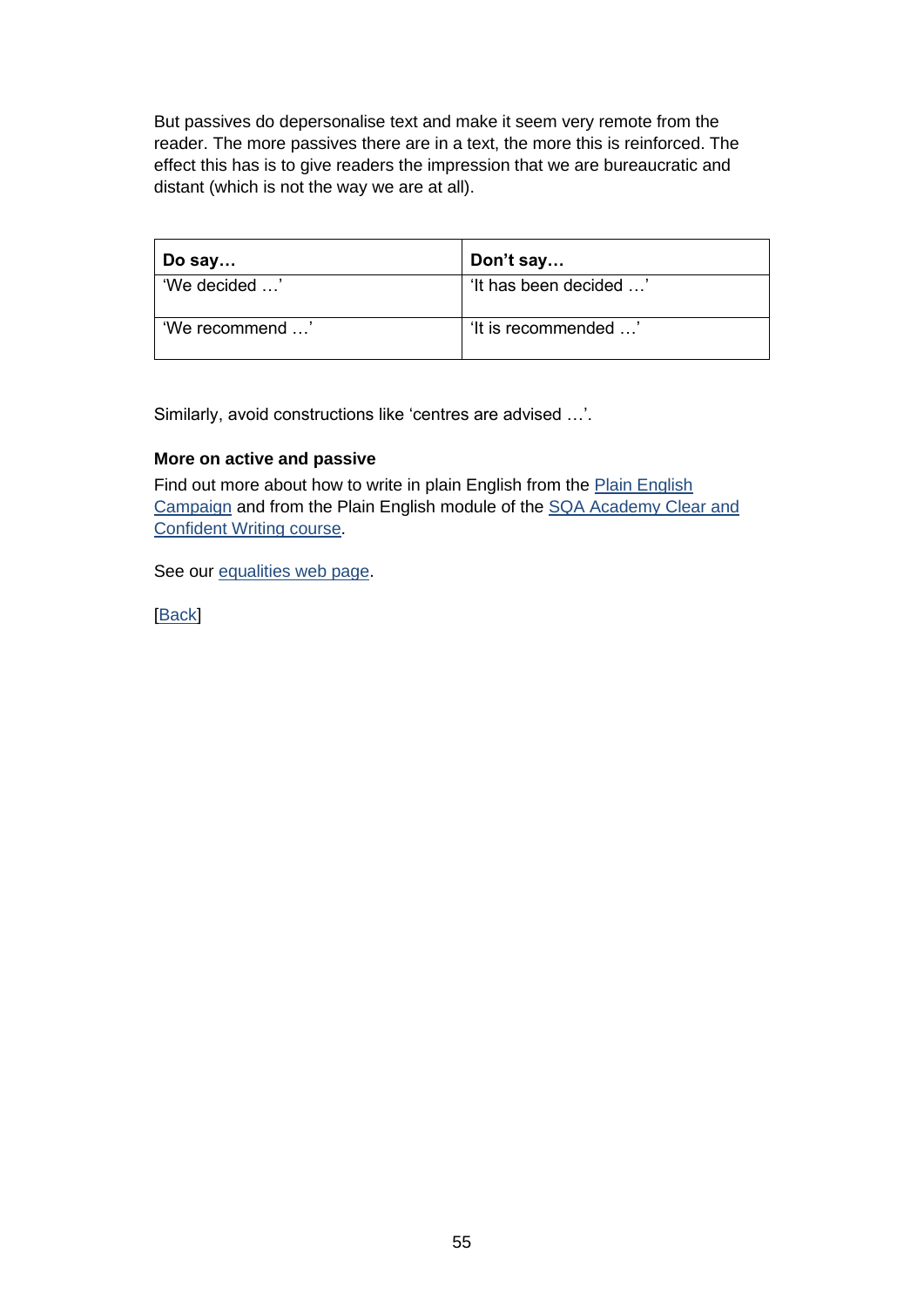But passives do depersonalise text and make it seem very remote from the reader. The more passives there are in a text, the more this is reinforced. The effect this has is to give readers the impression that we are bureaucratic and distant (which is not the way we are at all).

| **Do say…** | **Don't say…** |
|---|---|
| 'We decided …' | 'It has been decided …' |
| 'We recommend …' | 'It is recommended …' |

Similarly, avoid constructions like 'centres are advised …'.

**More on active and passive**

Find out more about how to write in plain English from the [Plain English Campaign] and from the Plain English module of the [SQA Academy Clear and Confident Writing course].

See our [equalities web page].

[Back]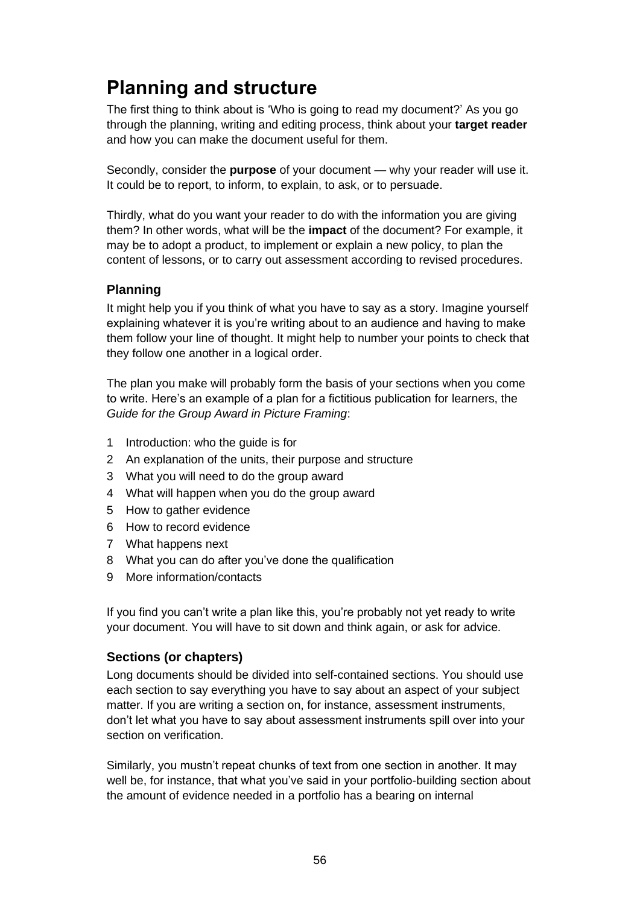# Planning and structure

The first thing to think about is 'Who is going to read my document?' As you go through the planning, writing and editing process, think about your **target reader** and how you can make the document useful for them.

Secondly, consider the **purpose** of your document — why your reader will use it. It could be to report, to inform, to explain, to ask, or to persuade.

Thirdly, what do you want your reader to do with the information you are giving them? In other words, what will be the **impact** of the document? For example, it may be to adopt a product, to implement or explain a new policy, to plan the content of lessons, or to carry out assessment according to revised procedures.

### Planning

It might help you if you think of what you have to say as a story. Imagine yourself explaining whatever it is you're writing about to an audience and having to make them follow your line of thought. It might help to number your points to check that they follow one another in a logical order.

The plan you make will probably form the basis of your sections when you come to write. Here's an example of a plan for a fictitious publication for learners, the *Guide for the Group Award in Picture Framing*:

1. Introduction: who the guide is for
2. An explanation of the units, their purpose and structure
3. What you will need to do the group award
4. What will happen when you do the group award
5. How to gather evidence
6. How to record evidence
7. What happens next
8. What you can do after you've done the qualification
9. More information/contacts

If you find you can't write a plan like this, you're probably not yet ready to write your document. You will have to sit down and think again, or ask for advice.

### Sections (or chapters)

Long documents should be divided into self-contained sections. You should use each section to say everything you have to say about an aspect of your subject matter. If you are writing a section on, for instance, assessment instruments, don't let what you have to say about assessment instruments spill over into your section on verification.

Similarly, you mustn't repeat chunks of text from one section in another. It may well be, for instance, that what you've said in your portfolio-building section about the amount of evidence needed in a portfolio has a bearing on internal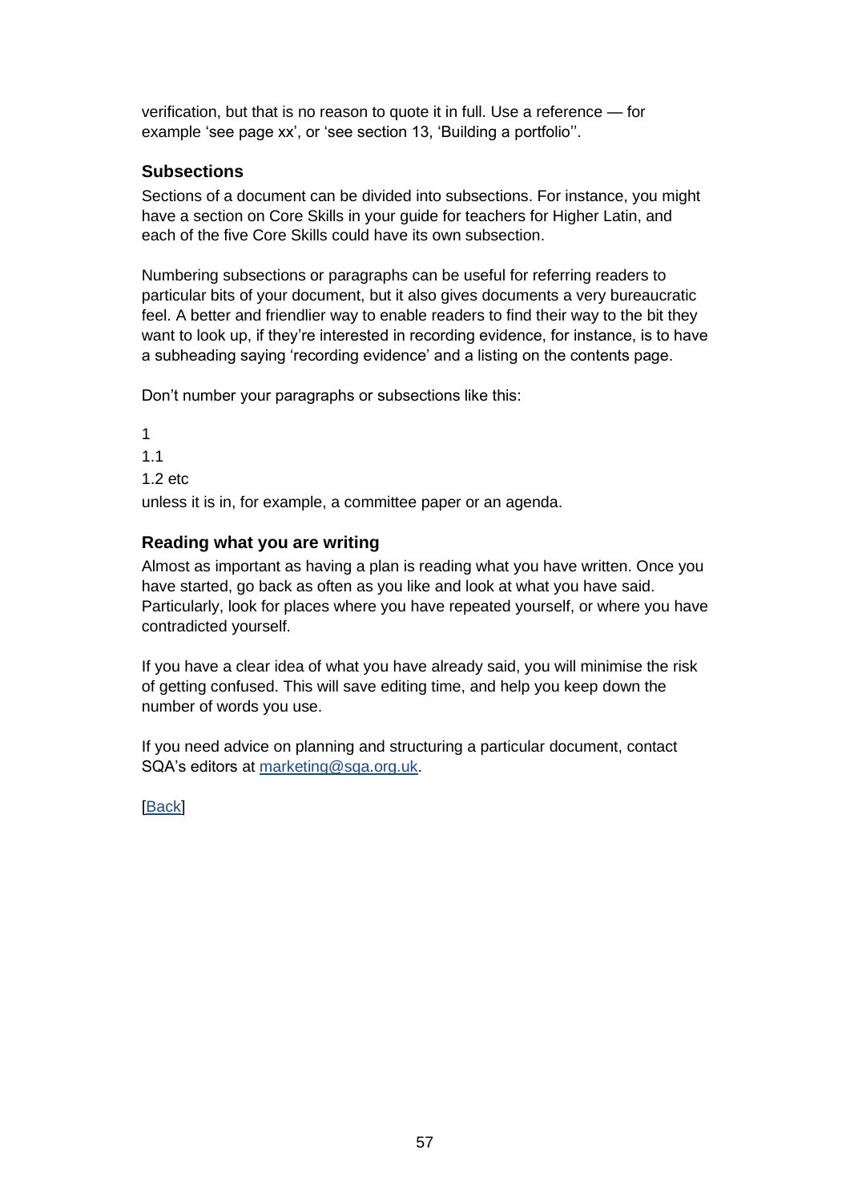verification, but that is no reason to quote it in full. Use a reference — for example 'see page xx', or 'see section 13, 'Building a portfolio''.

### Subsections

Sections of a document can be divided into subsections. For instance, you might have a section on Core Skills in your guide for teachers for Higher Latin, and each of the five Core Skills could have its own subsection.

Numbering subsections or paragraphs can be useful for referring readers to particular bits of your document, but it also gives documents a very bureaucratic feel. A better and friendlier way to enable readers to find their way to the bit they want to look up, if they're interested in recording evidence, for instance, is to have a subheading saying 'recording evidence' and a listing on the contents page.

Don't number your paragraphs or subsections like this:

1
1.1
1.2 etc
unless it is in, for example, a committee paper or an agenda.

### Reading what you are writing

Almost as important as having a plan is reading what you have written. Once you have started, go back as often as you like and look at what you have said. Particularly, look for places where you have repeated yourself, or where you have contradicted yourself.

If you have a clear idea of what you have already said, you will minimise the risk of getting confused. This will save editing time, and help you keep down the number of words you use.

If you need advice on planning and structuring a particular document, contact SQA's editors at marketing@sqa.org.uk.

[Back]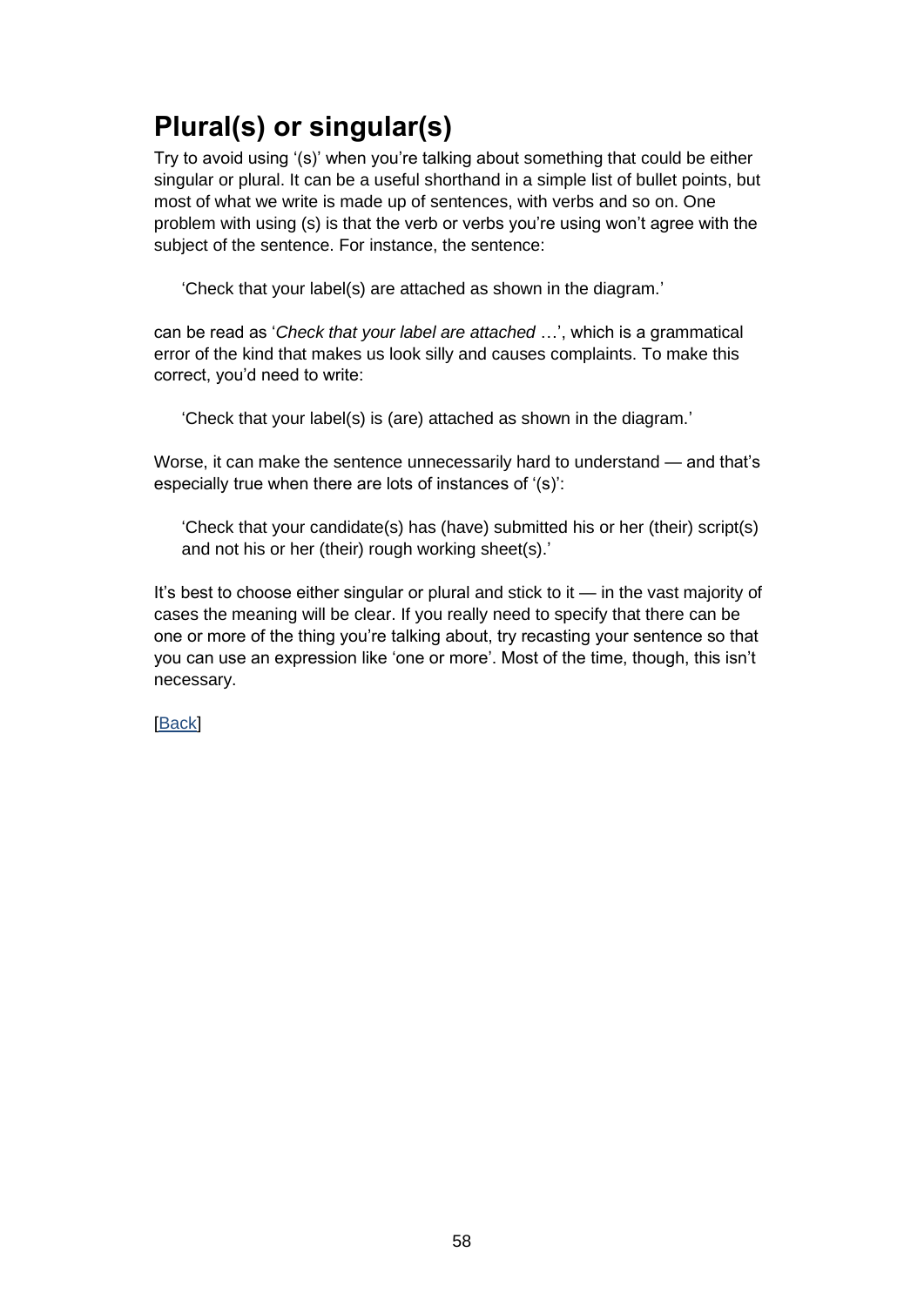## Plural(s) or singular(s)

Try to avoid using '(s)' when you're talking about something that could be either singular or plural. It can be a useful shorthand in a simple list of bullet points, but most of what we write is made up of sentences, with verbs and so on. One problem with using (s) is that the verb or verbs you're using won't agree with the subject of the sentence. For instance, the sentence:

> 'Check that your label(s) are attached as shown in the diagram.'

can be read as '*Check that your label are attached* …', which is a grammatical error of the kind that makes us look silly and causes complaints. To make this correct, you'd need to write:

> 'Check that your label(s) is (are) attached as shown in the diagram.'

Worse, it can make the sentence unnecessarily hard to understand — and that's especially true when there are lots of instances of '(s)':

> 'Check that your candidate(s) has (have) submitted his or her (their) script(s) and not his or her (their) rough working sheet(s).'

It's best to choose either singular or plural and stick to it — in the vast majority of cases the meaning will be clear. If you really need to specify that there can be one or more of the thing you're talking about, try recasting your sentence so that you can use an expression like 'one or more'. Most of the time, though, this isn't necessary.

[Back]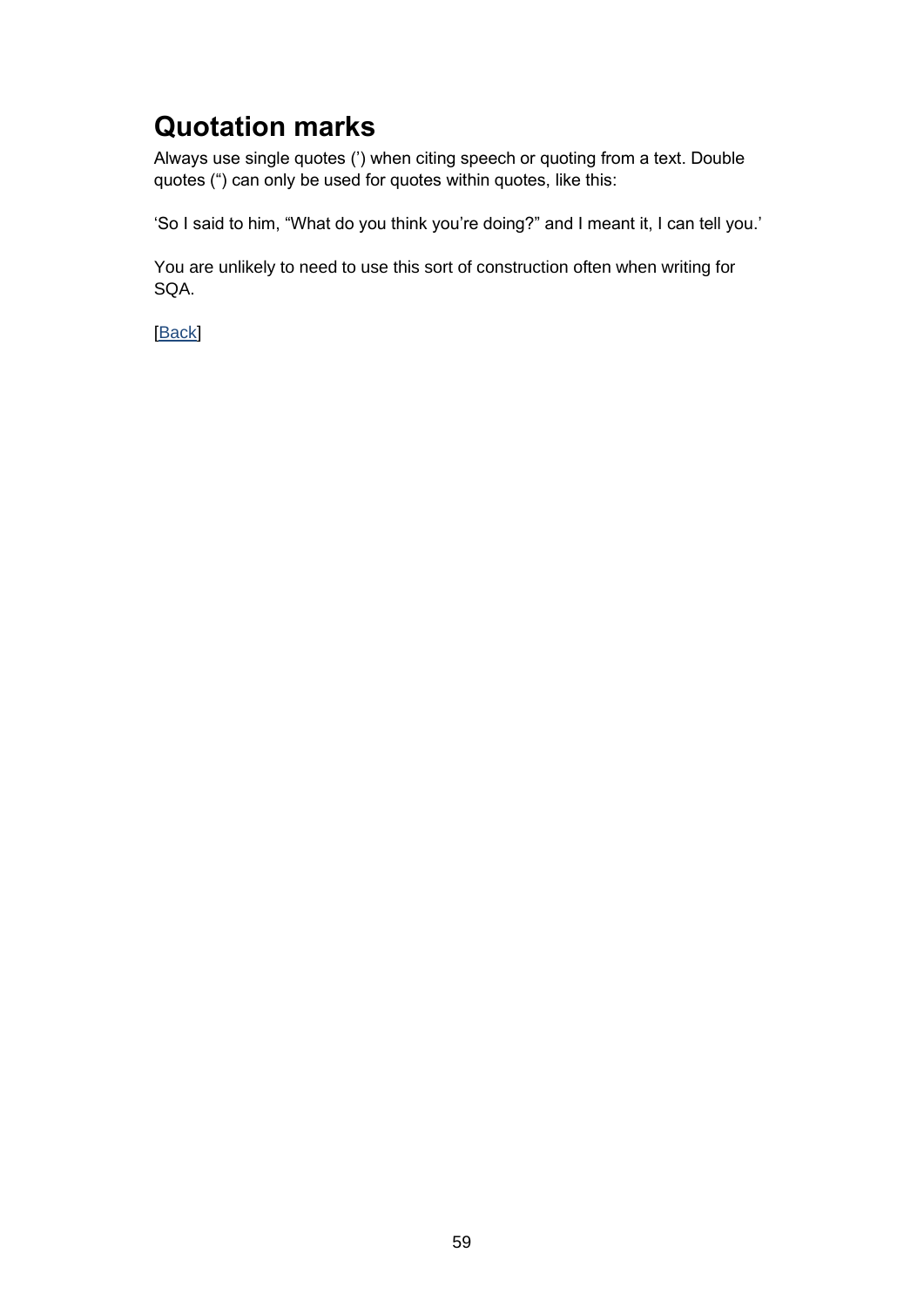## Quotation marks

Always use single quotes (’) when citing speech or quoting from a text. Double quotes (“) can only be used for quotes within quotes, like this:

‘So I said to him, “What do you think you’re doing?” and I meant it, I can tell you.’

You are unlikely to need to use this sort of construction often when writing for SQA.

[Back]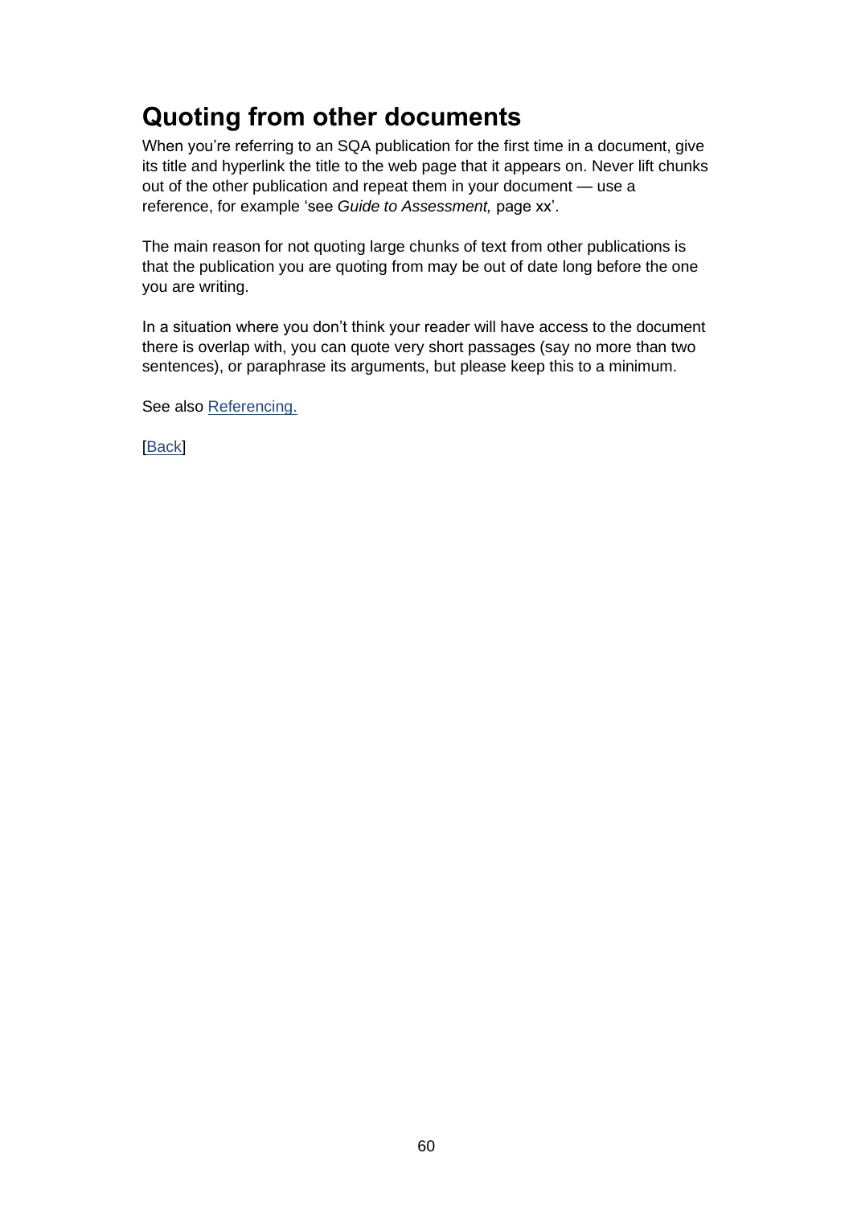## Quoting from other documents

When you're referring to an SQA publication for the first time in a document, give its title and hyperlink the title to the web page that it appears on. Never lift chunks out of the other publication and repeat them in your document — use a reference, for example 'see *Guide to Assessment,* page xx'.

The main reason for not quoting large chunks of text from other publications is that the publication you are quoting from may be out of date long before the one you are writing.

In a situation where you don't think your reader will have access to the document there is overlap with, you can quote very short passages (say no more than two sentences), or paraphrase its arguments, but please keep this to a minimum.

See also Referencing.

[Back]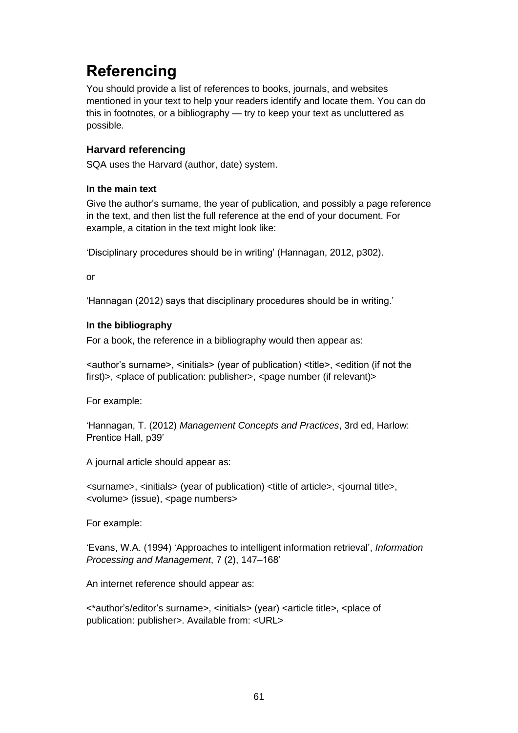# Referencing

You should provide a list of references to books, journals, and websites mentioned in your text to help your readers identify and locate them. You can do this in footnotes, or a bibliography — try to keep your text as uncluttered as possible.

## Harvard referencing

SQA uses the Harvard (author, date) system.

### In the main text

Give the author's surname, the year of publication, and possibly a page reference in the text, and then list the full reference at the end of your document. For example, a citation in the text might look like:

'Disciplinary procedures should be in writing' (Hannagan, 2012, p302).

or

'Hannagan (2012) says that disciplinary procedures should be in writing.'

### In the bibliography

For a book, the reference in a bibliography would then appear as:

<author's surname>, <initials> (year of publication) <title>, <edition (if not the first)>, <place of publication: publisher>, <page number (if relevant)>

For example:

'Hannagan, T. (2012) *Management Concepts and Practices*, 3rd ed, Harlow: Prentice Hall, p39'

A journal article should appear as:

<surname>, <initials> (year of publication) <title of article>, <journal title>, <volume> (issue), <page numbers>

For example:

'Evans, W.A. (1994) 'Approaches to intelligent information retrieval', *Information Processing and Management*, 7 (2), 147–168'

An internet reference should appear as:

<*author's/editor's surname>, <initials> (year) <article title>, <place of publication: publisher>. Available from: <URL>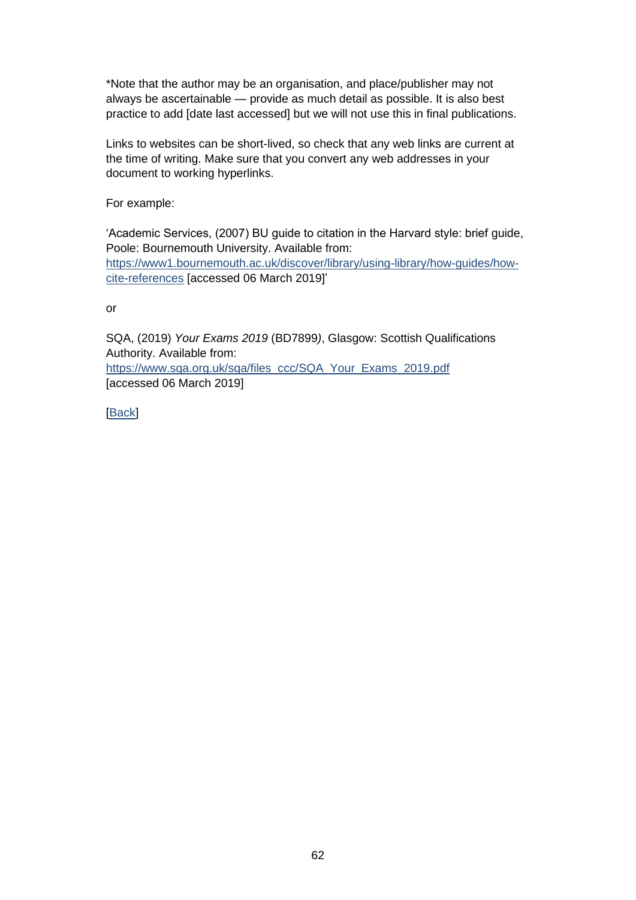*Note that the author may be an organisation, and place/publisher may not always be ascertainable — provide as much detail as possible. It is also best practice to add [date last accessed] but we will not use this in final publications.

Links to websites can be short-lived, so check that any web links are current at the time of writing. Make sure that you convert any web addresses in your document to working hyperlinks.

For example:

'Academic Services, (2007) BU guide to citation in the Harvard style: brief guide, Poole: Bournemouth University. Available from: [https://www1.bournemouth.ac.uk/discover/library/using-library/how-guides/how-cite-references](https://www1.bournemouth.ac.uk/discover/library/using-library/how-guides/how-cite-references) [accessed 06 March 2019]'

or

SQA, (2019) *Your Exams 2019* (BD7899), Glasgow: Scottish Qualifications Authority. Available from: [https://www.sqa.org.uk/sqa/files_ccc/SQA_Your_Exams_2019.pdf](https://www.sqa.org.uk/sqa/files_ccc/SQA_Your_Exams_2019.pdf) [accessed 06 March 2019]

[Back]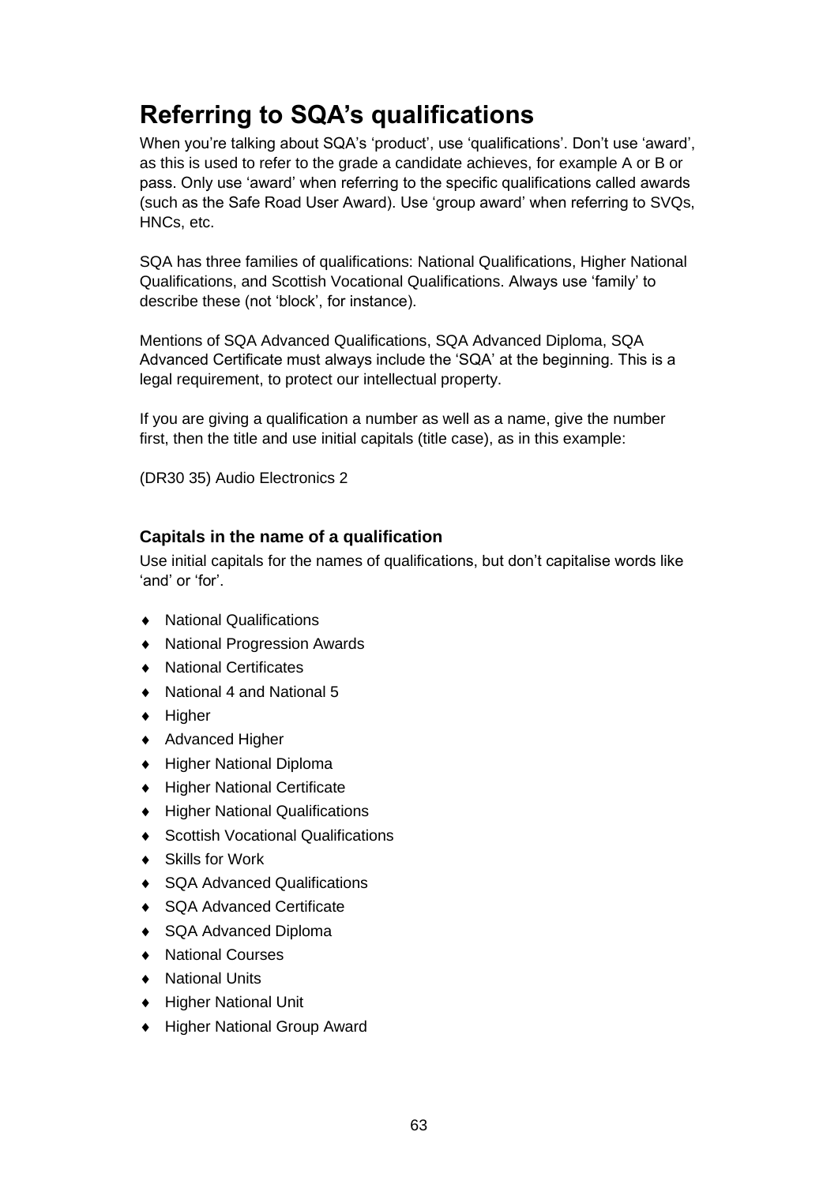# Referring to SQA's qualifications

When you're talking about SQA's 'product', use 'qualifications'. Don't use 'award', as this is used to refer to the grade a candidate achieves, for example A or B or pass. Only use 'award' when referring to the specific qualifications called awards (such as the Safe Road User Award). Use 'group award' when referring to SVQs, HNCs, etc.

SQA has three families of qualifications: National Qualifications, Higher National Qualifications, and Scottish Vocational Qualifications. Always use 'family' to describe these (not 'block', for instance).

Mentions of SQA Advanced Qualifications, SQA Advanced Diploma, SQA Advanced Certificate must always include the 'SQA' at the beginning. This is a legal requirement, to protect our intellectual property.

If you are giving a qualification a number as well as a name, give the number first, then the title and use initial capitals (title case), as in this example:

(DR30 35) Audio Electronics 2

### Capitals in the name of a qualification

Use initial capitals for the names of qualifications, but don't capitalise words like 'and' or 'for'.

- National Qualifications
- National Progression Awards
- National Certificates
- National 4 and National 5
- Higher
- Advanced Higher
- Higher National Diploma
- Higher National Certificate
- Higher National Qualifications
- Scottish Vocational Qualifications
- Skills for Work
- SQA Advanced Qualifications
- SQA Advanced Certificate
- SQA Advanced Diploma
- National Courses
- National Units
- Higher National Unit
- Higher National Group Award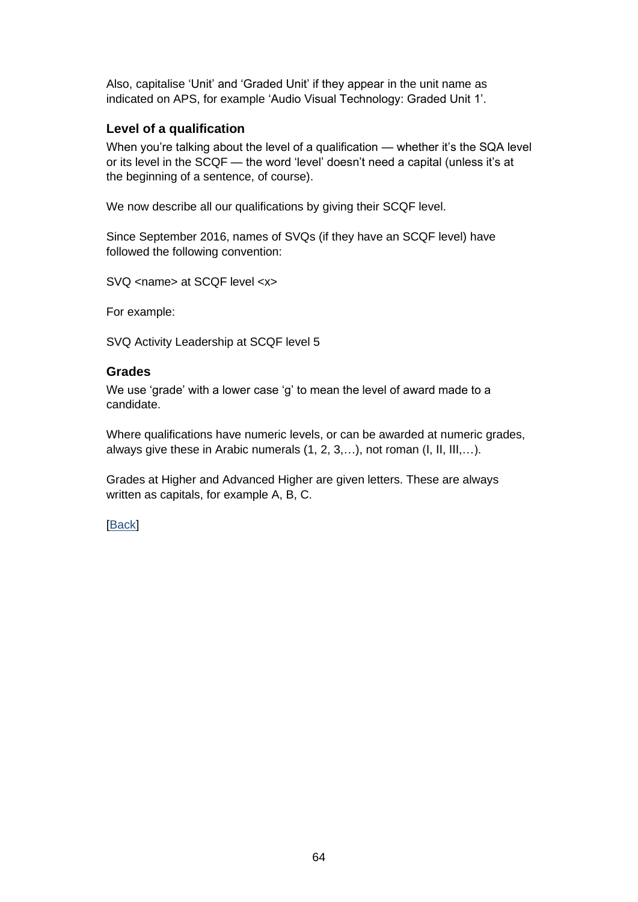Also, capitalise ‘Unit’ and ‘Graded Unit’ if they appear in the unit name as indicated on APS, for example ‘Audio Visual Technology: Graded Unit 1’.

### Level of a qualification

When you’re talking about the level of a qualification — whether it’s the SQA level or its level in the SCQF — the word ‘level’ doesn’t need a capital (unless it’s at the beginning of a sentence, of course).

We now describe all our qualifications by giving their SCQF level.

Since September 2016, names of SVQs (if they have an SCQF level) have followed the following convention:

SVQ <name> at SCQF level <x>

For example:

SVQ Activity Leadership at SCQF level 5

### Grades

We use ‘grade’ with a lower case ‘g’ to mean the level of award made to a candidate.

Where qualifications have numeric levels, or can be awarded at numeric grades, always give these in Arabic numerals (1, 2, 3,…), not roman (I, II, III,…).

Grades at Higher and Advanced Higher are given letters. These are always written as capitals, for example A, B, C.

[Back]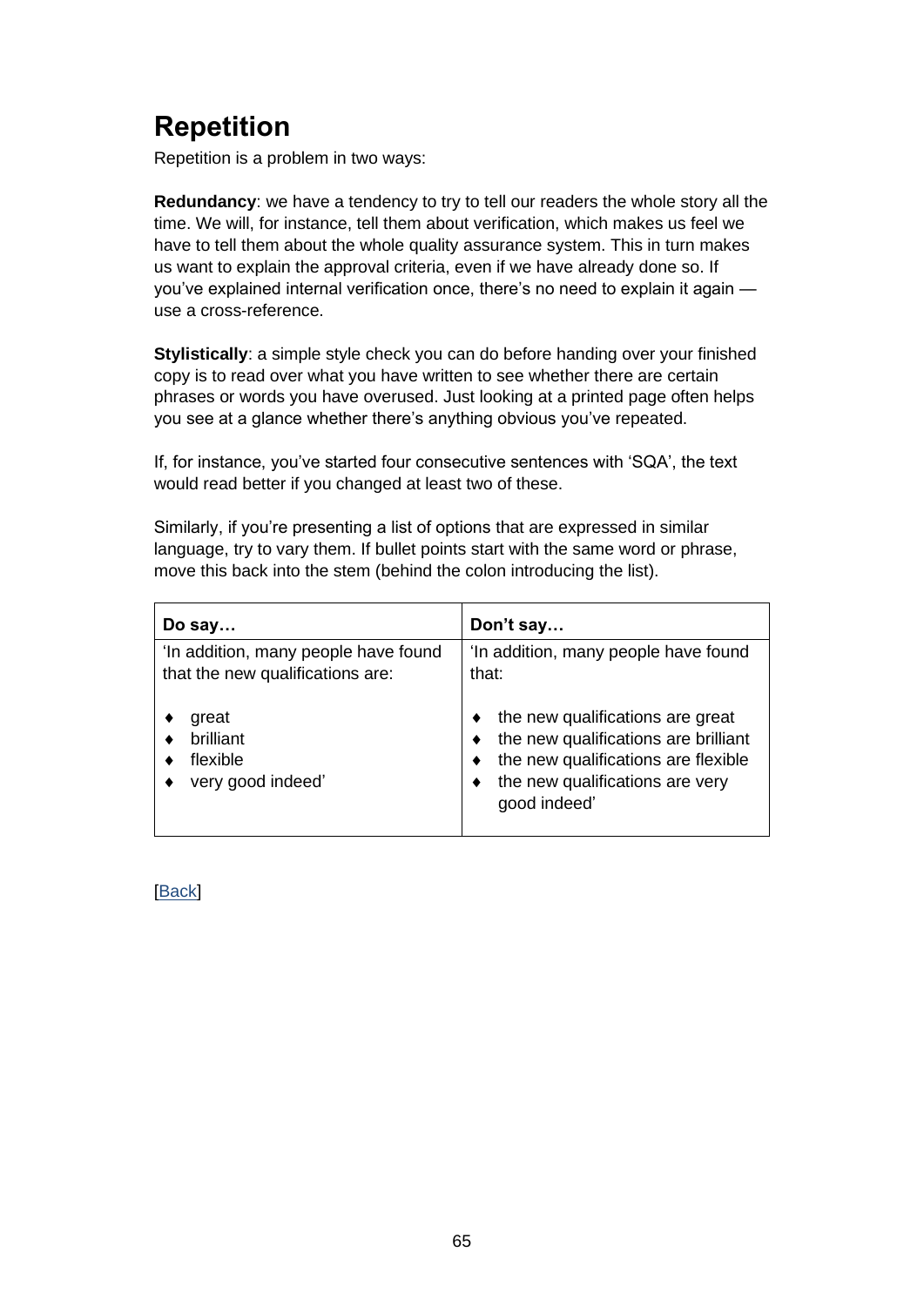# Repetition

Repetition is a problem in two ways:

**Redundancy**: we have a tendency to try to tell our readers the whole story all the time. We will, for instance, tell them about verification, which makes us feel we have to tell them about the whole quality assurance system. This in turn makes us want to explain the approval criteria, even if we have already done so. If you've explained internal verification once, there's no need to explain it again — use a cross-reference.

**Stylistically**: a simple style check you can do before handing over your finished copy is to read over what you have written to see whether there are certain phrases or words you have overused. Just looking at a printed page often helps you see at a glance whether there's anything obvious you've repeated.

If, for instance, you've started four consecutive sentences with 'SQA', the text would read better if you changed at least two of these.

Similarly, if you're presenting a list of options that are expressed in similar language, try to vary them. If bullet points start with the same word or phrase, move this back into the stem (behind the colon introducing the list).

| **Do say…** | **Don't say…** |
|---|---|
| 'In addition, many people have found that the new qualifications are:<br><br>♦ great<br>♦ brilliant<br>♦ flexible<br>♦ very good indeed' | 'In addition, many people have found that:<br><br>♦ the new qualifications are great<br>♦ the new qualifications are brilliant<br>♦ the new qualifications are flexible<br>♦ the new qualifications are very good indeed' |

[Back]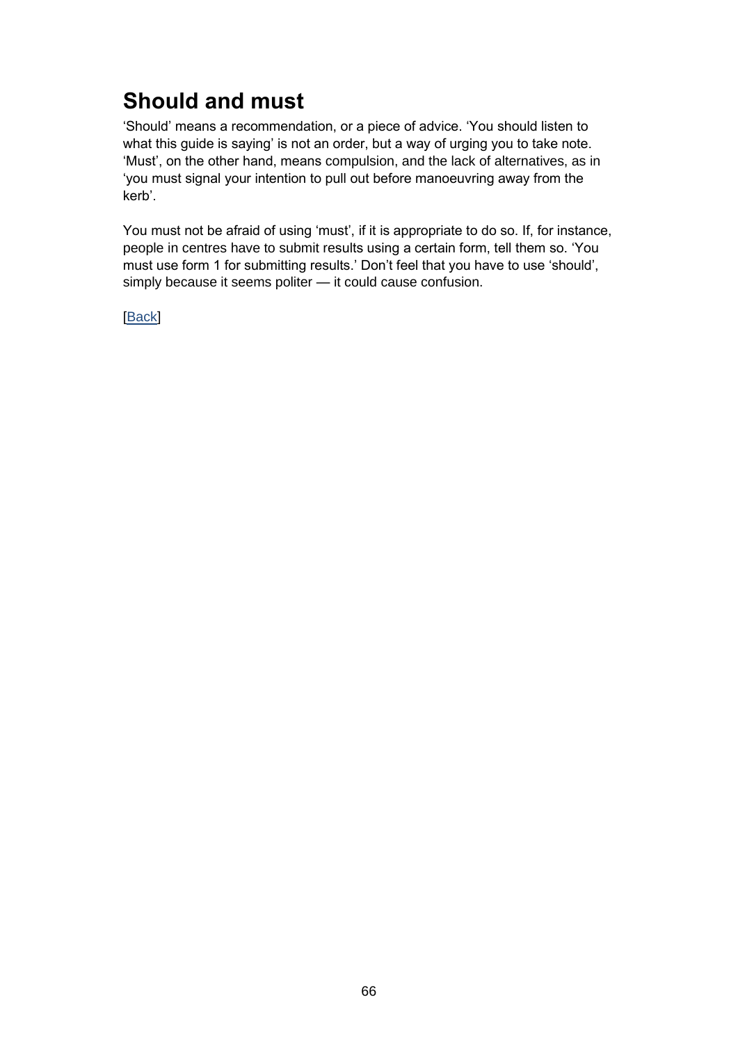## Should and must

'Should' means a recommendation, or a piece of advice. 'You should listen to what this guide is saying' is not an order, but a way of urging you to take note. 'Must', on the other hand, means compulsion, and the lack of alternatives, as in 'you must signal your intention to pull out before manoeuvring away from the kerb'.

You must not be afraid of using 'must', if it is appropriate to do so. If, for instance, people in centres have to submit results using a certain form, tell them so. 'You must use form 1 for submitting results.' Don't feel that you have to use 'should', simply because it seems politer — it could cause confusion.

[Back]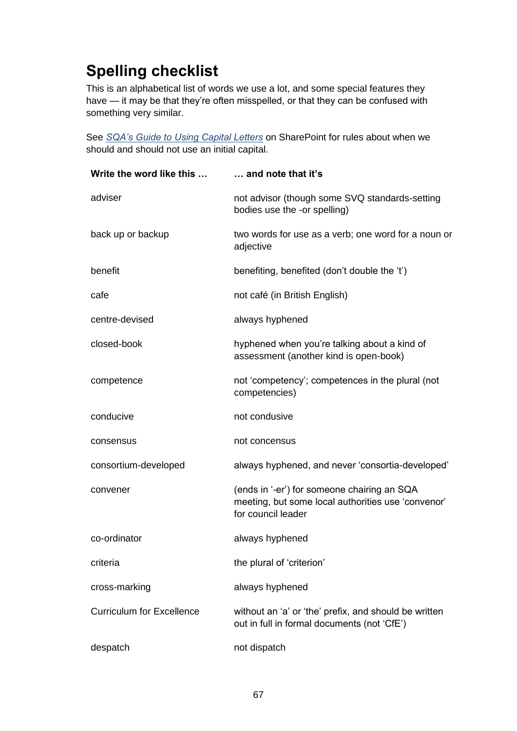## Spelling checklist

This is an alphabetical list of words we use a lot, and some special features they have — it may be that they're often misspelled, or that they can be confused with something very similar.

See *SQA's Guide to Using Capital Letters* on SharePoint for rules about when we should and should not use an initial capital.

| Write the word like this … | … and note that it's |
|---|---|
| adviser | not advisor (though some SVQ standards-setting bodies use the -or spelling) |
| back up or backup | two words for use as a verb; one word for a noun or adjective |
| benefit | benefiting, benefited (don't double the 't') |
| cafe | not café (in British English) |
| centre-devised | always hyphened |
| closed-book | hyphened when you're talking about a kind of assessment (another kind is open-book) |
| competence | not 'competency'; competences in the plural (not competencies) |
| conducive | not condusive |
| consensus | not concensus |
| consortium-developed | always hyphened, and never 'consortia-developed' |
| convener | (ends in '-er') for someone chairing an SQA meeting, but some local authorities use 'convenor' for council leader |
| co-ordinator | always hyphened |
| criteria | the plural of 'criterion' |
| cross-marking | always hyphened |
| Curriculum for Excellence | without an 'a' or 'the' prefix, and should be written out in full in formal documents (not 'CfE') |
| despatch | not dispatch |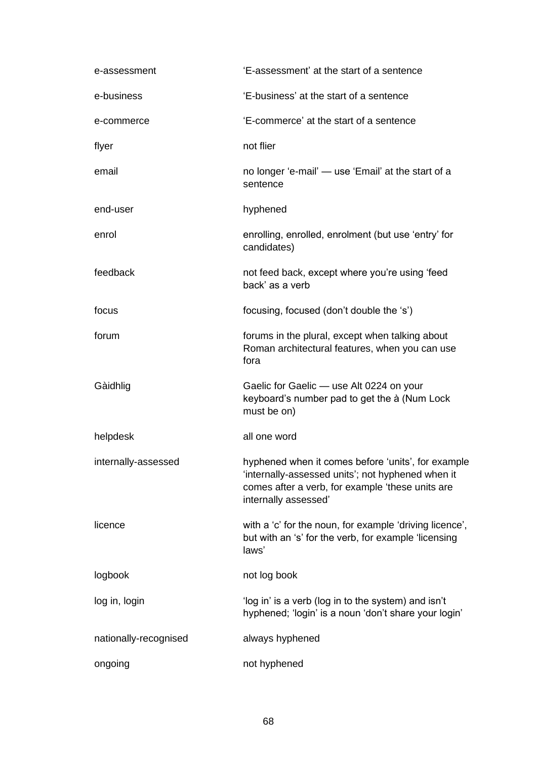| | |
|---|---|
| e-assessment | 'E-assessment' at the start of a sentence |
| e-business | 'E-business' at the start of a sentence |
| e-commerce | 'E-commerce' at the start of a sentence |
| flyer | not flier |
| email | no longer 'e-mail' — use 'Email' at the start of a sentence |
| end-user | hyphened |
| enrol | enrolling, enrolled, enrolment (but use 'entry' for candidates) |
| feedback | not feed back, except where you're using 'feed back' as a verb |
| focus | focusing, focused (don't double the 's') |
| forum | forums in the plural, except when talking about Roman architectural features, when you can use fora |
| Gàidhlig | Gaelic for Gaelic — use Alt 0224 on your keyboard's number pad to get the à (Num Lock must be on) |
| helpdesk | all one word |
| internally-assessed | hyphened when it comes before 'units', for example 'internally-assessed units'; not hyphened when it comes after a verb, for example 'these units are internally assessed' |
| licence | with a 'c' for the noun, for example 'driving licence', but with an 's' for the verb, for example 'licensing laws' |
| logbook | not log book |
| log in, login | 'log in' is a verb (log in to the system) and isn't hyphened; 'login' is a noun 'don't share your login' |
| nationally-recognised | always hyphened |
| ongoing | not hyphened |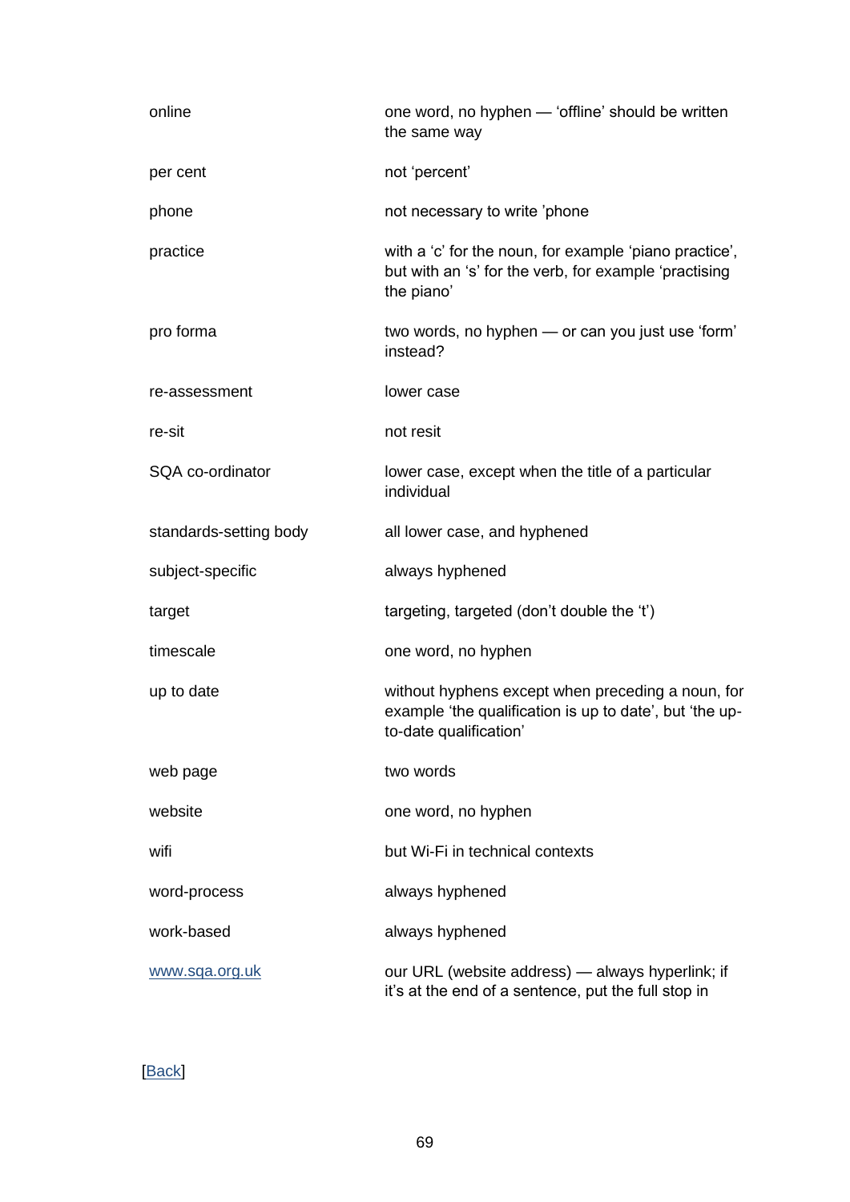| | |
|---|---|
| online | one word, no hyphen — 'offline' should be written the same way |
| per cent | not 'percent' |
| phone | not necessary to write 'phone |
| practice | with a 'c' for the noun, for example 'piano practice', but with an 's' for the verb, for example 'practising the piano' |
| pro forma | two words, no hyphen — or can you just use 'form' instead? |
| re-assessment | lower case |
| re-sit | not resit |
| SQA co-ordinator | lower case, except when the title of a particular individual |
| standards-setting body | all lower case, and hyphened |
| subject-specific | always hyphened |
| target | targeting, targeted (don't double the 't') |
| timescale | one word, no hyphen |
| up to date | without hyphens except when preceding a noun, for example 'the qualification is up to date', but 'the up-to-date qualification' |
| web page | two words |
| website | one word, no hyphen |
| wifi | but Wi-Fi in technical contexts |
| word-process | always hyphened |
| work-based | always hyphened |
| www.sqa.org.uk | our URL (website address) — always hyperlink; if it's at the end of a sentence, put the full stop in |

[Back]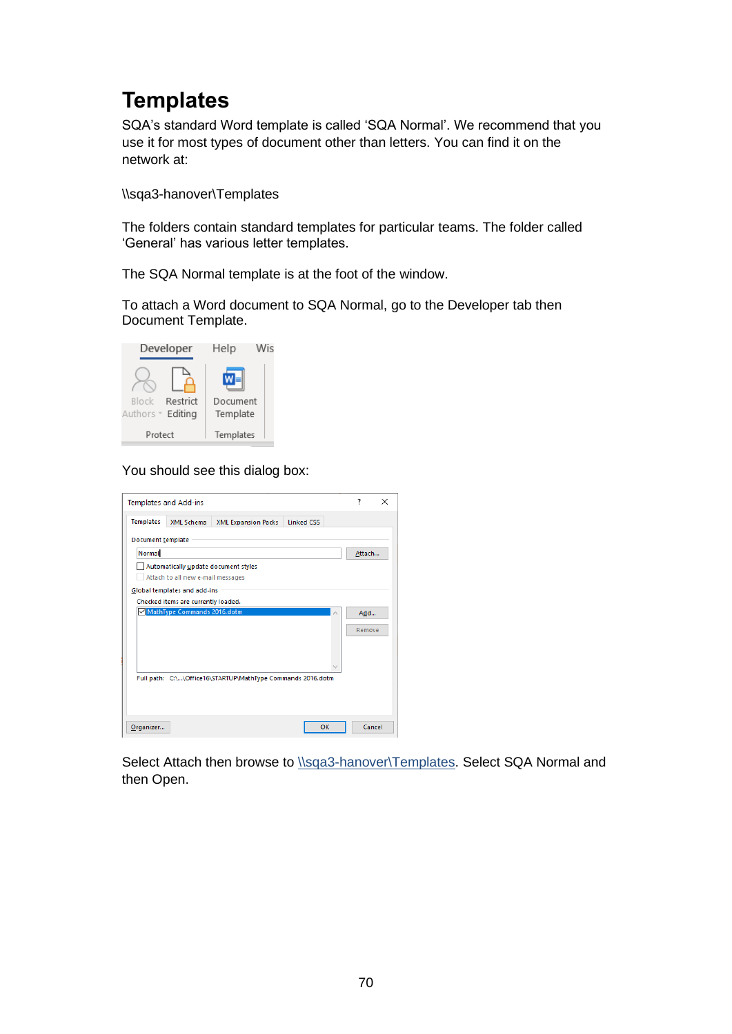# Templates

SQA's standard Word template is called 'SQA Normal'. We recommend that you use it for most types of document other than letters. You can find it on the network at:

\\sqa3-hanover\Templates

The folders contain standard templates for particular teams. The folder called 'General' has various letter templates.

The SQA Normal template is at the foot of the window.

To attach a Word document to SQA Normal, go to the Developer tab then Document Template.

You should see this dialog box:

Select Attach then browse to \\sqa3-hanover\Templates. Select SQA Normal and then Open.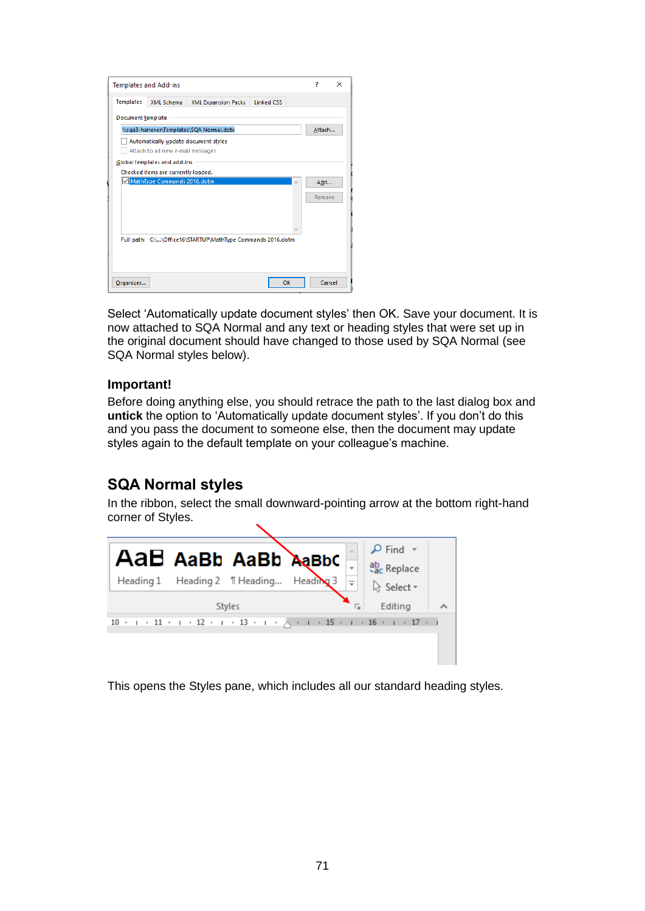Select ‘Automatically update document styles’ then OK. Save your document. It is now attached to SQA Normal and any text or heading styles that were set up in the original document should have changed to those used by SQA Normal (see SQA Normal styles below).

### Important!

Before doing anything else, you should retrace the path to the last dialog box and **untick** the option to ‘Automatically update document styles’. If you don’t do this and you pass the document to someone else, then the document may update styles again to the default template on your colleague’s machine.

## SQA Normal styles

In the ribbon, select the small downward-pointing arrow at the bottom right-hand corner of Styles.

This opens the Styles pane, which includes all our standard heading styles.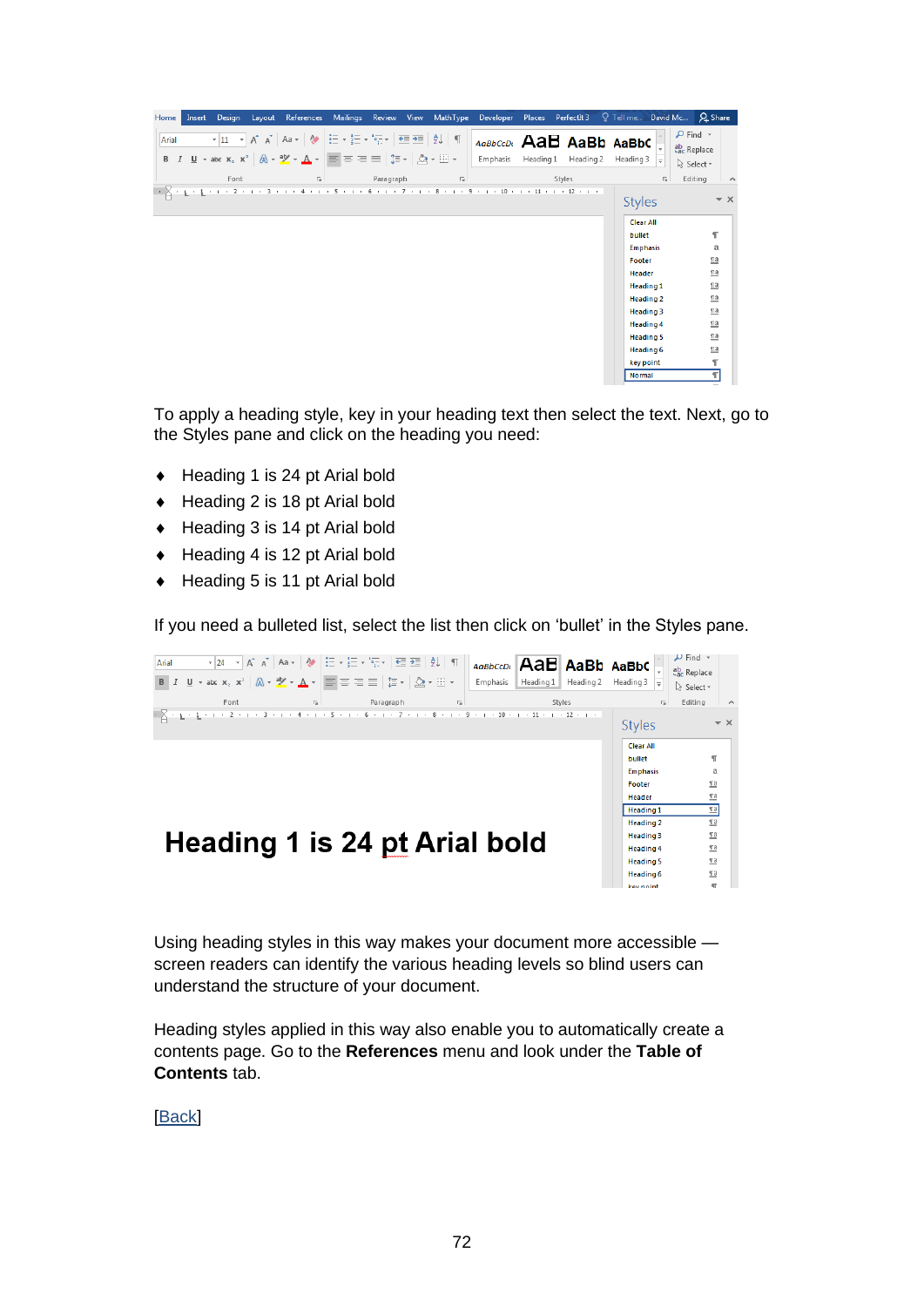To apply a heading style, key in your heading text then select the text. Next, go to the Styles pane and click on the heading you need:

- Heading 1 is 24 pt Arial bold
- Heading 2 is 18 pt Arial bold
- Heading 3 is 14 pt Arial bold
- Heading 4 is 12 pt Arial bold
- Heading 5 is 11 pt Arial bold

If you need a bulleted list, select the list then click on ‘bullet’ in the Styles pane.

Using heading styles in this way makes your document more accessible — screen readers can identify the various heading levels so blind users can understand the structure of your document.

Heading styles applied in this way also enable you to automatically create a contents page. Go to the **References** menu and look under the **Table of Contents** tab.

[Back]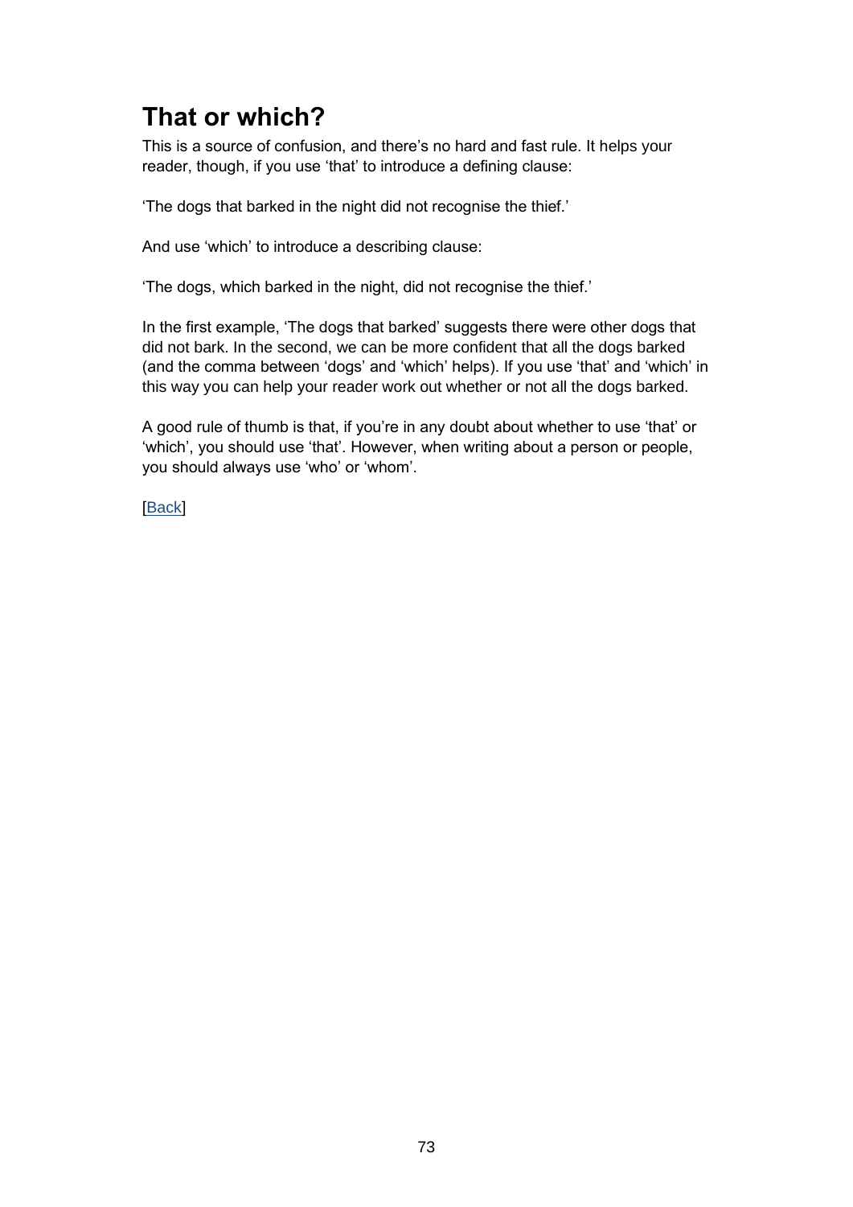## That or which?

This is a source of confusion, and there's no hard and fast rule. It helps your reader, though, if you use 'that' to introduce a defining clause:

'The dogs that barked in the night did not recognise the thief.'

And use 'which' to introduce a describing clause:

'The dogs, which barked in the night, did not recognise the thief.'

In the first example, 'The dogs that barked' suggests there were other dogs that did not bark. In the second, we can be more confident that all the dogs barked (and the comma between 'dogs' and 'which' helps). If you use 'that' and 'which' in this way you can help your reader work out whether or not all the dogs barked.

A good rule of thumb is that, if you're in any doubt about whether to use 'that' or 'which', you should use 'that'. However, when writing about a person or people, you should always use 'who' or 'whom'.

[Back]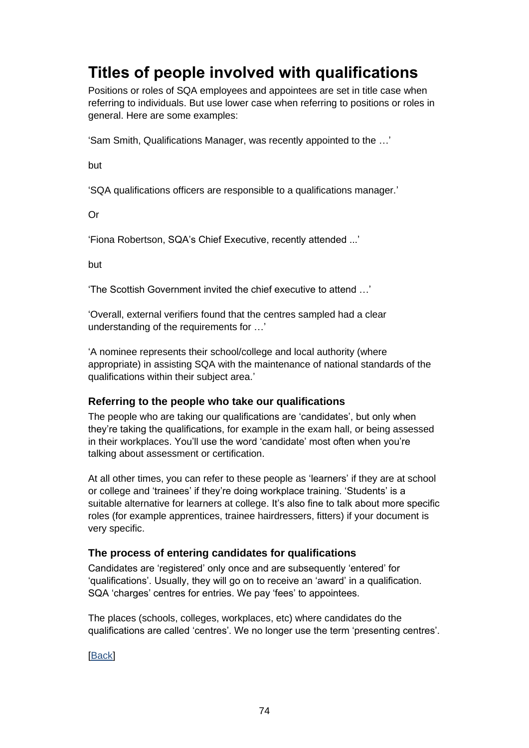# Titles of people involved with qualifications

Positions or roles of SQA employees and appointees are set in title case when referring to individuals. But use lower case when referring to positions or roles in general. Here are some examples:

'Sam Smith, Qualifications Manager, was recently appointed to the …'

but

'SQA qualifications officers are responsible to a qualifications manager.'

Or

'Fiona Robertson, SQA's Chief Executive, recently attended ...'

but

'The Scottish Government invited the chief executive to attend …'

'Overall, external verifiers found that the centres sampled had a clear understanding of the requirements for …'

'A nominee represents their school/college and local authority (where appropriate) in assisting SQA with the maintenance of national standards of the qualifications within their subject area.'

### Referring to the people who take our qualifications

The people who are taking our qualifications are 'candidates', but only when they're taking the qualifications, for example in the exam hall, or being assessed in their workplaces. You'll use the word 'candidate' most often when you're talking about assessment or certification.

At all other times, you can refer to these people as 'learners' if they are at school or college and 'trainees' if they're doing workplace training. 'Students' is a suitable alternative for learners at college. It's also fine to talk about more specific roles (for example apprentices, trainee hairdressers, fitters) if your document is very specific.

### The process of entering candidates for qualifications

Candidates are 'registered' only once and are subsequently 'entered' for 'qualifications'. Usually, they will go on to receive an 'award' in a qualification. SQA 'charges' centres for entries. We pay 'fees' to appointees.

The places (schools, colleges, workplaces, etc) where candidates do the qualifications are called 'centres'. We no longer use the term 'presenting centres'.

[Back]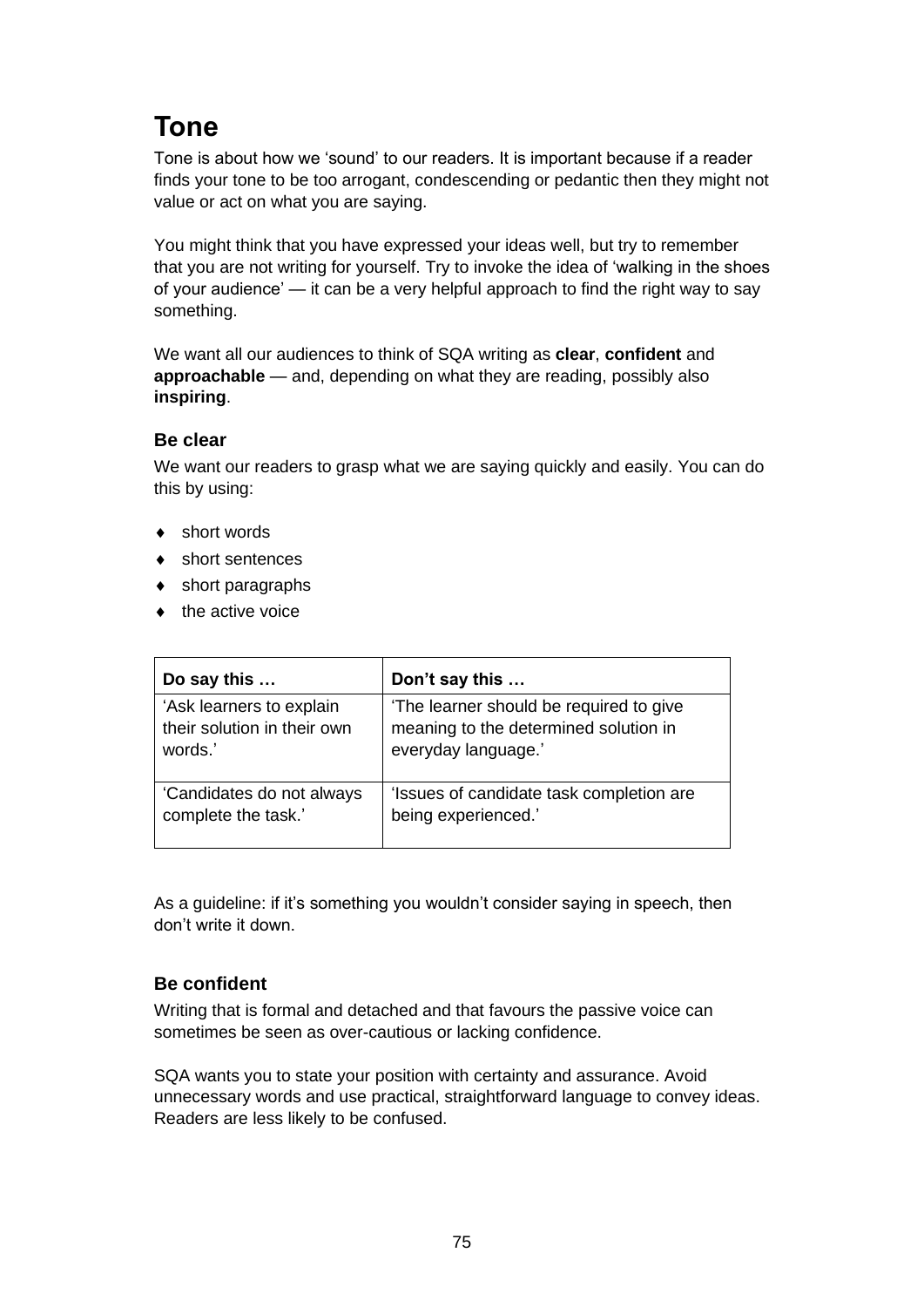# Tone

Tone is about how we 'sound' to our readers. It is important because if a reader finds your tone to be too arrogant, condescending or pedantic then they might not value or act on what you are saying.

You might think that you have expressed your ideas well, but try to remember that you are not writing for yourself. Try to invoke the idea of 'walking in the shoes of your audience' — it can be a very helpful approach to find the right way to say something.

We want all our audiences to think of SQA writing as **clear**, **confident** and **approachable** — and, depending on what they are reading, possibly also **inspiring**.

### Be clear

We want our readers to grasp what we are saying quickly and easily. You can do this by using:

- short words
- short sentences
- short paragraphs
- the active voice

| Do say this … | Don't say this … |
|---|---|
| 'Ask learners to explain their solution in their own words.' | 'The learner should be required to give meaning to the determined solution in everyday language.' |
| 'Candidates do not always complete the task.' | 'Issues of candidate task completion are being experienced.' |

As a guideline: if it's something you wouldn't consider saying in speech, then don't write it down.

### Be confident

Writing that is formal and detached and that favours the passive voice can sometimes be seen as over-cautious or lacking confidence.

SQA wants you to state your position with certainty and assurance. Avoid unnecessary words and use practical, straightforward language to convey ideas. Readers are less likely to be confused.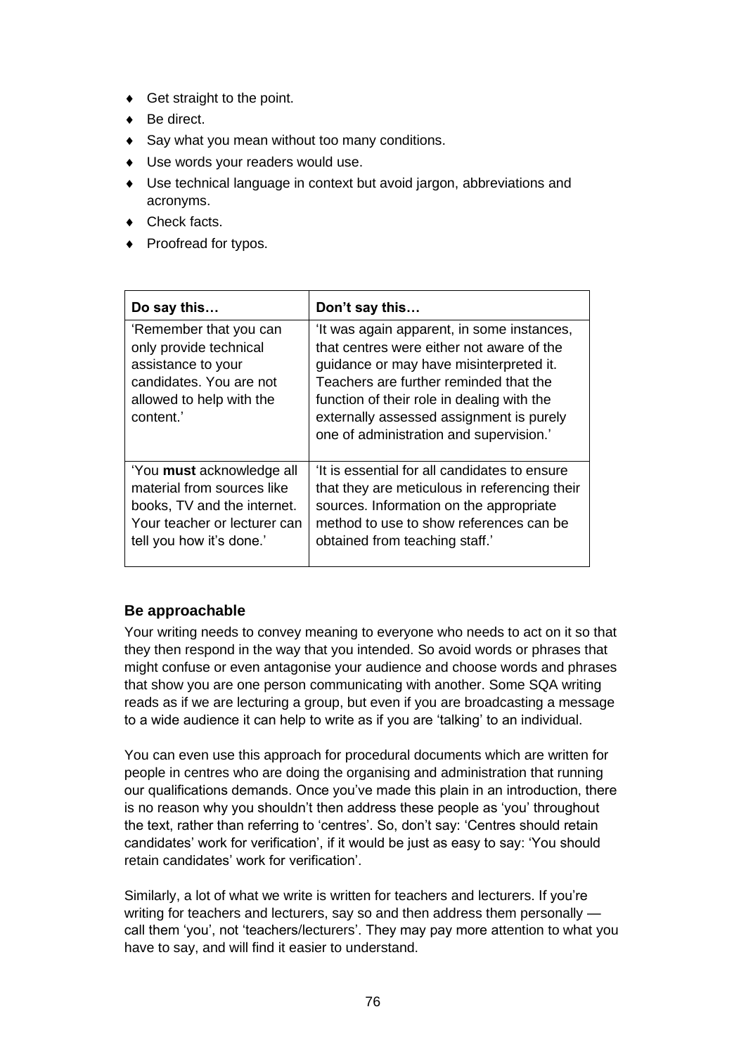- Get straight to the point.
- Be direct.
- Say what you mean without too many conditions.
- Use words your readers would use.
- Use technical language in context but avoid jargon, abbreviations and acronyms.
- Check facts.
- Proofread for typos.

| Do say this… | Don't say this… |
|---|---|
| 'Remember that you can only provide technical assistance to your candidates. You are not allowed to help with the content.' | 'It was again apparent, in some instances, that centres were either not aware of the guidance or may have misinterpreted it. Teachers are further reminded that the function of their role in dealing with the externally assessed assignment is purely one of administration and supervision.' |
| 'You **must** acknowledge all material from sources like books, TV and the internet. Your teacher or lecturer can tell you how it's done.' | 'It is essential for all candidates to ensure that they are meticulous in referencing their sources. Information on the appropriate method to use to show references can be obtained from teaching staff.' |

### Be approachable

Your writing needs to convey meaning to everyone who needs to act on it so that they then respond in the way that you intended. So avoid words or phrases that might confuse or even antagonise your audience and choose words and phrases that show you are one person communicating with another. Some SQA writing reads as if we are lecturing a group, but even if you are broadcasting a message to a wide audience it can help to write as if you are 'talking' to an individual.

You can even use this approach for procedural documents which are written for people in centres who are doing the organising and administration that running our qualifications demands. Once you've made this plain in an introduction, there is no reason why you shouldn't then address these people as 'you' throughout the text, rather than referring to 'centres'. So, don't say: 'Centres should retain candidates' work for verification', if it would be just as easy to say: 'You should retain candidates' work for verification'.

Similarly, a lot of what we write is written for teachers and lecturers. If you're writing for teachers and lecturers, say so and then address them personally — call them 'you', not 'teachers/lecturers'. They may pay more attention to what you have to say, and will find it easier to understand.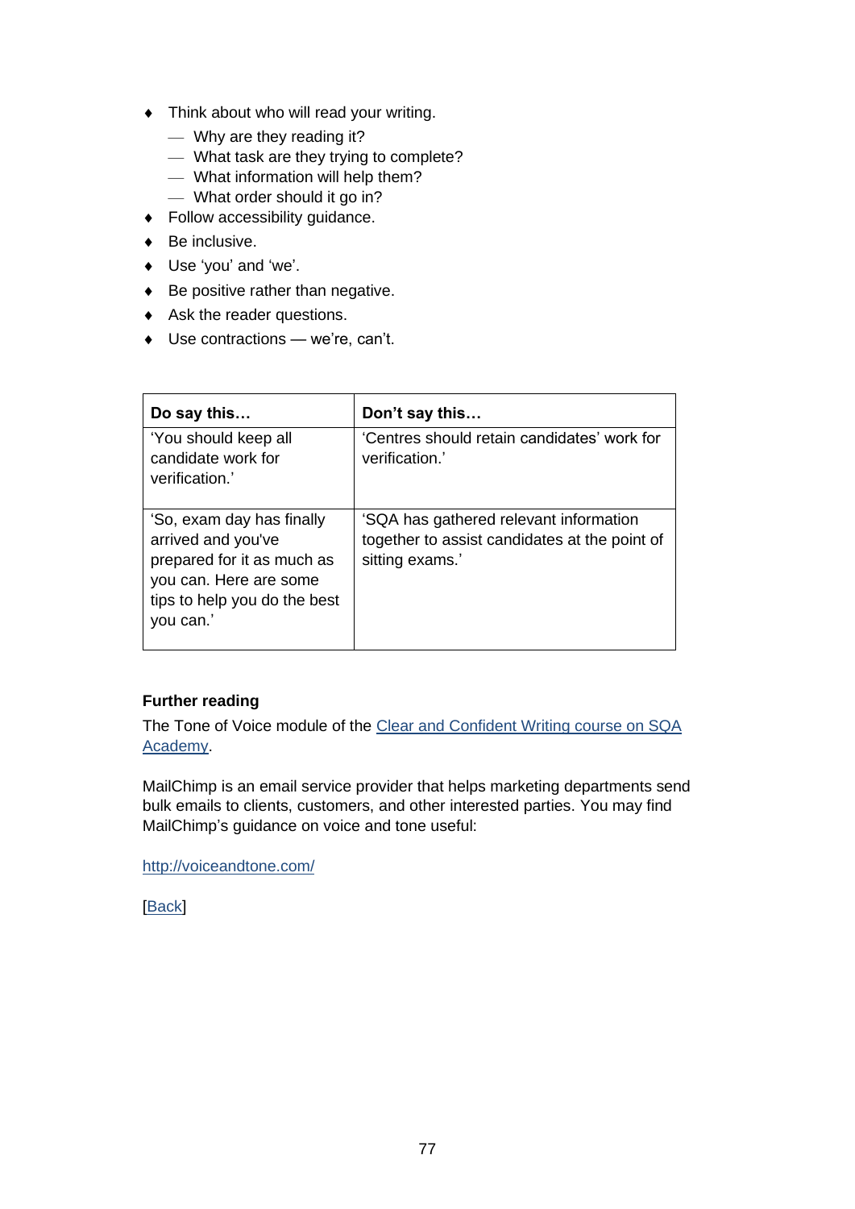- Think about who will read your writing.
  - Why are they reading it?
  - What task are they trying to complete?
  - What information will help them?
  - What order should it go in?
- Follow accessibility guidance.
- Be inclusive.
- Use 'you' and 'we'.
- Be positive rather than negative.
- Ask the reader questions.
- Use contractions — we're, can't.

| **Do say this…** | **Don't say this…** |
|---|---|
| 'You should keep all candidate work for verification.' | 'Centres should retain candidates' work for verification.' |
| 'So, exam day has finally arrived and you've prepared for it as much as you can. Here are some tips to help you do the best you can.' | 'SQA has gathered relevant information together to assist candidates at the point of sitting exams.' |

**Further reading**

The Tone of Voice module of the [Clear and Confident Writing course on SQA Academy](#).

MailChimp is an email service provider that helps marketing departments send bulk emails to clients, customers, and other interested parties. You may find MailChimp's guidance on voice and tone useful:

[http://voiceandtone.com/](http://voiceandtone.com/)

[[Back](#)]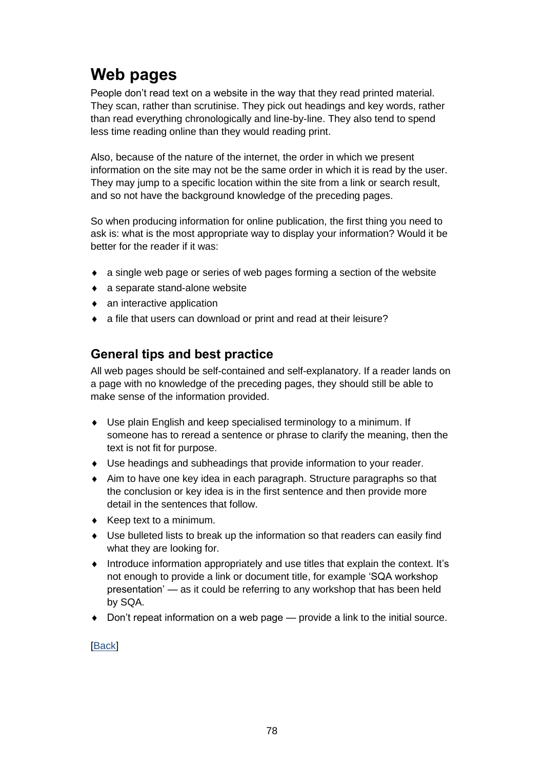# Web pages

People don’t read text on a website in the way that they read printed material. They scan, rather than scrutinise. They pick out headings and key words, rather than read everything chronologically and line-by-line. They also tend to spend less time reading online than they would reading print.

Also, because of the nature of the internet, the order in which we present information on the site may not be the same order in which it is read by the user. They may jump to a specific location within the site from a link or search result, and so not have the background knowledge of the preceding pages.

So when producing information for online publication, the first thing you need to ask is: what is the most appropriate way to display your information? Would it be better for the reader if it was:

- a single web page or series of web pages forming a section of the website
- a separate stand-alone website
- an interactive application
- a file that users can download or print and read at their leisure?

## General tips and best practice

All web pages should be self-contained and self-explanatory. If a reader lands on a page with no knowledge of the preceding pages, they should still be able to make sense of the information provided.

- Use plain English and keep specialised terminology to a minimum. If someone has to reread a sentence or phrase to clarify the meaning, then the text is not fit for purpose.
- Use headings and subheadings that provide information to your reader.
- Aim to have one key idea in each paragraph. Structure paragraphs so that the conclusion or key idea is in the first sentence and then provide more detail in the sentences that follow.
- Keep text to a minimum.
- Use bulleted lists to break up the information so that readers can easily find what they are looking for.
- Introduce information appropriately and use titles that explain the context. It’s not enough to provide a link or document title, for example ‘SQA workshop presentation’ — as it could be referring to any workshop that has been held by SQA.
- Don’t repeat information on a web page — provide a link to the initial source.

[Back]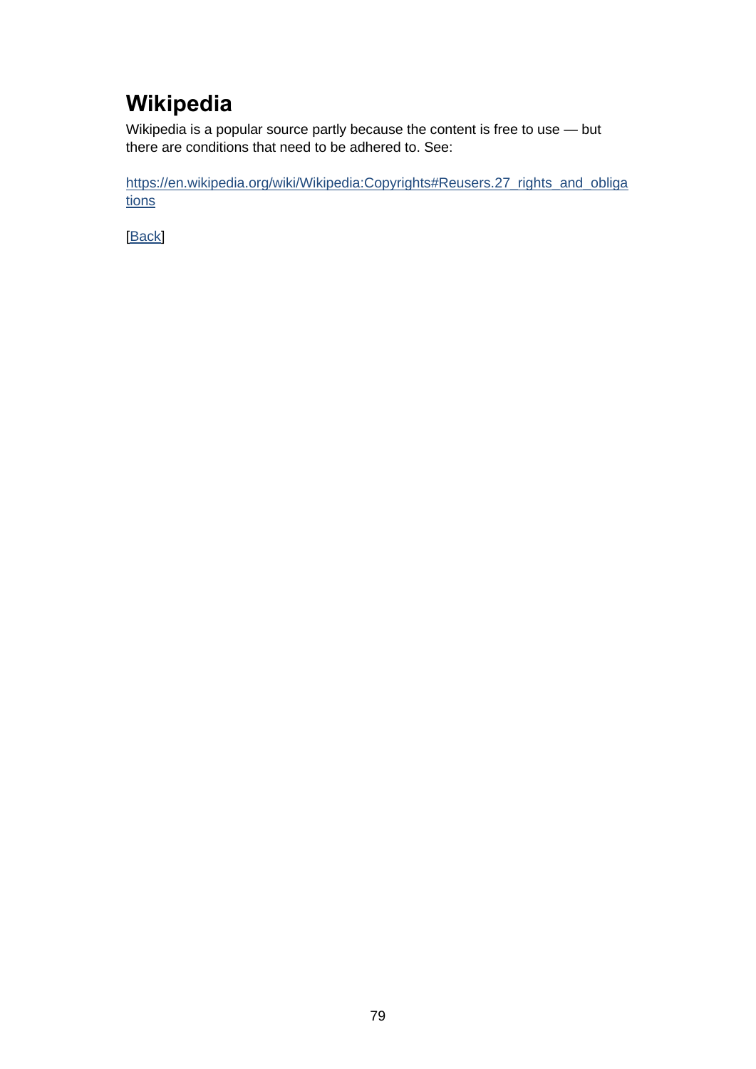# Wikipedia

Wikipedia is a popular source partly because the content is free to use — but there are conditions that need to be adhered to. See:

https://en.wikipedia.org/wiki/Wikipedia:Copyrights#Reusers.27_rights_and_obligations

[Back]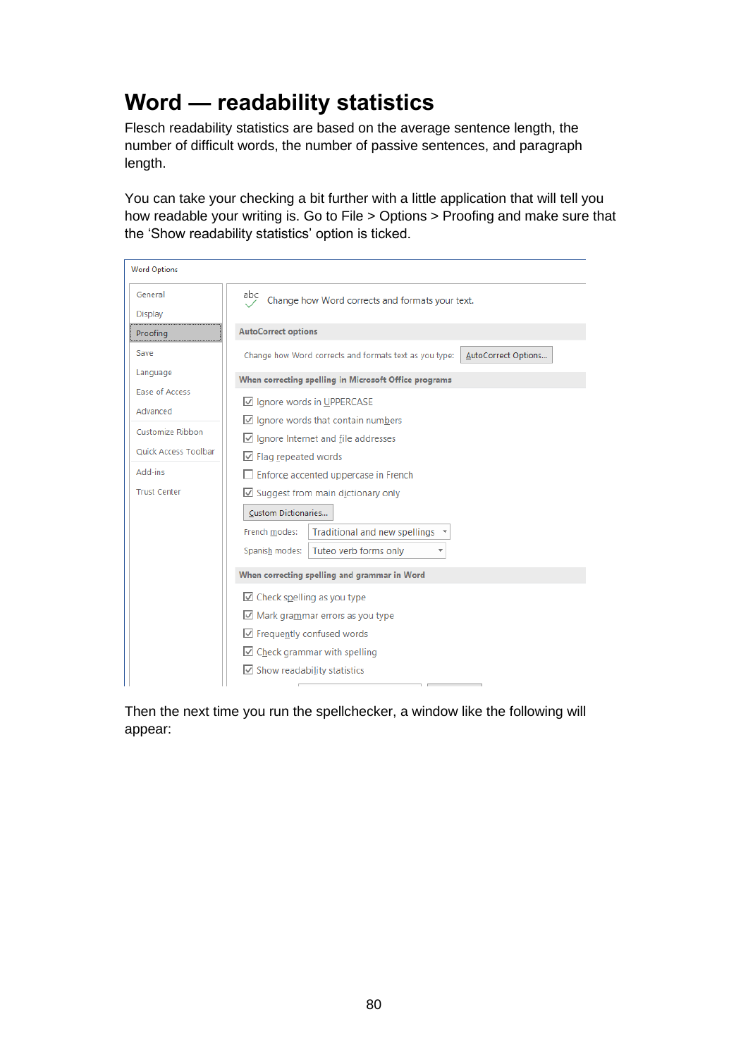# Word — readability statistics

Flesch readability statistics are based on the average sentence length, the number of difficult words, the number of passive sentences, and paragraph length.

You can take your checking a bit further with a little application that will tell you how readable your writing is. Go to File > Options > Proofing and make sure that the ‘Show readability statistics’ option is ticked.

Word Options

- General
- Display
- Proofing
- Save
- Language
- Ease of Access
- Advanced
- Customize Ribbon
- Quick Access Toolbar
- Add-ins
- Trust Center

abc Change how Word corrects and formats your text.

**AutoCorrect options**

Change how Word corrects and formats text as you type: AutoCorrect Options...

**When correcting spelling in Microsoft Office programs**

- ☑ Ignore words in UPPERCASE
- ☑ Ignore words that contain numbers
- ☑ Ignore Internet and file addresses
- ☑ Flag repeated words
- ☐ Enforce accented uppercase in French
- ☑ Suggest from main dictionary only

Custom Dictionaries...

French modes: Traditional and new spellings

Spanish modes: Tuteo verb forms only

**When correcting spelling and grammar in Word**

- ☑ Check spelling as you type
- ☑ Mark grammar errors as you type
- ☑ Frequently confused words
- ☑ Check grammar with spelling
- ☑ Show readability statistics

Then the next time you run the spellchecker, a window like the following will appear: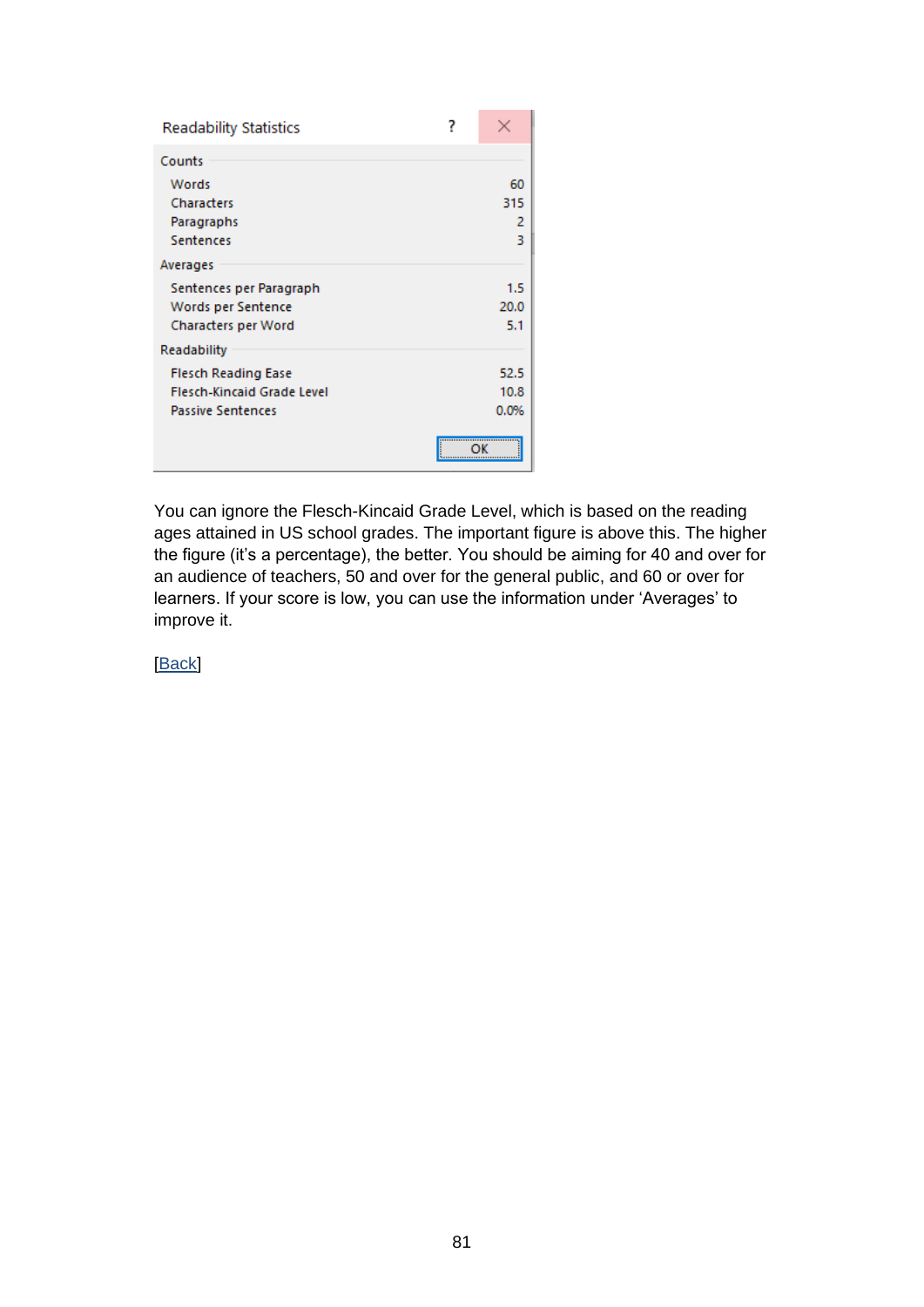Readability Statistics

| Counts | |
|---|---|
| Words | 60 |
| Characters | 315 |
| Paragraphs | 2 |
| Sentences | 3 |
| **Averages** | |
| Sentences per Paragraph | 1.5 |
| Words per Sentence | 20.0 |
| Characters per Word | 5.1 |
| **Readability** | |
| Flesch Reading Ease | 52.5 |
| Flesch-Kincaid Grade Level | 10.8 |
| Passive Sentences | 0.0% |

OK

You can ignore the Flesch-Kincaid Grade Level, which is based on the reading ages attained in US school grades. The important figure is above this. The higher the figure (it's a percentage), the better. You should be aiming for 40 and over for an audience of teachers, 50 and over for the general public, and 60 or over for learners. If your score is low, you can use the information under 'Averages' to improve it.

[Back]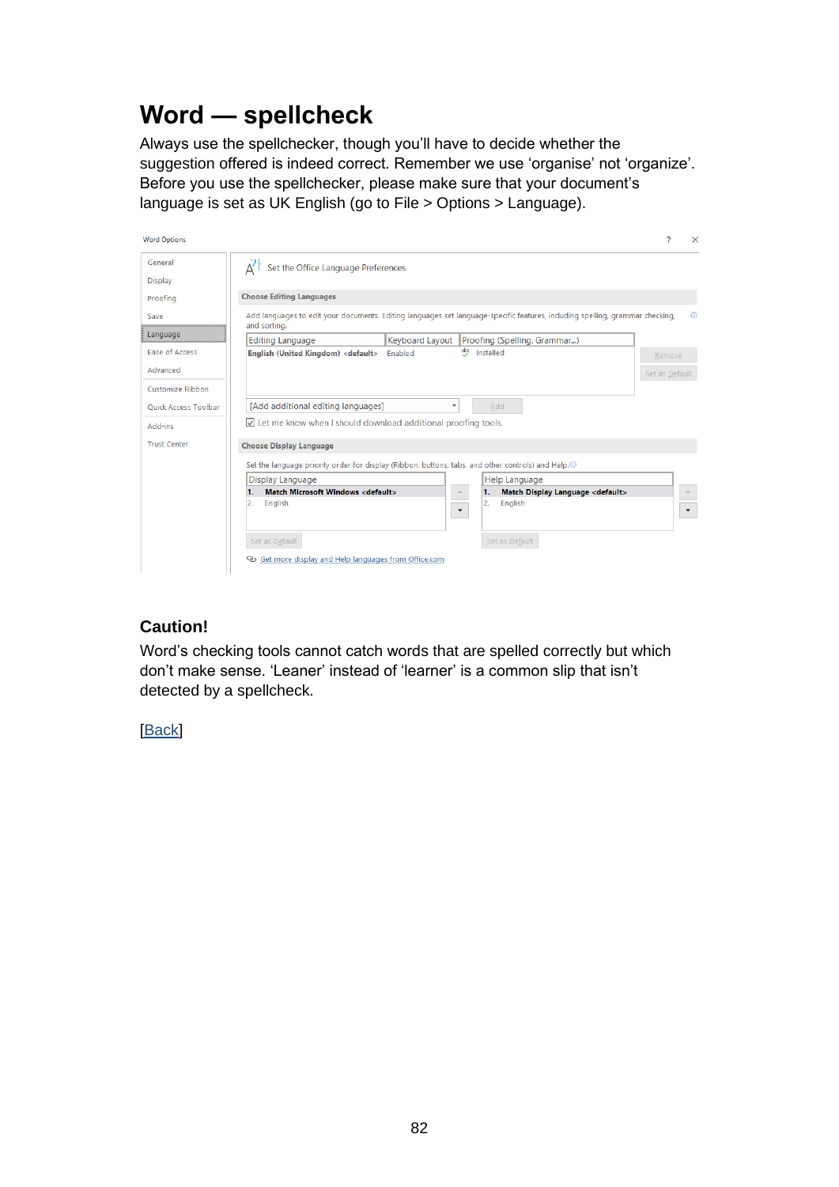# Word — spellcheck

Always use the spellchecker, though you'll have to decide whether the suggestion offered is indeed correct. Remember we use 'organise' not 'organize'. Before you use the spellchecker, please make sure that your document's language is set as UK English (go to File > Options > Language).

### Caution!

Word's checking tools cannot catch words that are spelled correctly but which don't make sense. 'Leaner' instead of 'learner' is a common slip that isn't detected by a spellcheck.

[Back]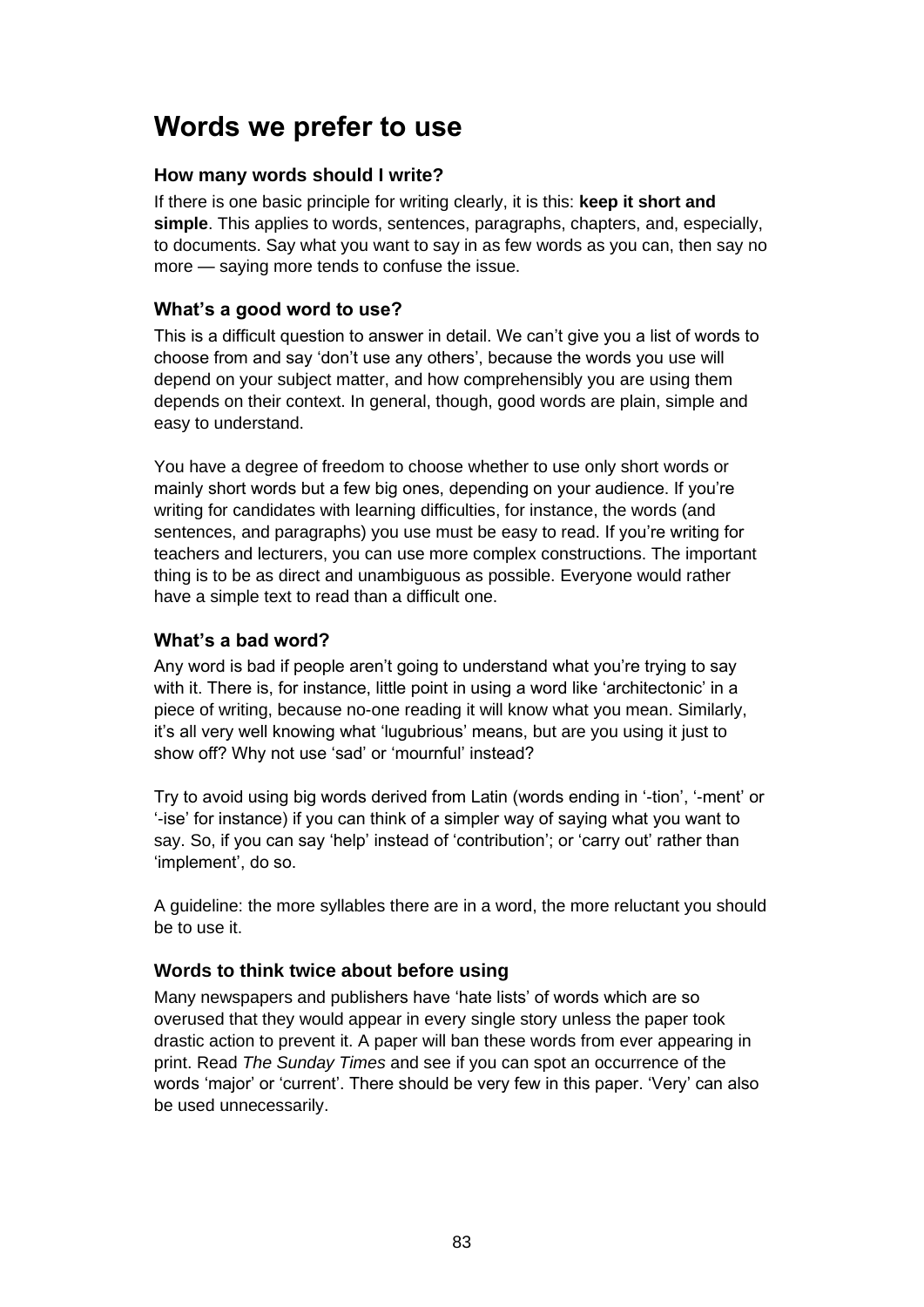# Words we prefer to use

### How many words should I write?

If there is one basic principle for writing clearly, it is this: **keep it short and simple**. This applies to words, sentences, paragraphs, chapters, and, especially, to documents. Say what you want to say in as few words as you can, then say no more — saying more tends to confuse the issue.

### What's a good word to use?

This is a difficult question to answer in detail. We can't give you a list of words to choose from and say 'don't use any others', because the words you use will depend on your subject matter, and how comprehensibly you are using them depends on their context. In general, though, good words are plain, simple and easy to understand.

You have a degree of freedom to choose whether to use only short words or mainly short words but a few big ones, depending on your audience. If you're writing for candidates with learning difficulties, for instance, the words (and sentences, and paragraphs) you use must be easy to read. If you're writing for teachers and lecturers, you can use more complex constructions. The important thing is to be as direct and unambiguous as possible. Everyone would rather have a simple text to read than a difficult one.

### What's a bad word?

Any word is bad if people aren't going to understand what you're trying to say with it. There is, for instance, little point in using a word like 'architectonic' in a piece of writing, because no-one reading it will know what you mean. Similarly, it's all very well knowing what 'lugubrious' means, but are you using it just to show off? Why not use 'sad' or 'mournful' instead?

Try to avoid using big words derived from Latin (words ending in '-tion', '-ment' or '-ise' for instance) if you can think of a simpler way of saying what you want to say. So, if you can say 'help' instead of 'contribution'; or 'carry out' rather than 'implement', do so.

A guideline: the more syllables there are in a word, the more reluctant you should be to use it.

### Words to think twice about before using

Many newspapers and publishers have 'hate lists' of words which are so overused that they would appear in every single story unless the paper took drastic action to prevent it. A paper will ban these words from ever appearing in print. Read *The Sunday Times* and see if you can spot an occurrence of the words 'major' or 'current'. There should be very few in this paper. 'Very' can also be used unnecessarily.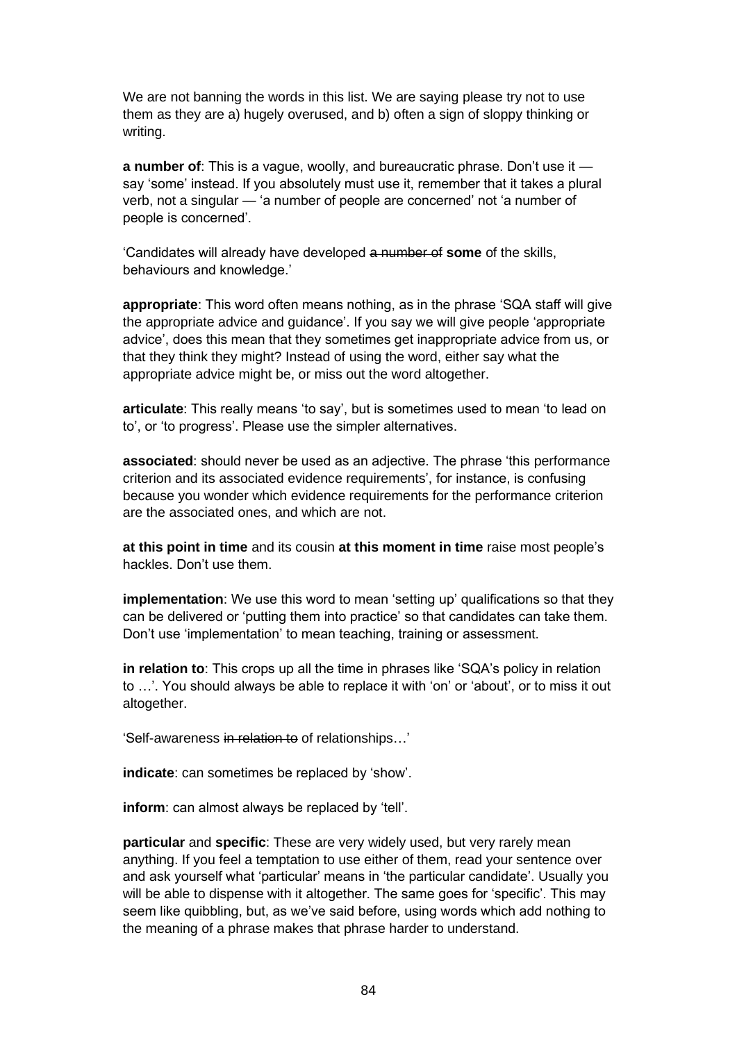We are not banning the words in this list. We are saying please try not to use them as they are a) hugely overused, and b) often a sign of sloppy thinking or writing.

**a number of**: This is a vague, woolly, and bureaucratic phrase. Don't use it — say 'some' instead. If you absolutely must use it, remember that it takes a plural verb, not a singular — 'a number of people are concerned' not 'a number of people is concerned'.

'Candidates will already have developed ~~a number of~~ **some** of the skills, behaviours and knowledge.'

**appropriate**: This word often means nothing, as in the phrase 'SQA staff will give the appropriate advice and guidance'. If you say we will give people 'appropriate advice', does this mean that they sometimes get inappropriate advice from us, or that they think they might? Instead of using the word, either say what the appropriate advice might be, or miss out the word altogether.

**articulate**: This really means 'to say', but is sometimes used to mean 'to lead on to', or 'to progress'. Please use the simpler alternatives.

**associated**: should never be used as an adjective. The phrase 'this performance criterion and its associated evidence requirements', for instance, is confusing because you wonder which evidence requirements for the performance criterion are the associated ones, and which are not.

**at this point in time** and its cousin **at this moment in time** raise most people's hackles. Don't use them.

**implementation**: We use this word to mean 'setting up' qualifications so that they can be delivered or 'putting them into practice' so that candidates can take them. Don't use 'implementation' to mean teaching, training or assessment.

**in relation to**: This crops up all the time in phrases like 'SQA's policy in relation to …'. You should always be able to replace it with 'on' or 'about', or to miss it out altogether.

'Self-awareness ~~in relation to~~ of relationships…'

**indicate**: can sometimes be replaced by 'show'.

**inform**: can almost always be replaced by 'tell'.

**particular** and **specific**: These are very widely used, but very rarely mean anything. If you feel a temptation to use either of them, read your sentence over and ask yourself what 'particular' means in 'the particular candidate'. Usually you will be able to dispense with it altogether. The same goes for 'specific'. This may seem like quibbling, but, as we've said before, using words which add nothing to the meaning of a phrase makes that phrase harder to understand.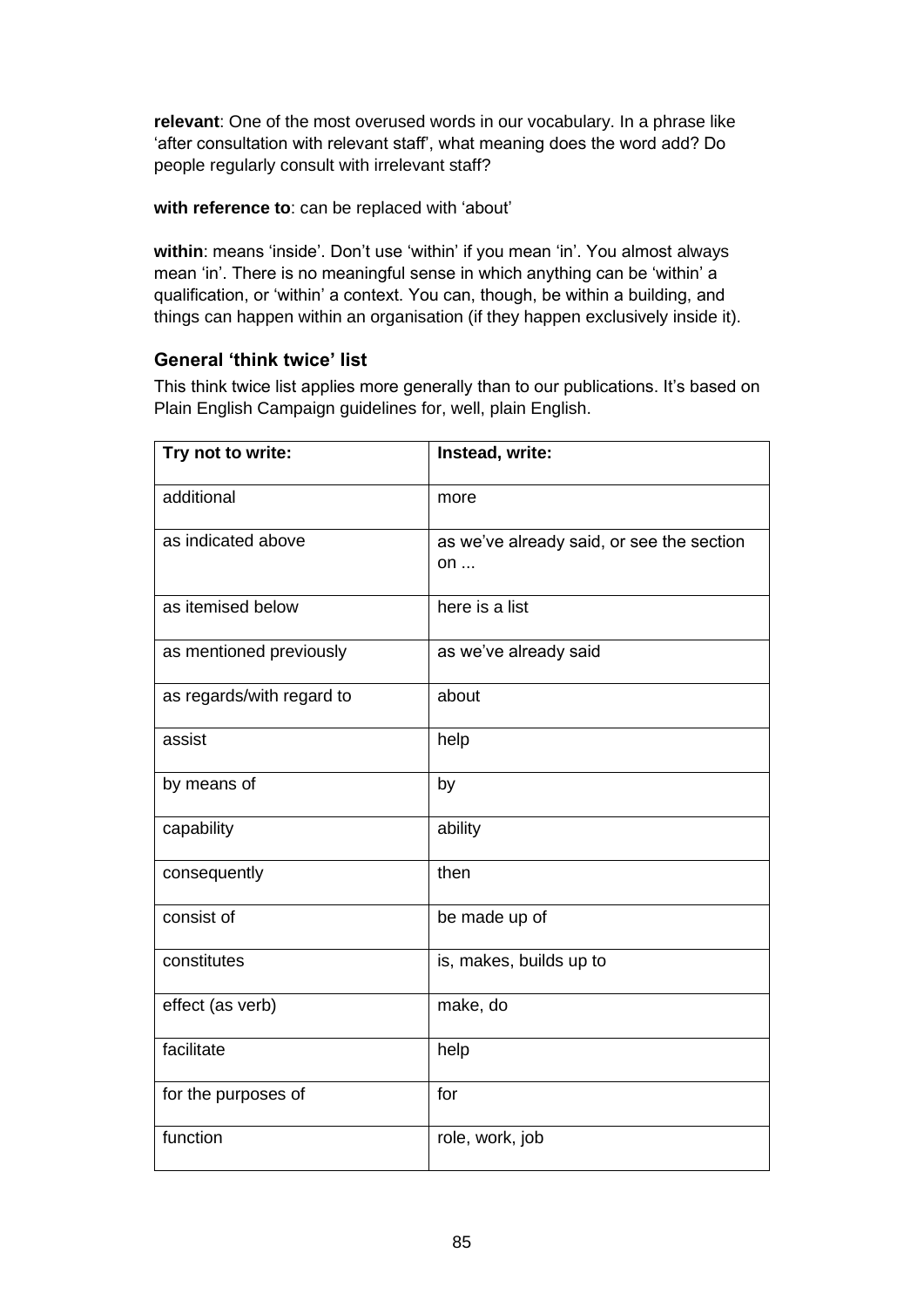**relevant**: One of the most overused words in our vocabulary. In a phrase like 'after consultation with relevant staff', what meaning does the word add? Do people regularly consult with irrelevant staff?

**with reference to**: can be replaced with 'about'

**within**: means 'inside'. Don't use 'within' if you mean 'in'. You almost always mean 'in'. There is no meaningful sense in which anything can be 'within' a qualification, or 'within' a context. You can, though, be within a building, and things can happen within an organisation (if they happen exclusively inside it).

### General 'think twice' list

This think twice list applies more generally than to our publications. It's based on Plain English Campaign guidelines for, well, plain English.

| Try not to write: | Instead, write: |
|---|---|
| additional | more |
| as indicated above | as we've already said, or see the section on ... |
| as itemised below | here is a list |
| as mentioned previously | as we've already said |
| as regards/with regard to | about |
| assist | help |
| by means of | by |
| capability | ability |
| consequently | then |
| consist of | be made up of |
| constitutes | is, makes, builds up to |
| effect (as verb) | make, do |
| facilitate | help |
| for the purposes of | for |
| function | role, work, job |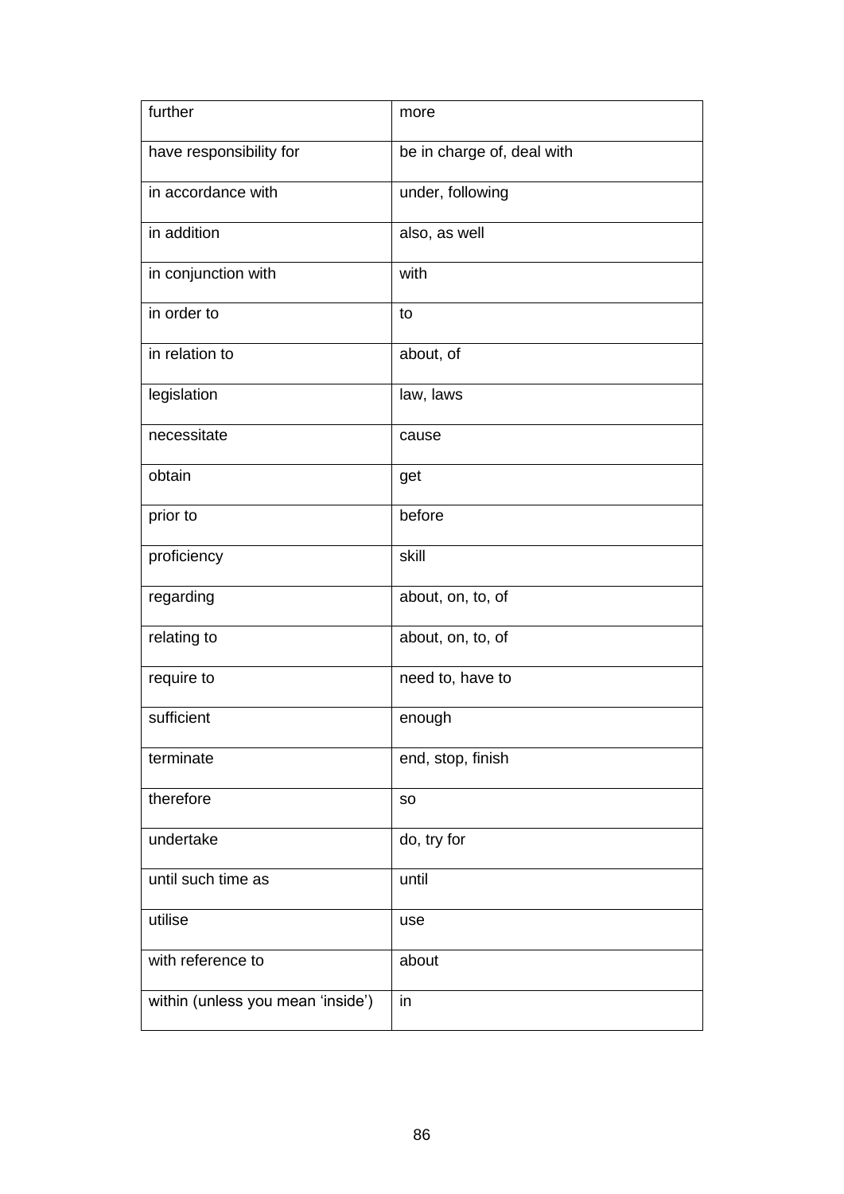| further | more |
|---|---|
| have responsibility for | be in charge of, deal with |
| in accordance with | under, following |
| in addition | also, as well |
| in conjunction with | with |
| in order to | to |
| in relation to | about, of |
| legislation | law, laws |
| necessitate | cause |
| obtain | get |
| prior to | before |
| proficiency | skill |
| regarding | about, on, to, of |
| relating to | about, on, to, of |
| require to | need to, have to |
| sufficient | enough |
| terminate | end, stop, finish |
| therefore | so |
| undertake | do, try for |
| until such time as | until |
| utilise | use |
| with reference to | about |
| within (unless you mean 'inside') | in |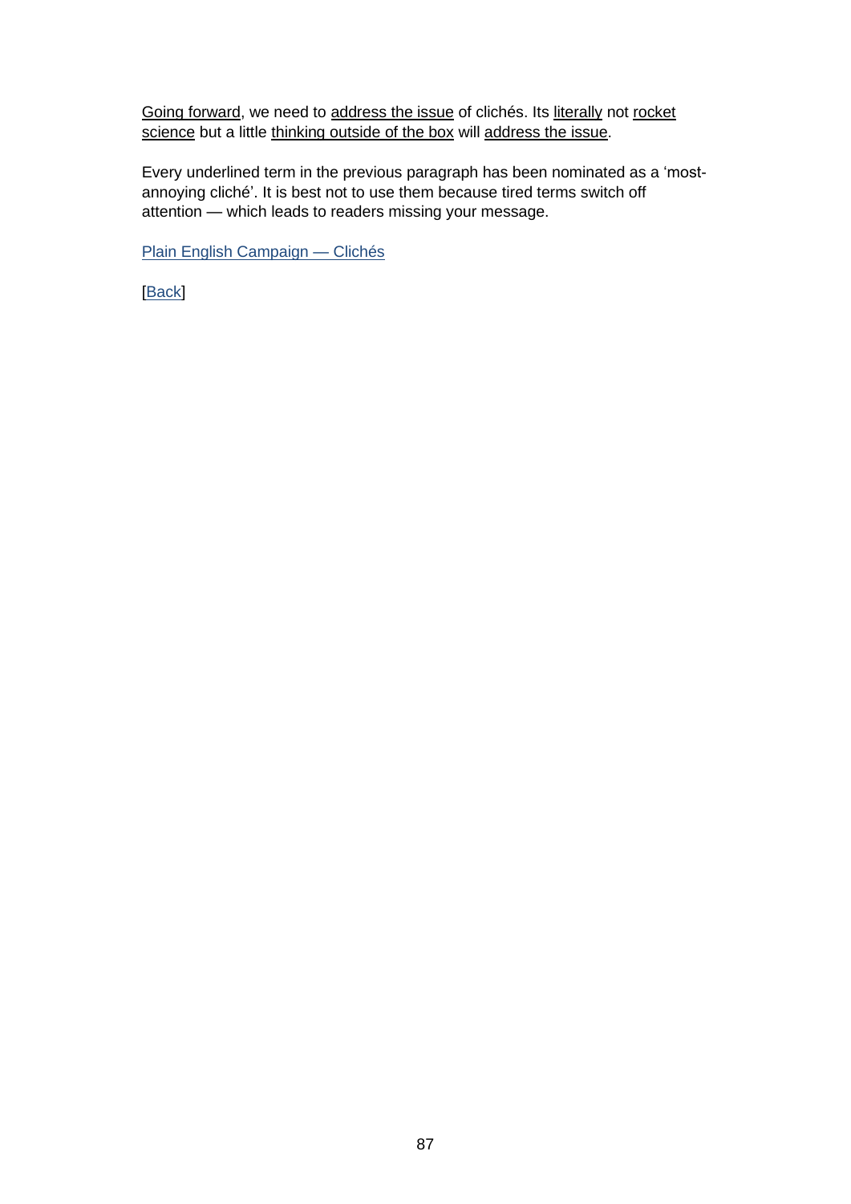<u>Going forward</u>, we need to <u>address the issue</u> of clichés. Its <u>literally</u> not <u>rocket science</u> but a little <u>thinking outside of the box</u> will <u>address the issue</u>.

Every underlined term in the previous paragraph has been nominated as a 'most-annoying cliché'. It is best not to use them because tired terms switch off attention — which leads to readers missing your message.

[Plain English Campaign — Clichés]

[[Back]]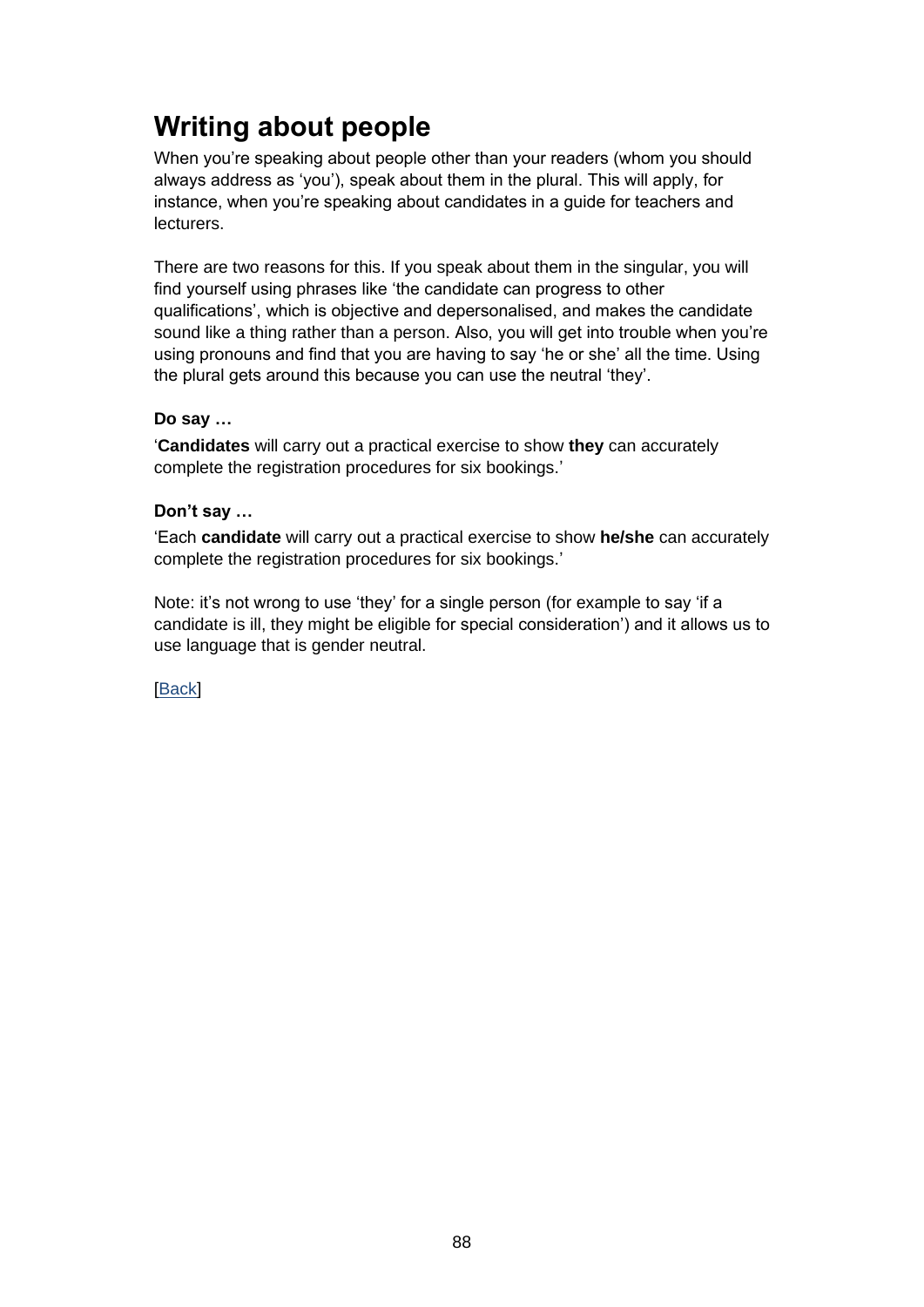## Writing about people

When you're speaking about people other than your readers (whom you should always address as 'you'), speak about them in the plural. This will apply, for instance, when you're speaking about candidates in a guide for teachers and lecturers.

There are two reasons for this. If you speak about them in the singular, you will find yourself using phrases like 'the candidate can progress to other qualifications', which is objective and depersonalised, and makes the candidate sound like a thing rather than a person. Also, you will get into trouble when you're using pronouns and find that you are having to say 'he or she' all the time. Using the plural gets around this because you can use the neutral 'they'.

**Do say …**

'**Candidates** will carry out a practical exercise to show **they** can accurately complete the registration procedures for six bookings.'

**Don't say …**

'Each **candidate** will carry out a practical exercise to show **he/she** can accurately complete the registration procedures for six bookings.'

Note: it's not wrong to use 'they' for a single person (for example to say 'if a candidate is ill, they might be eligible for special consideration') and it allows us to use language that is gender neutral.

[Back]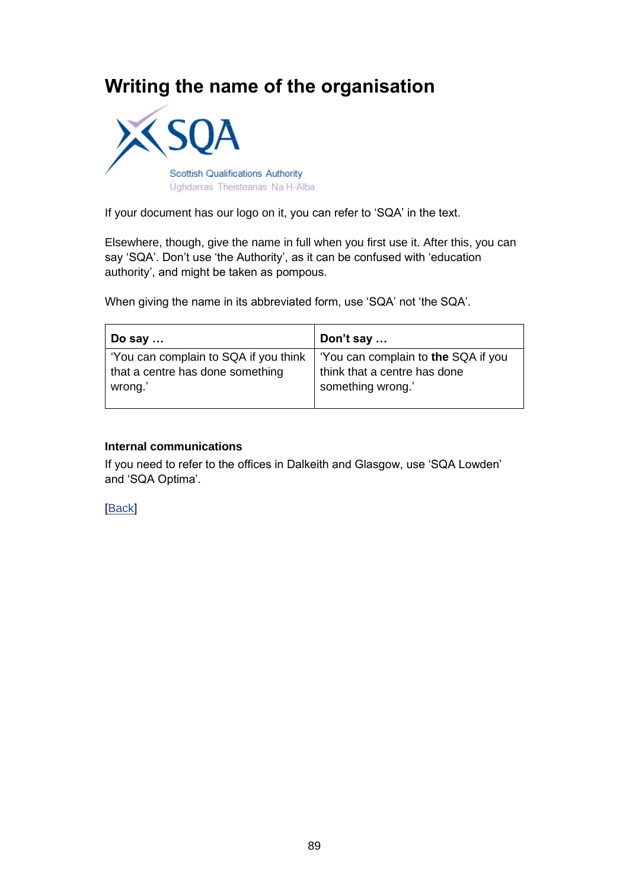# Writing the name of the organisation

If your document has our logo on it, you can refer to 'SQA' in the text.

Elsewhere, though, give the name in full when you first use it. After this, you can say 'SQA'. Don't use 'the Authority', as it can be confused with 'education authority', and might be taken as pompous.

When giving the name in its abbreviated form, use 'SQA' not 'the SQA'.

| Do say … | Don't say … |
|---|---|
| 'You can complain to SQA if you think that a centre has done something wrong.' | 'You can complain to **the** SQA if you think that a centre has done something wrong.' |

**Internal communications**

If you need to refer to the offices in Dalkeith and Glasgow, use 'SQA Lowden' and 'SQA Optima'.

[Back]